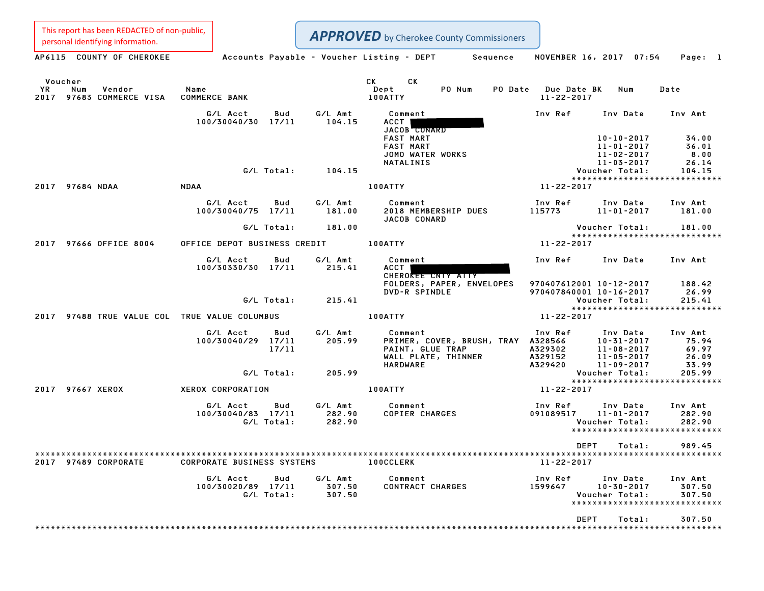This report has been REDACTED of non-public, personal identifying information.

***APPROVED*** by Cherokee County Commissioners

AP6115 COUNTY OF CHEROKEE — Accounts Payable - Voucher Listing - DEPT Sequence — NOVEMBER 16, 2017 07:54

| Voucher YR | Num | Vendor | Name | CK Dept | CK | PO Num | PO Date | Due Date | BK | Num | Date |
|---|---|---|---|---|---|---|---|---|---|---|---|
| 2017 | 97683 | COMMERCE VISA | COMMERCE BANK | 100ATTY | | | | 11-22-2017 | | | |

| G/L Acct | Bud | G/L Amt | Comment | Inv Ref | Inv Date | Inv Amt |
|---|---|---|---|---|---|---|
| 100/30040/30 | 17/11 | 104.15 | ACCT [REDACTED] | | | |
| | | | JACOB CONARD | | | |
| | | | FAST MART | | 10-10-2017 | 34.00 |
| | | | FAST MART | | 11-01-2017 | 36.01 |
| | | | JOMO WATER WORKS | | 11-02-2017 | 8.00 |
| | | | NATALINIS | | 11-03-2017 | 26.14 |
| G/L Total: | | 104.15 | | | Voucher Total: | 104.15 |

****************************

| Voucher YR | Num | Vendor | Name | CK Dept | Due Date |
|---|---|---|---|---|---|
| 2017 | 97684 | NDAA | NDAA | 100ATTY | 11-22-2017 |

| G/L Acct | Bud | G/L Amt | Comment | Inv Ref | Inv Date | Inv Amt |
|---|---|---|---|---|---|---|
| 100/30040/75 | 17/11 | 181.00 | 2018 MEMBERSHIP DUES | 115773 | 11-01-2017 | 181.00 |
| | | | JACOB CONARD | | | |
| G/L Total: | | 181.00 | | | Voucher Total: | 181.00 |

****************************

| Voucher YR | Num | Vendor | Name | CK Dept | Due Date |
|---|---|---|---|---|---|
| 2017 | 97666 | OFFICE 8004 | OFFICE DEPOT BUSINESS CREDIT | 100ATTY | 11-22-2017 |

| G/L Acct | Bud | G/L Amt | Comment | Inv Ref | Inv Date | Inv Amt |
|---|---|---|---|---|---|---|
| 100/30330/30 | 17/11 | 215.41 | ACCT [REDACTED] | | | |
| | | | CHEROKEE CNTY ATTY | | | |
| | | | FOLDERS, PAPER, ENVELOPES | 970407612001 | 10-12-2017 | 188.42 |
| | | | DVD-R SPINDLE | 970407840001 | 10-16-2017 | 26.99 |
| G/L Total: | | 215.41 | | | Voucher Total: | 215.41 |

****************************

| Voucher YR | Num | Vendor | Name | CK Dept | Due Date |
|---|---|---|---|---|---|
| 2017 | 97488 | TRUE VALUE COL | TRUE VALUE COLUMBUS | 100ATTY | 11-22-2017 |

| G/L Acct | Bud | G/L Amt | Comment | Inv Ref | Inv Date | Inv Amt |
|---|---|---|---|---|---|---|
| 100/30040/29 | 17/11 | 205.99 | PRIMER, COVER, BRUSH, TRAY | A328566 | 10-31-2017 | 75.94 |
| | 17/11 | | PAINT, GLUE TRAP | A329302 | 11-08-2017 | 69.97 |
| | | | WALL PLATE, THINNER | A329152 | 11-05-2017 | 26.09 |
| | | | HARDWARE | A329420 | 11-09-2017 | 33.99 |
| G/L Total: | | 205.99 | | | Voucher Total: | 205.99 |

****************************

| Voucher YR | Num | Vendor | Name | CK Dept | Due Date |
|---|---|---|---|---|---|
| 2017 | 97667 | XEROX | XEROX CORPORATION | 100ATTY | 11-22-2017 |

| G/L Acct | Bud | G/L Amt | Comment | Inv Ref | Inv Date | Inv Amt |
|---|---|---|---|---|---|---|
| 100/30040/83 | 17/11 | 282.90 | COPIER CHARGES | 091089517 | 11-01-2017 | 282.90 |
| G/L Total: | | 282.90 | | | Voucher Total: | 282.90 |

****************************

DEPT Total: 989.45

****************************

| Voucher YR | Num | Vendor | Name | CK Dept | Due Date |
|---|---|---|---|---|---|
| 2017 | 97489 | CORPORATE | CORPORATE BUSINESS SYSTEMS | 100CCLERK | 11-22-2017 |

| G/L Acct | Bud | G/L Amt | Comment | Inv Ref | Inv Date | Inv Amt |
|---|---|---|---|---|---|---|
| 100/30020/89 | 17/11 | 307.50 | CONTRACT CHARGES | 1599647 | 10-30-2017 | 307.50 |
| G/L Total: | | 307.50 | | | Voucher Total: | 307.50 |

****************************

DEPT Total: 307.50

****************************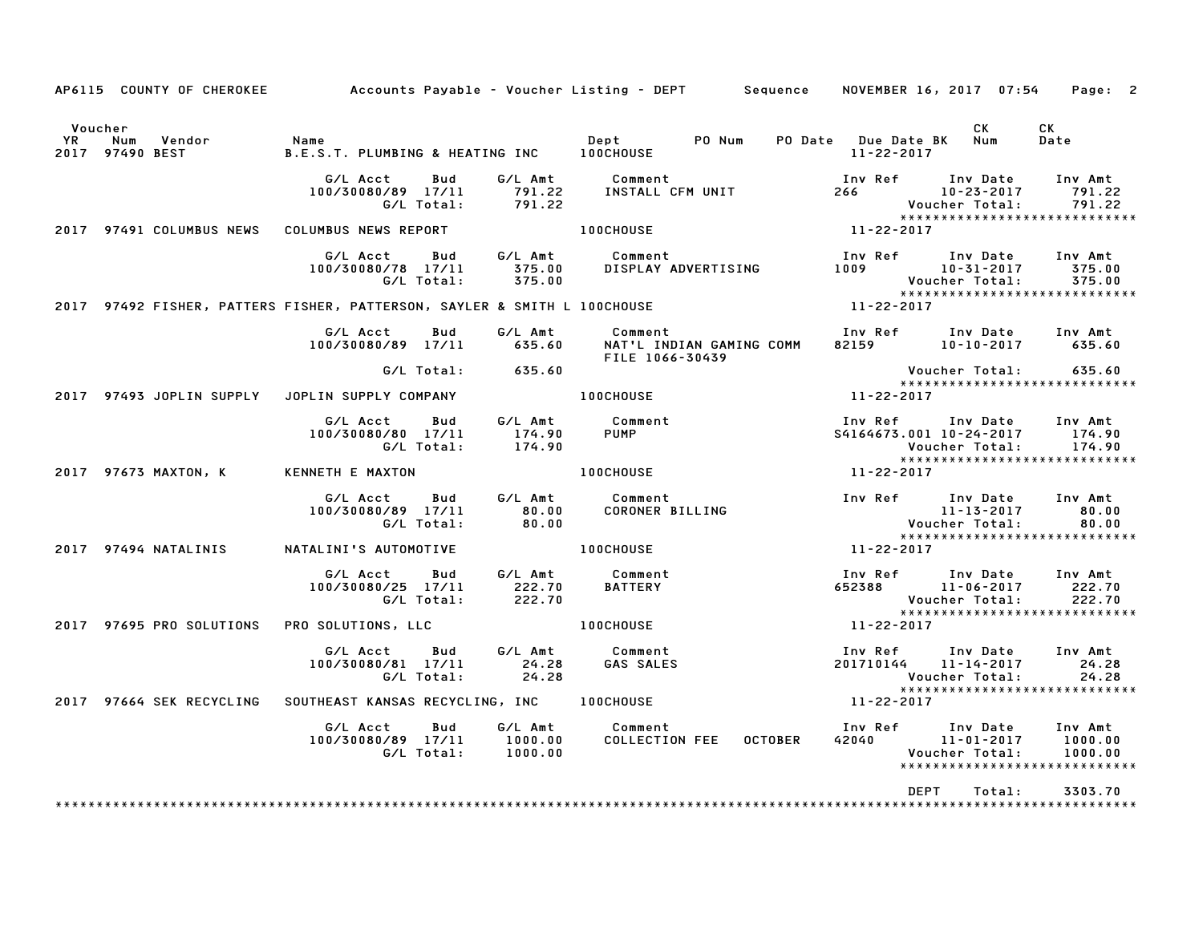AP6115 COUNTY OF CHEROKEE Accounts Payable - Voucher Listing - DEPT Sequence NOVEMBER 16, 2017 07:54

| Voucher YR | Num | Vendor | Name | Dept | PO Num | PO Date | Due Date BK | CK Num | CK Date |
|---|---|---|---|---|---|---|---|---|---|
| 2017 | 97490 | BEST | B.E.S.T. PLUMBING & HEATING INC | 100CHOUSE | | | 11-22-2017 | | |

| G/L Acct | Bud | G/L Amt | Comment | Inv Ref | Inv Date | Inv Amt |
|---|---|---|---|---|---|---|
| 100/30080/89 | 17/11 | 791.22 | INSTALL CFM UNIT | 266 | 10-23-2017 | 791.22 |
| | G/L Total: | 791.22 | | | Voucher Total: | 791.22 |

*****************************

| YR | Num | Vendor | Name | Dept | Due Date |
|---|---|---|---|---|---|
| 2017 | 97491 | COLUMBUS NEWS | COLUMBUS NEWS REPORT | 100CHOUSE | 11-22-2017 |

| G/L Acct | Bud | G/L Amt | Comment | Inv Ref | Inv Date | Inv Amt |
|---|---|---|---|---|---|---|
| 100/30080/78 | 17/11 | 375.00 | DISPLAY ADVERTISING | 1009 | 10-31-2017 | 375.00 |
| | G/L Total: | 375.00 | | | Voucher Total: | 375.00 |

*****************************

| YR | Num | Vendor | Name | Dept | Due Date |
|---|---|---|---|---|---|
| 2017 | 97492 | FISHER, PATTERS | FISHER, PATTERSON, SAYLER & SMITH L | 100CHOUSE | 11-22-2017 |

| G/L Acct | Bud | G/L Amt | Comment | Inv Ref | Inv Date | Inv Amt |
|---|---|---|---|---|---|---|
| 100/30080/89 | 17/11 | 635.60 | NAT'L INDIAN GAMING COMM FILE 1066-30439 | 82159 | 10-10-2017 | 635.60 |
| | G/L Total: | 635.60 | | | Voucher Total: | 635.60 |

*****************************

| YR | Num | Vendor | Name | Dept | Due Date |
|---|---|---|---|---|---|
| 2017 | 97493 | JOPLIN SUPPLY | JOPLIN SUPPLY COMPANY | 100CHOUSE | 11-22-2017 |

| G/L Acct | Bud | G/L Amt | Comment | Inv Ref | Inv Date | Inv Amt |
|---|---|---|---|---|---|---|
| 100/30080/80 | 17/11 | 174.90 | PUMP | S4164673.001 | 10-24-2017 | 174.90 |
| | G/L Total: | 174.90 | | | Voucher Total: | 174.90 |

*****************************

| YR | Num | Vendor | Name | Dept | Due Date |
|---|---|---|---|---|---|
| 2017 | 97673 | MAXTON, K | KENNETH E MAXTON | 100CHOUSE | 11-22-2017 |

| G/L Acct | Bud | G/L Amt | Comment | Inv Ref | Inv Date | Inv Amt |
|---|---|---|---|---|---|---|
| 100/30080/89 | 17/11 | 80.00 | CORONER BILLING | | 11-13-2017 | 80.00 |
| | G/L Total: | 80.00 | | | Voucher Total: | 80.00 |

*****************************

| YR | Num | Vendor | Name | Dept | Due Date |
|---|---|---|---|---|---|
| 2017 | 97494 | NATALINIS | NATALINI'S AUTOMOTIVE | 100CHOUSE | 11-22-2017 |

| G/L Acct | Bud | G/L Amt | Comment | Inv Ref | Inv Date | Inv Amt |
|---|---|---|---|---|---|---|
| 100/30080/25 | 17/11 | 222.70 | BATTERY | 652388 | 11-06-2017 | 222.70 |
| | G/L Total: | 222.70 | | | Voucher Total: | 222.70 |

*****************************

| YR | Num | Vendor | Name | Dept | Due Date |
|---|---|---|---|---|---|
| 2017 | 97695 | PRO SOLUTIONS | PRO SOLUTIONS, LLC | 100CHOUSE | 11-22-2017 |

| G/L Acct | Bud | G/L Amt | Comment | Inv Ref | Inv Date | Inv Amt |
|---|---|---|---|---|---|---|
| 100/30080/81 | 17/11 | 24.28 | GAS SALES | 201710144 | 11-14-2017 | 24.28 |
| | G/L Total: | 24.28 | | | Voucher Total: | 24.28 |

*****************************

| YR | Num | Vendor | Name | Dept | Due Date |
|---|---|---|---|---|---|
| 2017 | 97664 | SEK RECYCLING | SOUTHEAST KANSAS RECYCLING, INC | 100CHOUSE | 11-22-2017 |

| G/L Acct | Bud | G/L Amt | Comment | Inv Ref | Inv Date | Inv Amt |
|---|---|---|---|---|---|---|
| 100/30080/89 | 17/11 | 1000.00 | COLLECTION FEE OCTOBER | 42040 | 11-01-2017 | 1000.00 |
| | G/L Total: | 1000.00 | | | Voucher Total: | 1000.00 |

*****************************

DEPT Total: 3303.70

*****************************************************************************************************************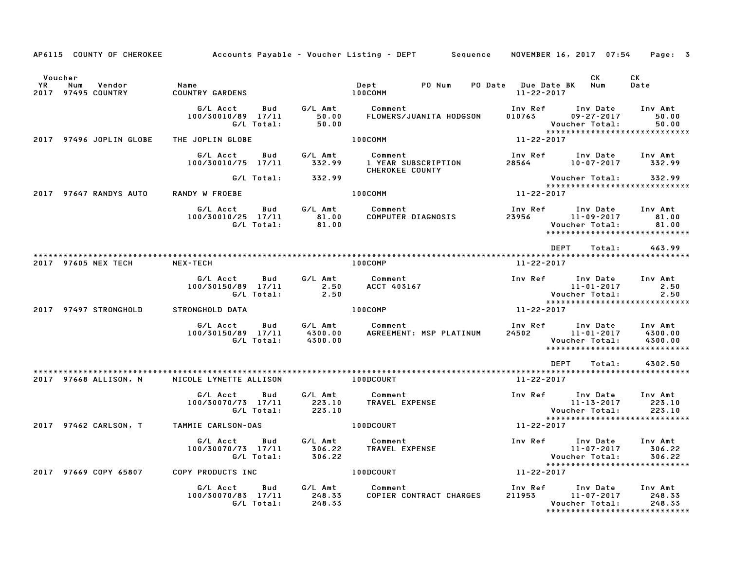AP6115 COUNTY OF CHEROKEE — Accounts Payable - Voucher Listing - DEPT — Sequence — NOVEMBER 16, 2017 07:54

| Voucher YR | Num | Vendor | Name | Dept | PO Num | PO Date | Due Date | BK | CK Num | CK Date |
|---|---|---|---|---|---|---|---|---|---|---|
| 2017 | 97495 | COUNTRY | COUNTRY GARDENS | 100COMM | | | 11-22-2017 | | | |

| G/L Acct | Bud | G/L Amt | Comment | Inv Ref | Inv Date | Inv Amt |
|---|---|---|---|---|---|---|
| 100/30010/89 | 17/11 | 50.00 | FLOWERS/JUANITA HODGSON | 010763 | 09-27-2017 | 50.00 |
| | G/L Total: | 50.00 | | | Voucher Total: | 50.00 |

| Voucher YR | Num | Vendor | Name | Dept | Due Date |
|---|---|---|---|---|---|
| 2017 | 97496 | JOPLIN GLOBE | THE JOPLIN GLOBE | 100COMM | 11-22-2017 |

| G/L Acct | Bud | G/L Amt | Comment | Inv Ref | Inv Date | Inv Amt |
|---|---|---|---|---|---|---|
| 100/30010/75 | 17/11 | 332.99 | 1 YEAR SUBSCRIPTION CHEROKEE COUNTY | 28564 | 10-07-2017 | 332.99 |
| | G/L Total: | 332.99 | | | Voucher Total: | 332.99 |

| Voucher YR | Num | Vendor | Name | Dept | Due Date |
|---|---|---|---|---|---|
| 2017 | 97647 | RANDYS AUTO | RANDY W FROEBE | 100COMM | 11-22-2017 |

| G/L Acct | Bud | G/L Amt | Comment | Inv Ref | Inv Date | Inv Amt |
|---|---|---|---|---|---|---|
| 100/30010/25 | 17/11 | 81.00 | COMPUTER DIAGNOSIS | 23956 | 11-09-2017 | 81.00 |
| | G/L Total: | 81.00 | | | Voucher Total: | 81.00 |

DEPT Total: 463.99

| Voucher YR | Num | Vendor | Name | Dept | Due Date |
|---|---|---|---|---|---|
| 2017 | 97605 | NEX TECH | NEX-TECH | 100COMP | 11-22-2017 |

| G/L Acct | Bud | G/L Amt | Comment | Inv Ref | Inv Date | Inv Amt |
|---|---|---|---|---|---|---|
| 100/30150/89 | 17/11 | 2.50 | ACCT 403167 | | 11-01-2017 | 2.50 |
| | G/L Total: | 2.50 | | | Voucher Total: | 2.50 |

| Voucher YR | Num | Vendor | Name | Dept | Due Date |
|---|---|---|---|---|---|
| 2017 | 97497 | STRONGHOLD | STRONGHOLD DATA | 100COMP | 11-22-2017 |

| G/L Acct | Bud | G/L Amt | Comment | Inv Ref | Inv Date | Inv Amt |
|---|---|---|---|---|---|---|
| 100/30150/89 | 17/11 | 4300.00 | AGREEMENT: MSP PLATINUM | 24502 | 11-01-2017 | 4300.00 |
| | G/L Total: | 4300.00 | | | Voucher Total: | 4300.00 |

DEPT Total: 4302.50

| Voucher YR | Num | Vendor | Name | Dept | Due Date |
|---|---|---|---|---|---|
| 2017 | 97668 | ALLISON, N | NICOLE LYNETTE ALLISON | 100DCOURT | 11-22-2017 |

| G/L Acct | Bud | G/L Amt | Comment | Inv Ref | Inv Date | Inv Amt |
|---|---|---|---|---|---|---|
| 100/30070/73 | 17/11 | 223.10 | TRAVEL EXPENSE | | 11-13-2017 | 223.10 |
| | G/L Total: | 223.10 | | | Voucher Total: | 223.10 |

| Voucher YR | Num | Vendor | Name | Dept | Due Date |
|---|---|---|---|---|---|
| 2017 | 97462 | CARLSON, T | TAMMIE CARLSON-OAS | 100DCOURT | 11-22-2017 |

| G/L Acct | Bud | G/L Amt | Comment | Inv Ref | Inv Date | Inv Amt |
|---|---|---|---|---|---|---|
| 100/30070/73 | 17/11 | 306.22 | TRAVEL EXPENSE | | 11-07-2017 | 306.22 |
| | G/L Total: | 306.22 | | | Voucher Total: | 306.22 |

| Voucher YR | Num | Vendor | Name | Dept | Due Date |
|---|---|---|---|---|---|
| 2017 | 97669 | COPY 65807 | COPY PRODUCTS INC | 100DCOURT | 11-22-2017 |

| G/L Acct | Bud | G/L Amt | Comment | Inv Ref | Inv Date | Inv Amt |
|---|---|---|---|---|---|---|
| 100/30070/83 | 17/11 | 248.33 | COPIER CONTRACT CHARGES | 211953 | 11-07-2017 | 248.33 |
| | G/L Total: | 248.33 | | | Voucher Total: | 248.33 |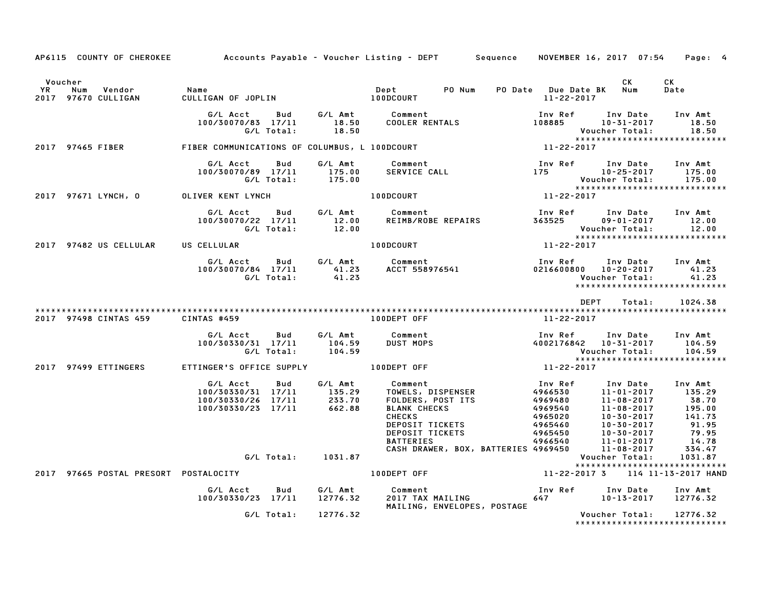AP6115 COUNTY OF CHEROKEE — Accounts Payable - Voucher Listing - DEPT — Sequence — NOVEMBER 16, 2017 07:54

| Voucher YR | Num | Vendor | Name | Dept | PO Num | PO Date | Due Date | BK | CK Num | CK Date |
|---|---|---|---|---|---|---|---|---|---|---|
| 2017 | 97670 | CULLIGAN | CULLIGAN OF JOPLIN | 100DCOURT | | | 11-22-2017 | | | |

| G/L Acct | Bud | G/L Amt | Comment | Inv Ref | Inv Date | Inv Amt |
|---|---|---|---|---|---|---|
| 100/30070/83 | 17/11 | 18.50 | COOLER RENTALS | 108885 | 10-31-2017 | 18.50 |
| | G/L Total: | 18.50 | | | Voucher Total: | 18.50 |

| Voucher YR | Num | Vendor | Name | Dept | Due Date |
|---|---|---|---|---|---|
| 2017 | 97465 | FIBER | FIBER COMMUNICATIONS OF COLUMBUS, L | 100DCOURT | 11-22-2017 |

| G/L Acct | Bud | G/L Amt | Comment | Inv Ref | Inv Date | Inv Amt |
|---|---|---|---|---|---|---|
| 100/30070/89 | 17/11 | 175.00 | SERVICE CALL | 175 | 10-25-2017 | 175.00 |
| | G/L Total: | 175.00 | | | Voucher Total: | 175.00 |

| Voucher YR | Num | Vendor | Name | Dept | Due Date |
|---|---|---|---|---|---|
| 2017 | 97671 | LYNCH, O | OLIVER KENT LYNCH | 100DCOURT | 11-22-2017 |

| G/L Acct | Bud | G/L Amt | Comment | Inv Ref | Inv Date | Inv Amt |
|---|---|---|---|---|---|---|
| 100/30070/22 | 17/11 | 12.00 | REIMB/ROBE REPAIRS | 363525 | 09-01-2017 | 12.00 |
| | G/L Total: | 12.00 | | | Voucher Total: | 12.00 |

| Voucher YR | Num | Vendor | Name | Dept | Due Date |
|---|---|---|---|---|---|
| 2017 | 97482 | US CELLULAR | US CELLULAR | 100DCOURT | 11-22-2017 |

| G/L Acct | Bud | G/L Amt | Comment | Inv Ref | Inv Date | Inv Amt |
|---|---|---|---|---|---|---|
| 100/30070/84 | 17/11 | 41.23 | ACCT 558976541 | 0216600800 | 10-20-2017 | 41.23 |
| | G/L Total: | 41.23 | | | Voucher Total: | 41.23 |

DEPT Total: 1024.38

| Voucher YR | Num | Vendor | Name | Dept | Due Date |
|---|---|---|---|---|---|
| 2017 | 97498 | CINTAS 459 | CINTAS #459 | 100DEPT OFF | 11-22-2017 |

| G/L Acct | Bud | G/L Amt | Comment | Inv Ref | Inv Date | Inv Amt |
|---|---|---|---|---|---|---|
| 100/30330/31 | 17/11 | 104.59 | DUST MOPS | 4002176842 | 10-31-2017 | 104.59 |
| | G/L Total: | 104.59 | | | Voucher Total: | 104.59 |

| Voucher YR | Num | Vendor | Name | Dept | Due Date |
|---|---|---|---|---|---|
| 2017 | 97499 | ETTINGERS | ETTINGER'S OFFICE SUPPLY | 100DEPT OFF | 11-22-2017 |

| G/L Acct | Bud | G/L Amt | Comment | Inv Ref | Inv Date | Inv Amt |
|---|---|---|---|---|---|---|
| 100/30330/31 | 17/11 | 135.29 | TOWELS, DISPENSER | 4966530 | 11-01-2017 | 135.29 |
| 100/30330/26 | 17/11 | 233.70 | FOLDERS, POST ITS | 4969480 | 11-08-2017 | 38.70 |
| 100/30330/23 | 17/11 | 662.88 | BLANK CHECKS | 4969540 | 11-08-2017 | 195.00 |
| | | | CHECKS | 4965020 | 10-30-2017 | 141.73 |
| | | | DEPOSIT TICKETS | 4965460 | 10-30-2017 | 91.95 |
| | | | DEPOSIT TICKETS | 4965450 | 10-30-2017 | 79.95 |
| | | | BATTERIES | 4966540 | 11-01-2017 | 14.78 |
| | | | CASH DRAWER, BOX, BATTERIES | 4969450 | 11-08-2017 | 334.47 |
| | G/L Total: | 1031.87 | | | Voucher Total: | 1031.87 |

| Voucher YR | Num | Vendor | Name | Dept | Due Date | BK | CK Num | CK Date |
|---|---|---|---|---|---|---|---|---|
| 2017 | 97665 | POSTAL PRESORT | POSTALOCITY | 100DEPT OFF | 11-22-2017 | 3 | 114 | 11-13-2017 HAND |

| G/L Acct | Bud | G/L Amt | Comment | Inv Ref | Inv Date | Inv Amt |
|---|---|---|---|---|---|---|
| 100/30330/23 | 17/11 | 12776.32 | 2017 TAX MAILING | 647 | 10-13-2017 | 12776.32 |
| | | | MAILING, ENVELOPES, POSTAGE | | | |
| | G/L Total: | 12776.32 | | | Voucher Total: | 12776.32 |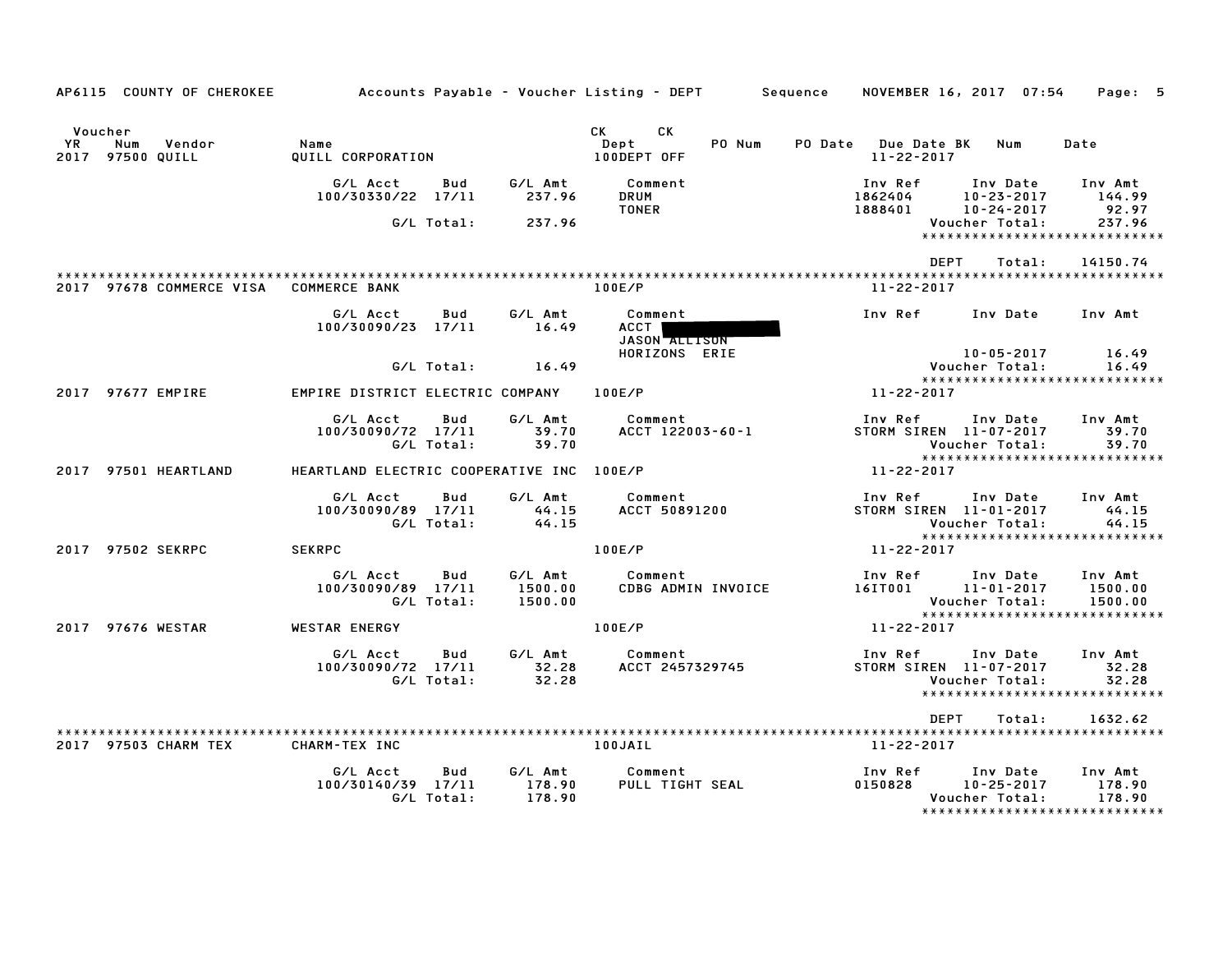AP6115 COUNTY OF CHEROKEE — Accounts Payable - Voucher Listing - DEPT — Sequence — NOVEMBER 16, 2017 07:54

| Voucher YR | Num | Vendor | Name | CK Dept | CK | PO Num | PO Date | Due Date | BK | Num | Date |
|---|---|---|---|---|---|---|---|---|---|---|---|
| 2017 | 97500 | QUILL | QUILL CORPORATION | 100DEPT OFF | | | | 11-22-2017 | | | |

| G/L Acct | Bud | G/L Amt | Comment | Inv Ref | Inv Date | Inv Amt |
|---|---|---|---|---|---|---|
| 100/30330/22 | 17/11 | 237.96 | DRUM | 1862404 | 10-23-2017 | 144.99 |
| | | | TONER | 1888401 | 10-24-2017 | 92.97 |
| | G/L Total: | 237.96 | | | Voucher Total: | 237.96 |

DEPT Total: 14150.74

---

| YR | Num | Vendor | Name | Dept | Due Date |
|---|---|---|---|---|---|
| 2017 | 97678 | COMMERCE VISA | COMMERCE BANK | 100E/P | 11-22-2017 |

| G/L Acct | Bud | G/L Amt | Comment | Inv Ref | Inv Date | Inv Amt |
|---|---|---|---|---|---|---|
| 100/30090/23 | 17/11 | 16.49 | ACCT [REDACTED] JASON ALLISON HORIZONS ERIE | | 10-05-2017 | 16.49 |
| | G/L Total: | 16.49 | | | Voucher Total: | 16.49 |

| YR | Num | Vendor | Name | Dept | Due Date |
|---|---|---|---|---|---|
| 2017 | 97677 | EMPIRE | EMPIRE DISTRICT ELECTRIC COMPANY | 100E/P | 11-22-2017 |

| G/L Acct | Bud | G/L Amt | Comment | Inv Ref | Inv Date | Inv Amt |
|---|---|---|---|---|---|---|
| 100/30090/72 | 17/11 | 39.70 | ACCT 122003-60-1 | STORM SIREN | 11-07-2017 | 39.70 |
| | G/L Total: | 39.70 | | | Voucher Total: | 39.70 |

| YR | Num | Vendor | Name | Dept | Due Date |
|---|---|---|---|---|---|
| 2017 | 97501 | HEARTLAND | HEARTLAND ELECTRIC COOPERATIVE INC | 100E/P | 11-22-2017 |

| G/L Acct | Bud | G/L Amt | Comment | Inv Ref | Inv Date | Inv Amt |
|---|---|---|---|---|---|---|
| 100/30090/89 | 17/11 | 44.15 | ACCT 50891200 | STORM SIREN | 11-01-2017 | 44.15 |
| | G/L Total: | 44.15 | | | Voucher Total: | 44.15 |

| YR | Num | Vendor | Name | Dept | Due Date |
|---|---|---|---|---|---|
| 2017 | 97502 | SEKRPC | SEKRPC | 100E/P | 11-22-2017 |

| G/L Acct | Bud | G/L Amt | Comment | Inv Ref | Inv Date | Inv Amt |
|---|---|---|---|---|---|---|
| 100/30090/89 | 17/11 | 1500.00 | CDBG ADMIN INVOICE | 16IT001 | 11-01-2017 | 1500.00 |
| | G/L Total: | 1500.00 | | | Voucher Total: | 1500.00 |

| YR | Num | Vendor | Name | Dept | Due Date |
|---|---|---|---|---|---|
| 2017 | 97676 | WESTAR | WESTAR ENERGY | 100E/P | 11-22-2017 |

| G/L Acct | Bud | G/L Amt | Comment | Inv Ref | Inv Date | Inv Amt |
|---|---|---|---|---|---|---|
| 100/30090/72 | 17/11 | 32.28 | ACCT 2457329745 | STORM SIREN | 11-07-2017 | 32.28 |
| | G/L Total: | 32.28 | | | Voucher Total: | 32.28 |

DEPT Total: 1632.62

---

| YR | Num | Vendor | Name | Dept | Due Date |
|---|---|---|---|---|---|
| 2017 | 97503 | CHARM TEX | CHARM-TEX INC | 100JAIL | 11-22-2017 |

| G/L Acct | Bud | G/L Amt | Comment | Inv Ref | Inv Date | Inv Amt |
|---|---|---|---|---|---|---|
| 100/30140/39 | 17/11 | 178.90 | PULL TIGHT SEAL | 0150828 | 10-25-2017 | 178.90 |
| | G/L Total: | 178.90 | | | Voucher Total: | 178.90 |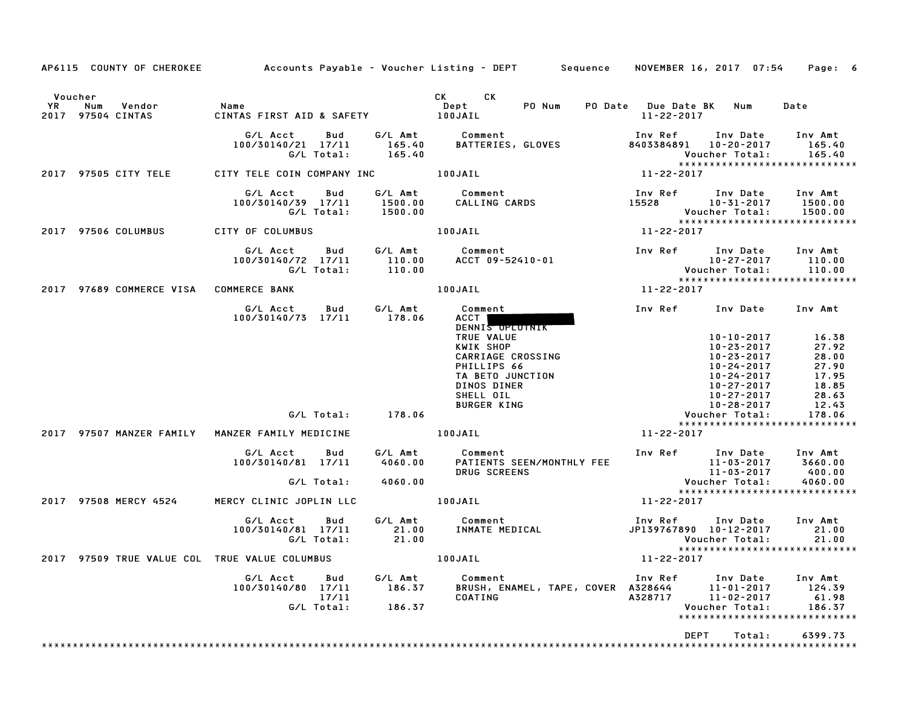AP6115 COUNTY OF CHEROKEE — Accounts Payable - Voucher Listing - DEPT — Sequence — NOVEMBER 16, 2017 07:54

| Voucher YR | Num | Vendor | Name | CK Dept | CK | PO Num | PO Date | Due Date BK | Num | Date |
|---|---|---|---|---|---|---|---|---|---|---|
| 2017 | 97504 | CINTAS | CINTAS FIRST AID & SAFETY | 100JAIL | | | | 11-22-2017 | | |

| G/L Acct | Bud | G/L Amt | Comment | Inv Ref | Inv Date | Inv Amt |
|---|---|---|---|---|---|---|
| 100/30140/21 | 17/11 | 165.40 | BATTERIES, GLOVES | 8403384891 | 10-20-2017 | 165.40 |
| | G/L Total: | 165.40 | | | Voucher Total: | 165.40 |

2017 97505 CITY TELE — CITY TELE COIN COMPANY INC — 100JAIL — 11-22-2017

| G/L Acct | Bud | G/L Amt | Comment | Inv Ref | Inv Date | Inv Amt |
|---|---|---|---|---|---|---|
| 100/30140/39 | 17/11 | 1500.00 | CALLING CARDS | 15528 | 10-31-2017 | 1500.00 |
| | G/L Total: | 1500.00 | | | Voucher Total: | 1500.00 |

2017 97506 COLUMBUS — CITY OF COLUMBUS — 100JAIL — 11-22-2017

| G/L Acct | Bud | G/L Amt | Comment | Inv Ref | Inv Date | Inv Amt |
|---|---|---|---|---|---|---|
| 100/30140/72 | 17/11 | 110.00 | ACCT 09-52410-01 | | 10-27-2017 | 110.00 |
| | G/L Total: | 110.00 | | | Voucher Total: | 110.00 |

2017 97689 COMMERCE VISA — COMMERCE BANK — 100JAIL — 11-22-2017

| G/L Acct | Bud | G/L Amt | Comment | Inv Ref | Inv Date | Inv Amt |
|---|---|---|---|---|---|---|
| 100/30140/73 | 17/11 | 178.06 | ACCT [REDACTED] | | | |
| | | | DENNIS OPLOTNIK | | | |
| | | | TRUE VALUE | | 10-10-2017 | 16.38 |
| | | | KWIK SHOP | | 10-23-2017 | 27.92 |
| | | | CARRIAGE CROSSING | | 10-23-2017 | 28.00 |
| | | | PHILLIPS 66 | | 10-24-2017 | 27.90 |
| | | | TA BETO JUNCTION | | 10-24-2017 | 17.95 |
| | | | DINOS DINER | | 10-27-2017 | 18.85 |
| | | | SHELL OIL | | 10-27-2017 | 28.63 |
| | | | BURGER KING | | 10-28-2017 | 12.43 |
| | G/L Total: | 178.06 | | | Voucher Total: | 178.06 |

2017 97507 MANZER FAMILY — MANZER FAMILY MEDICINE — 100JAIL — 11-22-2017

| G/L Acct | Bud | G/L Amt | Comment | Inv Ref | Inv Date | Inv Amt |
|---|---|---|---|---|---|---|
| 100/30140/81 | 17/11 | 4060.00 | PATIENTS SEEN/MONTHLY FEE | | 11-03-2017 | 3660.00 |
| | | | DRUG SCREENS | | 11-03-2017 | 400.00 |
| | G/L Total: | 4060.00 | | | Voucher Total: | 4060.00 |

2017 97508 MERCY 4524 — MERCY CLINIC JOPLIN LLC — 100JAIL — 11-22-2017

| G/L Acct | Bud | G/L Amt | Comment | Inv Ref | Inv Date | Inv Amt |
|---|---|---|---|---|---|---|
| 100/30140/81 | 17/11 | 21.00 | INMATE MEDICAL | JP139767890 | 10-12-2017 | 21.00 |
| | G/L Total: | 21.00 | | | Voucher Total: | 21.00 |

2017 97509 TRUE VALUE COL — TRUE VALUE COLUMBUS — 100JAIL — 11-22-2017

| G/L Acct | Bud | G/L Amt | Comment | Inv Ref | Inv Date | Inv Amt |
|---|---|---|---|---|---|---|
| 100/30140/80 | 17/11 | 186.37 | BRUSH, ENAMEL, TAPE, COVER | A328644 | 11-01-2017 | 124.39 |
| | 17/11 | | COATING | A328717 | 11-02-2017 | 61.98 |
| | G/L Total: | 186.37 | | | Voucher Total: | 186.37 |

DEPT Total: 6399.73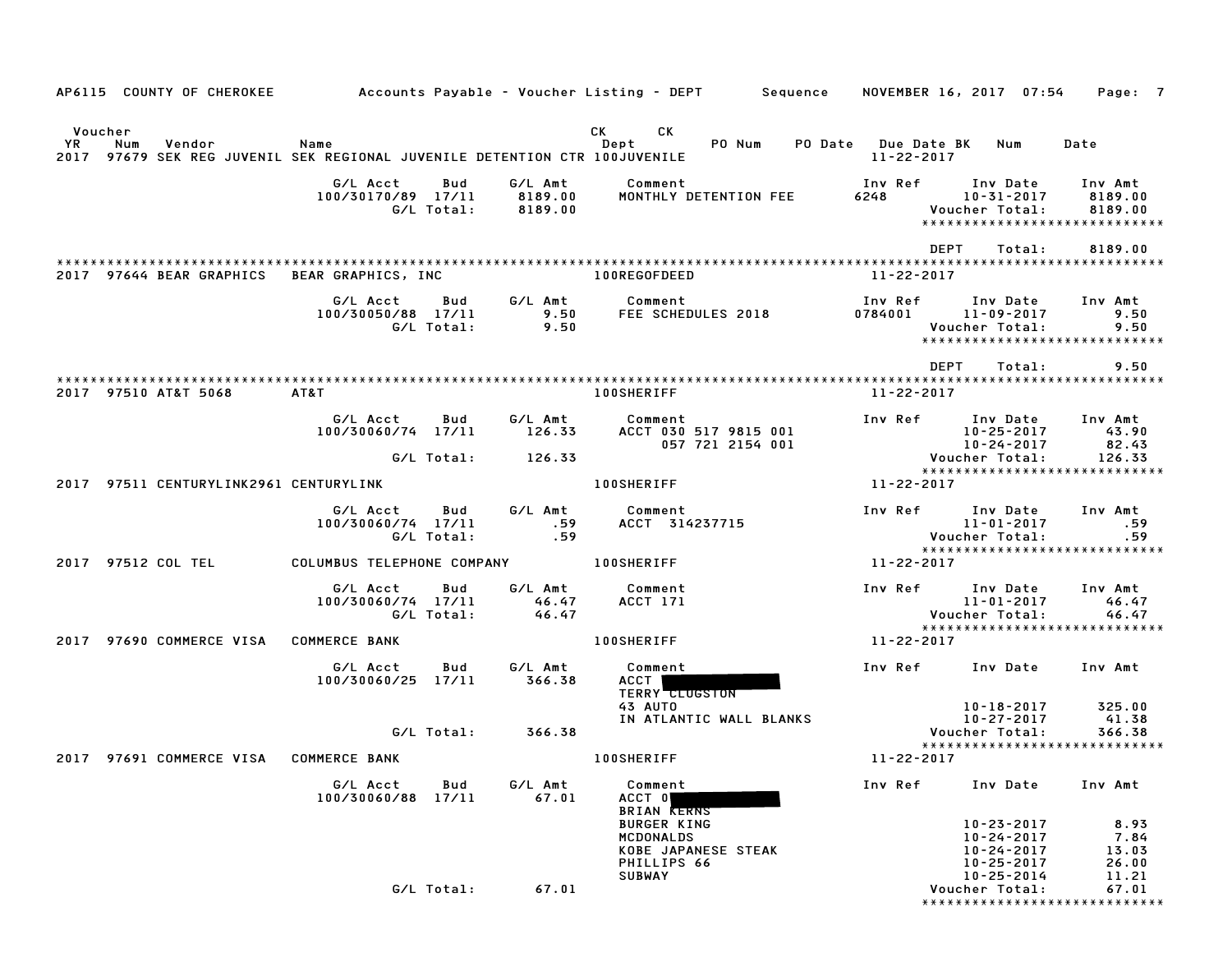AP6115 COUNTY OF CHEROKEE — Accounts Payable - Voucher Listing - DEPT — Sequence — NOVEMBER 16, 2017 07:54

| Voucher YR | Num | Vendor | Name | CK Dept | CK | PO Num | PO Date | Due Date | BK | Num | Date |
|---|---|---|---|---|---|---|---|---|---|---|---|
| 2017 | 97679 | SEK REG JUVENIL | SEK REGIONAL JUVENILE DETENTION CTR | 100JUVENILE | | | | 11-22-2017 | | | |

| G/L Acct | Bud | G/L Amt | Comment | Inv Ref | Inv Date | Inv Amt |
|---|---|---|---|---|---|---|
| 100/30170/89 | 17/11 | 8189.00 | MONTHLY DETENTION FEE | 6248 | 10-31-2017 | 8189.00 |
| | G/L Total: | 8189.00 | | | Voucher Total: | 8189.00 |

DEPT Total: 8189.00

| YR | Num | Vendor | Name | Dept | Due Date |
|---|---|---|---|---|---|
| 2017 | 97644 | BEAR GRAPHICS | BEAR GRAPHICS, INC | 100REGOFDEED | 11-22-2017 |

| G/L Acct | Bud | G/L Amt | Comment | Inv Ref | Inv Date | Inv Amt |
|---|---|---|---|---|---|---|
| 100/30050/88 | 17/11 | 9.50 | FEE SCHEDULES 2018 | 0784001 | 11-09-2017 | 9.50 |
| | G/L Total: | 9.50 | | | Voucher Total: | 9.50 |

DEPT Total: 9.50

| YR | Num | Vendor | Name | Dept | Due Date |
|---|---|---|---|---|---|
| 2017 | 97510 | AT&T 5068 | AT&T | 100SHERIFF | 11-22-2017 |

| G/L Acct | Bud | G/L Amt | Comment | Inv Ref | Inv Date | Inv Amt |
|---|---|---|---|---|---|---|
| 100/30060/74 | 17/11 | 126.33 | ACCT 030 517 9815 001 | | 10-25-2017 | 43.90 |
| | | | 057 721 2154 001 | | 10-24-2017 | 82.43 |
| | G/L Total: | 126.33 | | | Voucher Total: | 126.33 |

| YR | Num | Vendor | Name | Dept | Due Date |
|---|---|---|---|---|---|
| 2017 | 97511 | CENTURYLINK2961 | CENTURYLINK | 100SHERIFF | 11-22-2017 |

| G/L Acct | Bud | G/L Amt | Comment | Inv Ref | Inv Date | Inv Amt |
|---|---|---|---|---|---|---|
| 100/30060/74 | 17/11 | .59 | ACCT 314237715 | | 11-01-2017 | .59 |
| | G/L Total: | .59 | | | Voucher Total: | .59 |

| YR | Num | Vendor | Name | Dept | Due Date |
|---|---|---|---|---|---|
| 2017 | 97512 | COL TEL | COLUMBUS TELEPHONE COMPANY | 100SHERIFF | 11-22-2017 |

| G/L Acct | Bud | G/L Amt | Comment | Inv Ref | Inv Date | Inv Amt |
|---|---|---|---|---|---|---|
| 100/30060/74 | 17/11 | 46.47 | ACCT 171 | | 11-01-2017 | 46.47 |
| | G/L Total: | 46.47 | | | Voucher Total: | 46.47 |

| YR | Num | Vendor | Name | Dept | Due Date |
|---|---|---|---|---|---|
| 2017 | 97690 | COMMERCE VISA | COMMERCE BANK | 100SHERIFF | 11-22-2017 |

| G/L Acct | Bud | G/L Amt | Comment | Inv Ref | Inv Date | Inv Amt |
|---|---|---|---|---|---|---|
| 100/30060/25 | 17/11 | 366.38 | ACCT [REDACTED] | | | |
| | | | TERRY CLUGSTON | | | |
| | | | 43 AUTO | | 10-18-2017 | 325.00 |
| | | | IN ATLANTIC WALL BLANKS | | 10-27-2017 | 41.38 |
| | G/L Total: | 366.38 | | | Voucher Total: | 366.38 |

| YR | Num | Vendor | Name | Dept | Due Date |
|---|---|---|---|---|---|
| 2017 | 97691 | COMMERCE VISA | COMMERCE BANK | 100SHERIFF | 11-22-2017 |

| G/L Acct | Bud | G/L Amt | Comment | Inv Ref | Inv Date | Inv Amt |
|---|---|---|---|---|---|---|
| 100/30060/88 | 17/11 | 67.01 | ACCT 0[REDACTED] | | | |
| | | | BRIAN KERNS | | | |
| | | | BURGER KING | | 10-23-2017 | 8.93 |
| | | | MCDONALDS | | 10-24-2017 | 7.84 |
| | | | KOBE JAPANESE STEAK | | 10-24-2017 | 13.03 |
| | | | PHILLIPS 66 | | 10-25-2017 | 26.00 |
| | | | SUBWAY | | 10-25-2014 | 11.21 |
| | G/L Total: | 67.01 | | | Voucher Total: | 67.01 |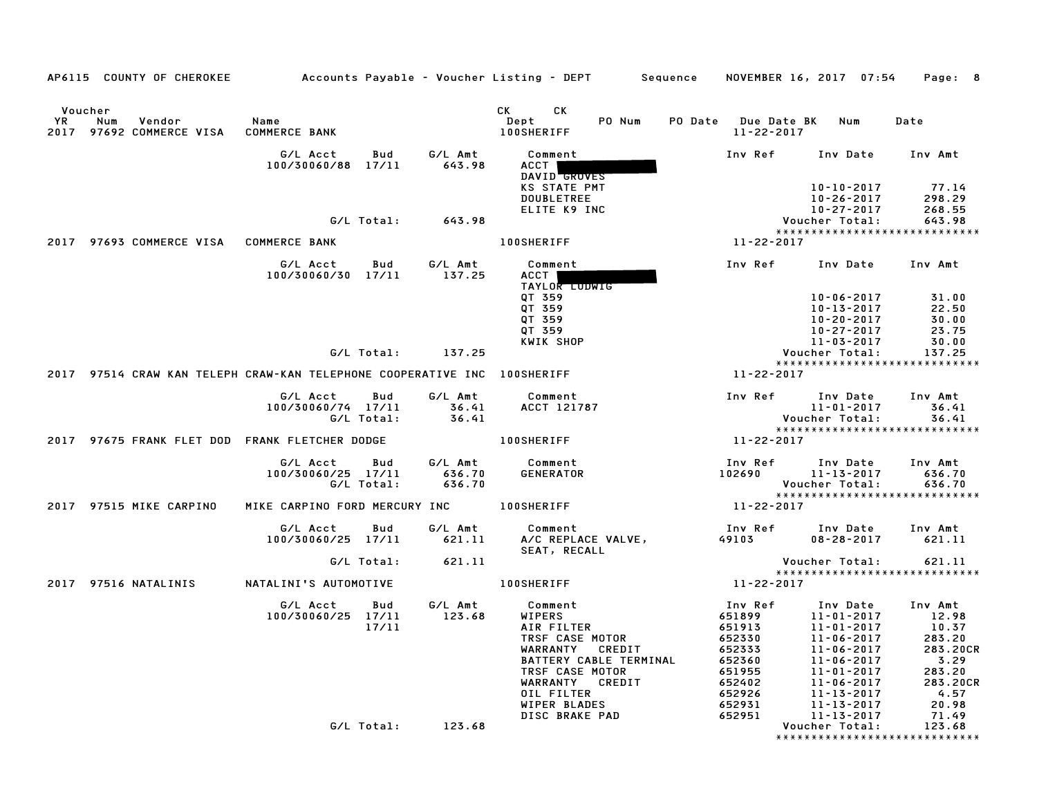AP6115 COUNTY OF CHEROKEE — Accounts Payable - Voucher Listing - DEPT — Sequence — NOVEMBER 16, 2017 07:54

| Voucher YR | Num | Vendor | Name | CK Dept | CK PO Num | PO Date | Due Date BK | Num | Date |
|---|---|---|---|---|---|---|---|---|---|
| 2017 | 97692 | COMMERCE VISA | COMMERCE BANK | 100SHERIFF | | | 11-22-2017 | | |

| G/L Acct | Bud | G/L Amt | Comment | Inv Ref | Inv Date | Inv Amt |
|---|---|---|---|---|---|---|
| 100/30060/88 | 17/11 | 643.98 | ACCT [REDACTED] DAVID GROVES | | | |
| | | | KS STATE PMT | | 10-10-2017 | 77.14 |
| | | | DOUBLETREE | | 10-26-2017 | 298.29 |
| | | | ELITE K9 INC | | 10-27-2017 | 268.55 |
| | G/L Total: | 643.98 | | | Voucher Total: | 643.98 |

| Voucher YR | Num | Vendor | Name | Dept | Due Date |
|---|---|---|---|---|---|
| 2017 | 97693 | COMMERCE VISA | COMMERCE BANK | 100SHERIFF | 11-22-2017 |

| G/L Acct | Bud | G/L Amt | Comment | Inv Ref | Inv Date | Inv Amt |
|---|---|---|---|---|---|---|
| 100/30060/30 | 17/11 | 137.25 | ACCT [REDACTED] TAYLOR LUDWIG | | | |
| | | | QT 359 | | 10-06-2017 | 31.00 |
| | | | QT 359 | | 10-13-2017 | 22.50 |
| | | | QT 359 | | 10-20-2017 | 30.00 |
| | | | QT 359 | | 10-27-2017 | 23.75 |
| | | | KWIK SHOP | | 11-03-2017 | 30.00 |
| | G/L Total: | 137.25 | | | Voucher Total: | 137.25 |

| Voucher YR | Num | Vendor | Name | Dept | Due Date |
|---|---|---|---|---|---|
| 2017 | 97514 | CRAW KAN TELEPH | CRAW-KAN TELEPHONE COOPERATIVE INC | 100SHERIFF | 11-22-2017 |

| G/L Acct | Bud | G/L Amt | Comment | Inv Ref | Inv Date | Inv Amt |
|---|---|---|---|---|---|---|
| 100/30060/74 | 17/11 | 36.41 | ACCT 121787 | | 11-01-2017 | 36.41 |
| | G/L Total: | 36.41 | | | Voucher Total: | 36.41 |

| Voucher YR | Num | Vendor | Name | Dept | Due Date |
|---|---|---|---|---|---|
| 2017 | 97675 | FRANK FLET DOD | FRANK FLETCHER DODGE | 100SHERIFF | 11-22-2017 |

| G/L Acct | Bud | G/L Amt | Comment | Inv Ref | Inv Date | Inv Amt |
|---|---|---|---|---|---|---|
| 100/30060/25 | 17/11 | 636.70 | GENERATOR | 102690 | 11-13-2017 | 636.70 |
| | G/L Total: | 636.70 | | | Voucher Total: | 636.70 |

| Voucher YR | Num | Vendor | Name | Dept | Due Date |
|---|---|---|---|---|---|
| 2017 | 97515 | MIKE CARPINO | MIKE CARPINO FORD MERCURY INC | 100SHERIFF | 11-22-2017 |

| G/L Acct | Bud | G/L Amt | Comment | Inv Ref | Inv Date | Inv Amt |
|---|---|---|---|---|---|---|
| 100/30060/25 | 17/11 | 621.11 | A/C REPLACE VALVE, SEAT, RECALL | 49103 | 08-28-2017 | 621.11 |
| | G/L Total: | 621.11 | | | Voucher Total: | 621.11 |

| Voucher YR | Num | Vendor | Name | Dept | Due Date |
|---|---|---|---|---|---|
| 2017 | 97516 | NATALINIS | NATALINI'S AUTOMOTIVE | 100SHERIFF | 11-22-2017 |

| G/L Acct | Bud | G/L Amt | Comment | Inv Ref | Inv Date | Inv Amt |
|---|---|---|---|---|---|---|
| 100/30060/25 | 17/11 | 123.68 | WIPERS | 651899 | 11-01-2017 | 12.98 |
| | 17/11 | | AIR FILTER | 651913 | 11-01-2017 | 10.37 |
| | | | TRSF CASE MOTOR | 652330 | 11-06-2017 | 283.20 |
| | | | WARRANTY CREDIT | 652333 | 11-06-2017 | 283.20CR |
| | | | BATTERY CABLE TERMINAL | 652360 | 11-06-2017 | 3.29 |
| | | | TRSF CASE MOTOR | 651955 | 11-01-2017 | 283.20 |
| | | | WARRANTY CREDIT | 652402 | 11-06-2017 | 283.20CR |
| | | | OIL FILTER | 652926 | 11-13-2017 | 4.57 |
| | | | WIPER BLADES | 652931 | 11-13-2017 | 20.98 |
| | | | DISC BRAKE PAD | 652951 | 11-13-2017 | 71.49 |
| | G/L Total: | 123.68 | | | Voucher Total: | 123.68 |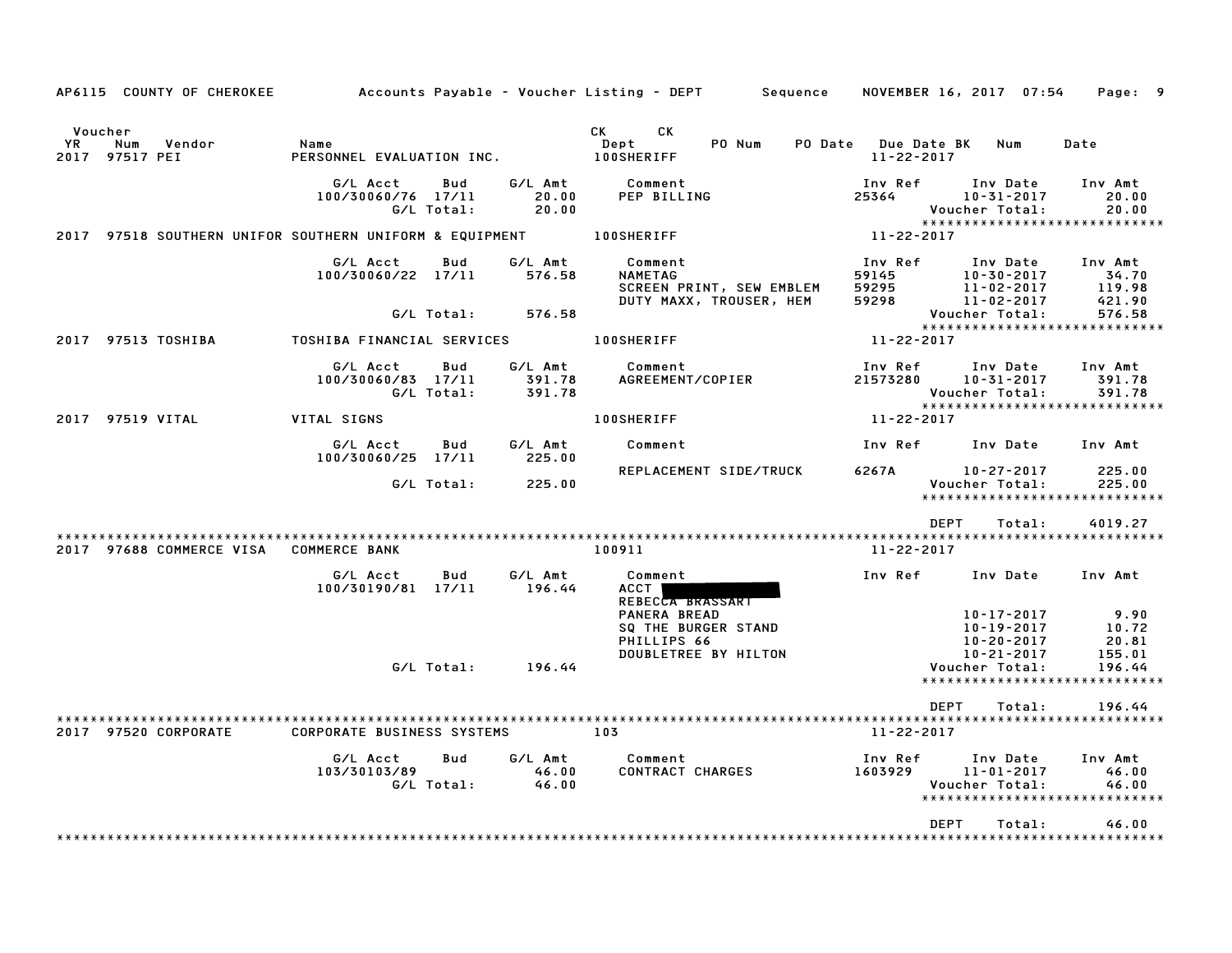AP6115 COUNTY OF CHEROKEE — Accounts Payable - Voucher Listing - DEPT — Sequence — NOVEMBER 16, 2017 07:54

| Voucher YR | Num | Vendor | Name | CK Dept | CK | PO Num | PO Date | Due Date | BK | Num | Date |
|---|---|---|---|---|---|---|---|---|---|---|---|
| 2017 | 97517 | PEI | PERSONNEL EVALUATION INC. | 100SHERIFF | | | | 11-22-2017 | | | |

| G/L Acct | Bud | G/L Amt | Comment | Inv Ref | Inv Date | Inv Amt |
|---|---|---|---|---|---|---|
| 100/30060/76 | 17/11 | 20.00 | PEP BILLING | 25364 | 10-31-2017 | 20.00 |
| | G/L Total: | 20.00 | | | Voucher Total: | 20.00 |

*****************************

| YR | Num | Vendor | Name | Dept | Due Date |
|---|---|---|---|---|---|
| 2017 | 97518 | SOUTHERN UNIFOR | SOUTHERN UNIFORM & EQUIPMENT | 100SHERIFF | 11-22-2017 |

| G/L Acct | Bud | G/L Amt | Comment | Inv Ref | Inv Date | Inv Amt |
|---|---|---|---|---|---|---|
| 100/30060/22 | 17/11 | 576.58 | NAMETAG | 59145 | 10-30-2017 | 34.70 |
| | | | SCREEN PRINT, SEW EMBLEM | 59295 | 11-02-2017 | 119.98 |
| | | | DUTY MAXX, TROUSER, HEM | 59298 | 11-02-2017 | 421.90 |
| | G/L Total: | 576.58 | | | Voucher Total: | 576.58 |

*****************************

| YR | Num | Vendor | Name | Dept | Due Date |
|---|---|---|---|---|---|
| 2017 | 97513 | TOSHIBA | TOSHIBA FINANCIAL SERVICES | 100SHERIFF | 11-22-2017 |

| G/L Acct | Bud | G/L Amt | Comment | Inv Ref | Inv Date | Inv Amt |
|---|---|---|---|---|---|---|
| 100/30060/83 | 17/11 | 391.78 | AGREEMENT/COPIER | 21573280 | 10-31-2017 | 391.78 |
| | G/L Total: | 391.78 | | | Voucher Total: | 391.78 |

*****************************

| YR | Num | Vendor | Name | Dept | Due Date |
|---|---|---|---|---|---|
| 2017 | 97519 | VITAL | VITAL SIGNS | 100SHERIFF | 11-22-2017 |

| G/L Acct | Bud | G/L Amt | Comment | Inv Ref | Inv Date | Inv Amt |
|---|---|---|---|---|---|---|
| 100/30060/25 | 17/11 | 225.00 | | | | |
| | | | REPLACEMENT SIDE/TRUCK | 6267A | 10-27-2017 | 225.00 |
| | G/L Total: | 225.00 | | | Voucher Total: | 225.00 |

*****************************

DEPT Total: 4019.27

*****************************

| YR | Num | Vendor | Name | Dept | Due Date |
|---|---|---|---|---|---|
| 2017 | 97688 | COMMERCE VISA | COMMERCE BANK | 100911 | 11-22-2017 |

| G/L Acct | Bud | G/L Amt | Comment | Inv Ref | Inv Date | Inv Amt |
|---|---|---|---|---|---|---|
| 100/30190/81 | 17/11 | 196.44 | ACCT [REDACTED] | | | |
| | | | REBECCA BRASSART | | | |
| | | | PANERA BREAD | | 10-17-2017 | 9.90 |
| | | | SQ THE BURGER STAND | | 10-19-2017 | 10.72 |
| | | | PHILLIPS 66 | | 10-20-2017 | 20.81 |
| | | | DOUBLETREE BY HILTON | | 10-21-2017 | 155.01 |
| | G/L Total: | 196.44 | | | Voucher Total: | 196.44 |

*****************************

DEPT Total: 196.44

*****************************

| YR | Num | Vendor | Name | Dept | Due Date |
|---|---|---|---|---|---|
| 2017 | 97520 | CORPORATE | CORPORATE BUSINESS SYSTEMS | 103 | 11-22-2017 |

| G/L Acct | Bud | G/L Amt | Comment | Inv Ref | Inv Date | Inv Amt |
|---|---|---|---|---|---|---|
| 103/30103/89 | | 46.00 | CONTRACT CHARGES | 1603929 | 11-01-2017 | 46.00 |
| | G/L Total: | 46.00 | | | Voucher Total: | 46.00 |

*****************************

DEPT Total: 46.00

*****************************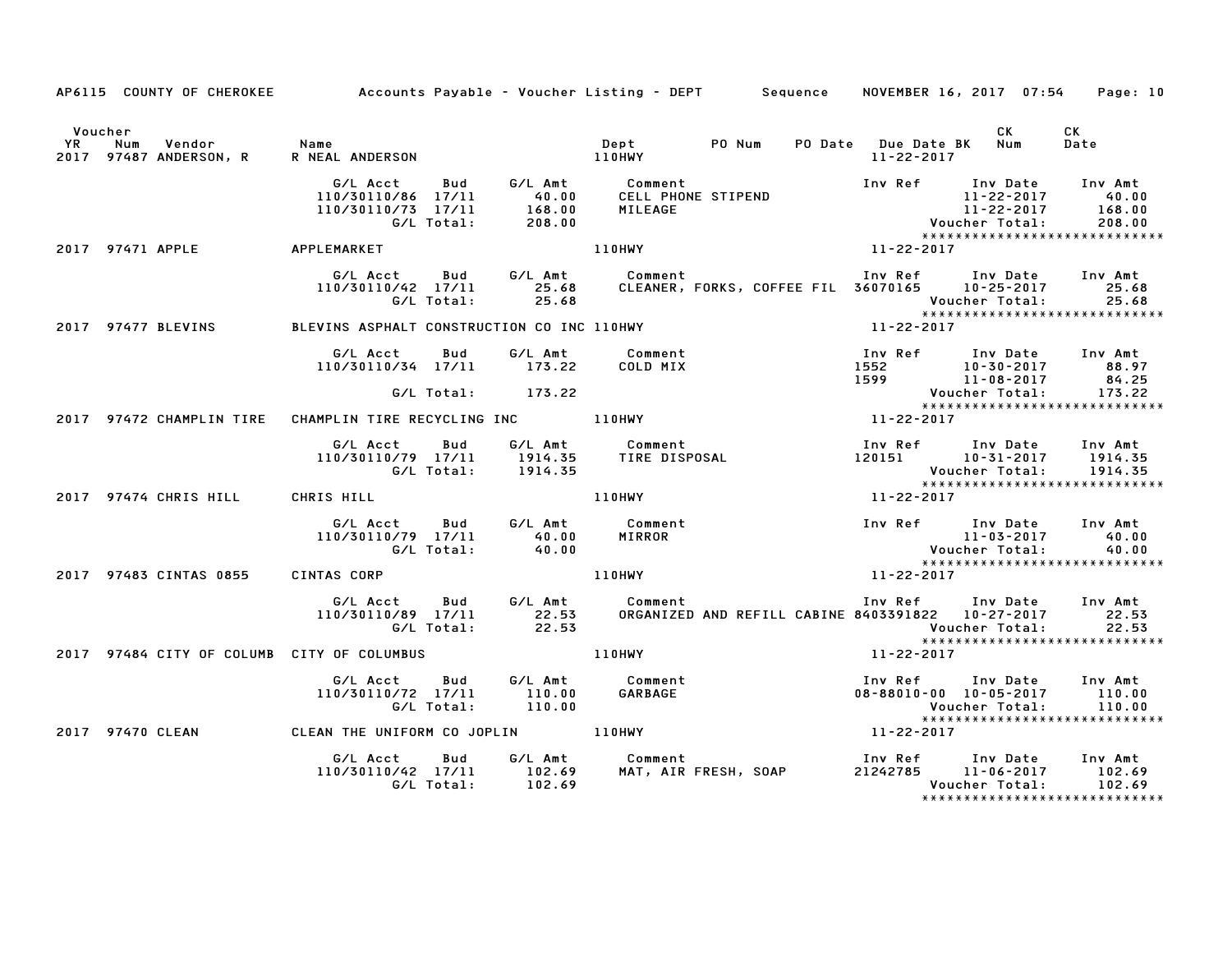AP6115 COUNTY OF CHEROKEE — Accounts Payable - Voucher Listing - DEPT — Sequence — NOVEMBER 16, 2017 07:54

| Voucher YR | Num | Vendor | Name | Dept | PO Num | PO Date | Due Date BK | CK Num | CK Date |
|---|---|---|---|---|---|---|---|---|---|
| 2017 | 97487 | ANDERSON, R | R NEAL ANDERSON | 110HWY | | | 11-22-2017 | | |

| G/L Acct | Bud | G/L Amt | Comment | Inv Ref | Inv Date | Inv Amt |
|---|---|---|---|---|---|---|
| 110/30110/86 | 17/11 | 40.00 | CELL PHONE STIPEND | | 11-22-2017 | 40.00 |
| 110/30110/73 | 17/11 | 168.00 | MILEAGE | | 11-22-2017 | 168.00 |
| | G/L Total: | 208.00 | | | Voucher Total: | 208.00 |

| Voucher YR | Num | Vendor | Name | Dept | Due Date |
|---|---|---|---|---|---|
| 2017 | 97471 | APPLE | APPLEMARKET | 110HWY | 11-22-2017 |

| G/L Acct | Bud | G/L Amt | Comment | Inv Ref | Inv Date | Inv Amt |
|---|---|---|---|---|---|---|
| 110/30110/42 | 17/11 | 25.68 | CLEANER, FORKS, COFFEE FIL | 36070165 | 10-25-2017 | 25.68 |
| | G/L Total: | 25.68 | | | Voucher Total: | 25.68 |

| Voucher YR | Num | Vendor | Name | Dept | Due Date |
|---|---|---|---|---|---|
| 2017 | 97477 | BLEVINS | BLEVINS ASPHALT CONSTRUCTION CO INC | 110HWY | 11-22-2017 |

| G/L Acct | Bud | G/L Amt | Comment | Inv Ref | Inv Date | Inv Amt |
|---|---|---|---|---|---|---|
| 110/30110/34 | 17/11 | 173.22 | COLD MIX | 1552 | 10-30-2017 | 88.97 |
| | | | | 1599 | 11-08-2017 | 84.25 |
| | G/L Total: | 173.22 | | | Voucher Total: | 173.22 |

| Voucher YR | Num | Vendor | Name | Dept | Due Date |
|---|---|---|---|---|---|
| 2017 | 97472 | CHAMPLIN TIRE | CHAMPLIN TIRE RECYCLING INC | 110HWY | 11-22-2017 |

| G/L Acct | Bud | G/L Amt | Comment | Inv Ref | Inv Date | Inv Amt |
|---|---|---|---|---|---|---|
| 110/30110/79 | 17/11 | 1914.35 | TIRE DISPOSAL | 120151 | 10-31-2017 | 1914.35 |
| | G/L Total: | 1914.35 | | | Voucher Total: | 1914.35 |

| Voucher YR | Num | Vendor | Name | Dept | Due Date |
|---|---|---|---|---|---|
| 2017 | 97474 | CHRIS HILL | CHRIS HILL | 110HWY | 11-22-2017 |

| G/L Acct | Bud | G/L Amt | Comment | Inv Ref | Inv Date | Inv Amt |
|---|---|---|---|---|---|---|
| 110/30110/79 | 17/11 | 40.00 | MIRROR | | 11-03-2017 | 40.00 |
| | G/L Total: | 40.00 | | | Voucher Total: | 40.00 |

| Voucher YR | Num | Vendor | Name | Dept | Due Date |
|---|---|---|---|---|---|
| 2017 | 97483 | CINTAS 0855 | CINTAS CORP | 110HWY | 11-22-2017 |

| G/L Acct | Bud | G/L Amt | Comment | Inv Ref | Inv Date | Inv Amt |
|---|---|---|---|---|---|---|
| 110/30110/89 | 17/11 | 22.53 | ORGANIZED AND REFILL CABINE | 8403391822 | 10-27-2017 | 22.53 |
| | G/L Total: | 22.53 | | | Voucher Total: | 22.53 |

| Voucher YR | Num | Vendor | Name | Dept | Due Date |
|---|---|---|---|---|---|
| 2017 | 97484 | CITY OF COLUMB | CITY OF COLUMBUS | 110HWY | 11-22-2017 |

| G/L Acct | Bud | G/L Amt | Comment | Inv Ref | Inv Date | Inv Amt |
|---|---|---|---|---|---|---|
| 110/30110/72 | 17/11 | 110.00 | GARBAGE | 08-88010-00 | 10-05-2017 | 110.00 |
| | G/L Total: | 110.00 | | | Voucher Total: | 110.00 |

| Voucher YR | Num | Vendor | Name | Dept | Due Date |
|---|---|---|---|---|---|
| 2017 | 97470 | CLEAN | CLEAN THE UNIFORM CO JOPLIN | 110HWY | 11-22-2017 |

| G/L Acct | Bud | G/L Amt | Comment | Inv Ref | Inv Date | Inv Amt |
|---|---|---|---|---|---|---|
| 110/30110/42 | 17/11 | 102.69 | MAT, AIR FRESH, SOAP | 21242785 | 11-06-2017 | 102.69 |
| | G/L Total: | 102.69 | | | Voucher Total: | 102.69 |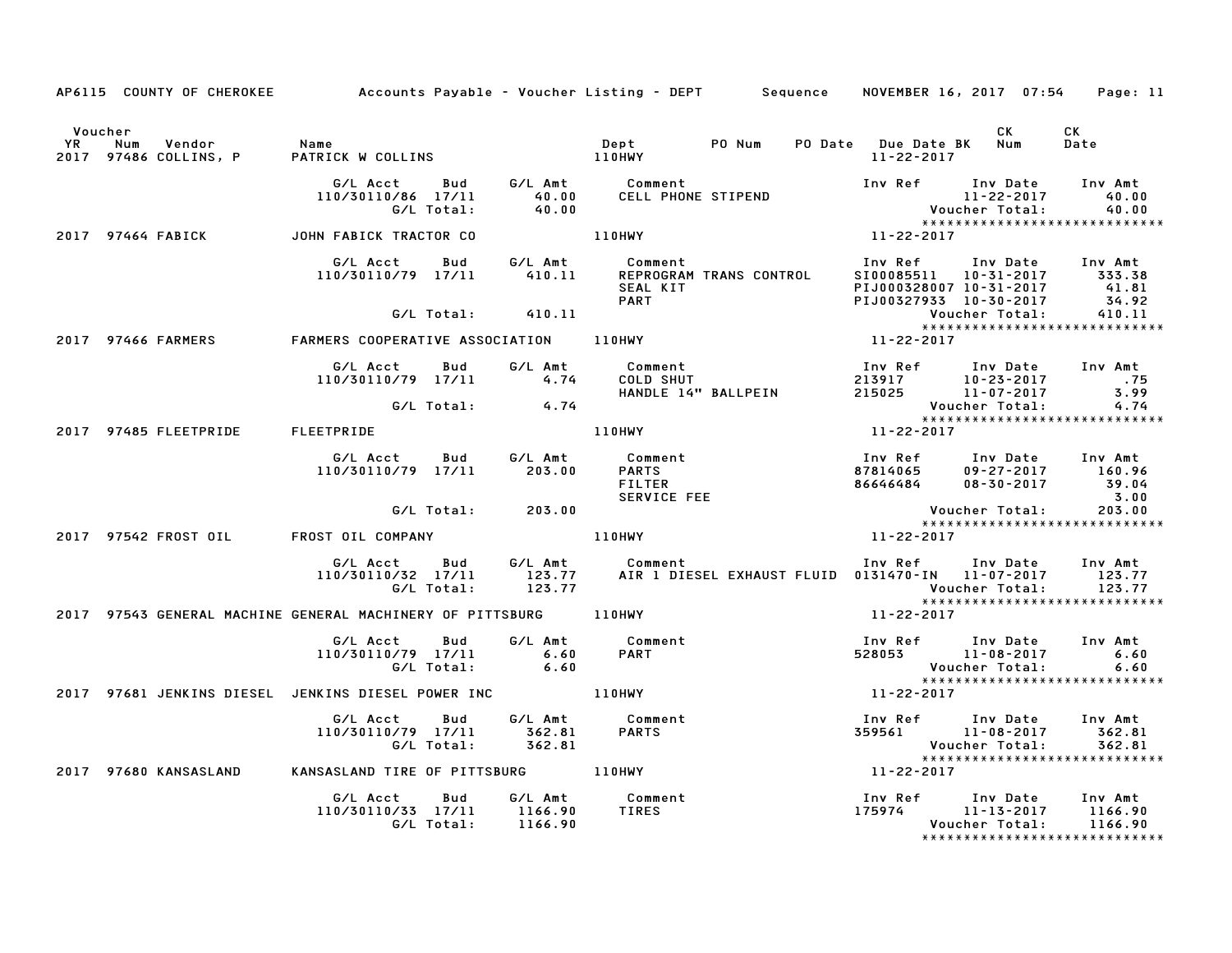AP6115 COUNTY OF CHEROKEE — Accounts Payable - Voucher Listing - DEPT — Sequence — NOVEMBER 16, 2017 07:54

| Voucher YR | Num | Vendor | Name | Dept | PO Num | PO Date | Due Date | BK | CK Num | CK Date |
|---|---|---|---|---|---|---|---|---|---|---|
| 2017 | 97486 | COLLINS, P | PATRICK W COLLINS | 110HWY | | | 11-22-2017 | | | |

| G/L Acct | Bud | G/L Amt | Comment | Inv Ref | Inv Date | Inv Amt |
|---|---|---|---|---|---|---|
| 110/30110/86 | 17/11 | 40.00 | CELL PHONE STIPEND | | 11-22-2017 | 40.00 |
| | G/L Total: | 40.00 | | | Voucher Total: | 40.00 |

| Voucher YR | Num | Vendor | Name | Dept | Due Date |
|---|---|---|---|---|---|
| 2017 | 97464 | FABICK | JOHN FABICK TRACTOR CO | 110HWY | 11-22-2017 |

| G/L Acct | Bud | G/L Amt | Comment | Inv Ref | Inv Date | Inv Amt |
|---|---|---|---|---|---|---|
| 110/30110/79 | 17/11 | 410.11 | REPROGRAM TRANS CONTROL | SI00085511 | 10-31-2017 | 333.38 |
| | | | SEAL KIT | PIJ000328007 | 10-31-2017 | 41.81 |
| | | | PART | PIJ00327933 | 10-30-2017 | 34.92 |
| | G/L Total: | 410.11 | | | Voucher Total: | 410.11 |

| Voucher YR | Num | Vendor | Name | Dept | Due Date |
|---|---|---|---|---|---|
| 2017 | 97466 | FARMERS | FARMERS COOPERATIVE ASSOCIATION | 110HWY | 11-22-2017 |

| G/L Acct | Bud | G/L Amt | Comment | Inv Ref | Inv Date | Inv Amt |
|---|---|---|---|---|---|---|
| 110/30110/79 | 17/11 | 4.74 | COLD SHUT | 213917 | 10-23-2017 | .75 |
| | | | HANDLE 14" BALLPEIN | 215025 | 11-07-2017 | 3.99 |
| | G/L Total: | 4.74 | | | Voucher Total: | 4.74 |

| Voucher YR | Num | Vendor | Name | Dept | Due Date |
|---|---|---|---|---|---|
| 2017 | 97485 | FLEETPRIDE | FLEETPRIDE | 110HWY | 11-22-2017 |

| G/L Acct | Bud | G/L Amt | Comment | Inv Ref | Inv Date | Inv Amt |
|---|---|---|---|---|---|---|
| 110/30110/79 | 17/11 | 203.00 | PARTS | 87814065 | 09-27-2017 | 160.96 |
| | | | FILTER | 86646484 | 08-30-2017 | 39.04 |
| | | | SERVICE FEE | | | 3.00 |
| | G/L Total: | 203.00 | | | Voucher Total: | 203.00 |

| Voucher YR | Num | Vendor | Name | Dept | Due Date |
|---|---|---|---|---|---|
| 2017 | 97542 | FROST OIL | FROST OIL COMPANY | 110HWY | 11-22-2017 |

| G/L Acct | Bud | G/L Amt | Comment | Inv Ref | Inv Date | Inv Amt |
|---|---|---|---|---|---|---|
| 110/30110/32 | 17/11 | 123.77 | AIR 1 DIESEL EXHAUST FLUID | 0131470-IN | 11-07-2017 | 123.77 |
| | G/L Total: | 123.77 | | | Voucher Total: | 123.77 |

| Voucher YR | Num | Vendor | Name | Dept | Due Date |
|---|---|---|---|---|---|
| 2017 | 97543 | GENERAL MACHINE | GENERAL MACHINERY OF PITTSBURG | 110HWY | 11-22-2017 |

| G/L Acct | Bud | G/L Amt | Comment | Inv Ref | Inv Date | Inv Amt |
|---|---|---|---|---|---|---|
| 110/30110/79 | 17/11 | 6.60 | PART | 528053 | 11-08-2017 | 6.60 |
| | G/L Total: | 6.60 | | | Voucher Total: | 6.60 |

| Voucher YR | Num | Vendor | Name | Dept | Due Date |
|---|---|---|---|---|---|
| 2017 | 97681 | JENKINS DIESEL | JENKINS DIESEL POWER INC | 110HWY | 11-22-2017 |

| G/L Acct | Bud | G/L Amt | Comment | Inv Ref | Inv Date | Inv Amt |
|---|---|---|---|---|---|---|
| 110/30110/79 | 17/11 | 362.81 | PARTS | 359561 | 11-08-2017 | 362.81 |
| | G/L Total: | 362.81 | | | Voucher Total: | 362.81 |

| Voucher YR | Num | Vendor | Name | Dept | Due Date |
|---|---|---|---|---|---|
| 2017 | 97680 | KANSASLAND | KANSASLAND TIRE OF PITTSBURG | 110HWY | 11-22-2017 |

| G/L Acct | Bud | G/L Amt | Comment | Inv Ref | Inv Date | Inv Amt |
|---|---|---|---|---|---|---|
| 110/30110/33 | 17/11 | 1166.90 | TIRES | 175974 | 11-13-2017 | 1166.90 |
| | G/L Total: | 1166.90 | | | Voucher Total: | 1166.90 |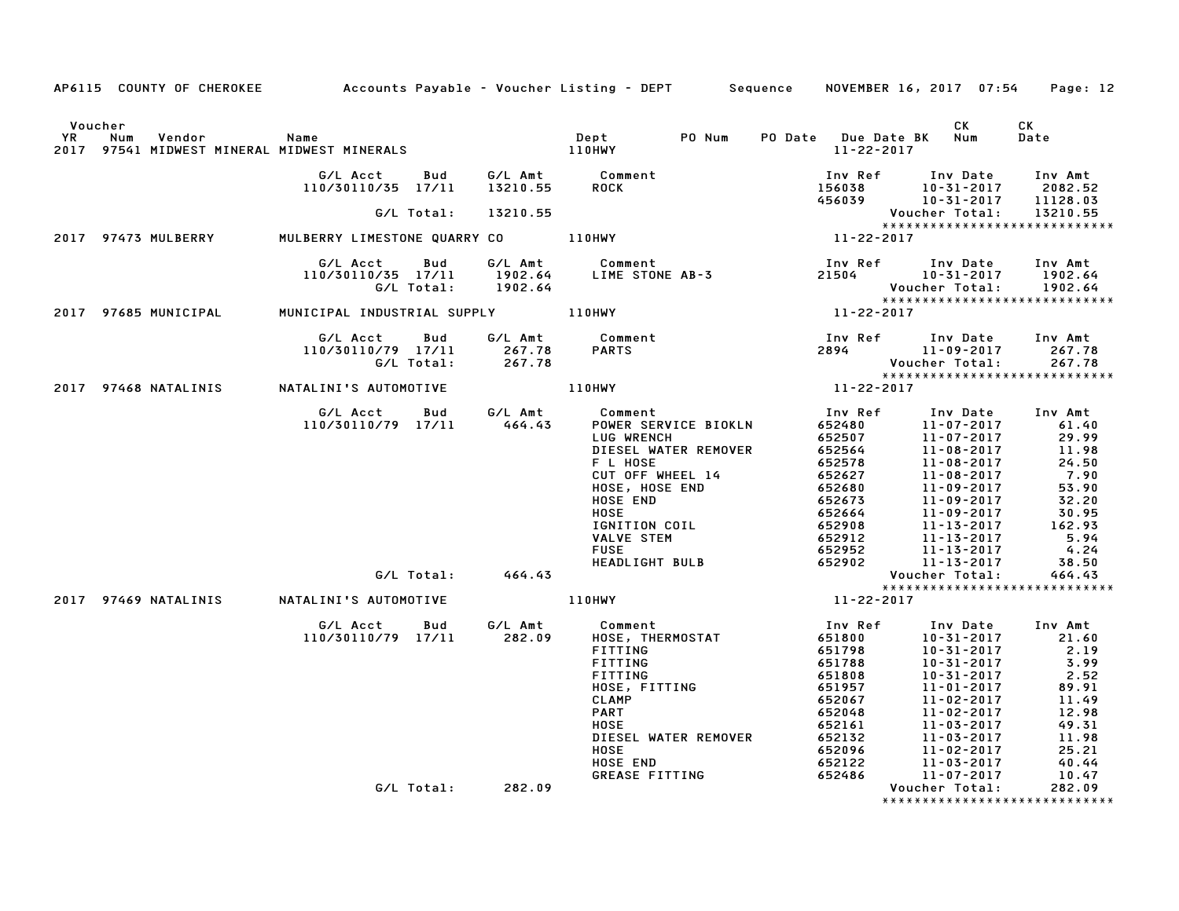AP6115 COUNTY OF CHEROKEE Accounts Payable - Voucher Listing - DEPT Sequence NOVEMBER 16, 2017 07:54 Page: 12

| Voucher YR | Num | Vendor | Name | Dept | PO Num | PO Date | Due Date BK | CK Num | CK Date |
|---|---|---|---|---|---|---|---|---|---|
| 2017 | 97541 | MIDWEST MINERAL | MIDWEST MINERALS | 110HWY | | | 11-22-2017 | | |

| G/L Acct | Bud | G/L Amt | Comment | Inv Ref | Inv Date | Inv Amt |
|---|---|---|---|---|---|---|
| 110/30110/35 | 17/11 | 13210.55 | ROCK | 156038 | 10-31-2017 | 2082.52 |
| | | | | 456039 | 10-31-2017 | 11128.03 |
| | G/L Total: | 13210.55 | | | Voucher Total: | 13210.55 |

****************************

| Voucher YR | Num | Vendor | Name | Dept | PO Num | PO Date | Due Date BK | CK Num | CK Date |
|---|---|---|---|---|---|---|---|---|---|
| 2017 | 97473 | MULBERRY | MULBERRY LIMESTONE QUARRY CO | 110HWY | | | 11-22-2017 | | |

| G/L Acct | Bud | G/L Amt | Comment | Inv Ref | Inv Date | Inv Amt |
|---|---|---|---|---|---|---|
| 110/30110/35 | 17/11 | 1902.64 | LIME STONE AB-3 | 21504 | 10-31-2017 | 1902.64 |
| | G/L Total: | 1902.64 | | | Voucher Total: | 1902.64 |

****************************

| Voucher YR | Num | Vendor | Name | Dept | PO Num | PO Date | Due Date BK | CK Num | CK Date |
|---|---|---|---|---|---|---|---|---|---|
| 2017 | 97685 | MUNICIPAL | MUNICIPAL INDUSTRIAL SUPPLY | 110HWY | | | 11-22-2017 | | |

| G/L Acct | Bud | G/L Amt | Comment | Inv Ref | Inv Date | Inv Amt |
|---|---|---|---|---|---|---|
| 110/30110/79 | 17/11 | 267.78 | PARTS | 2894 | 11-09-2017 | 267.78 |
| | G/L Total: | 267.78 | | | Voucher Total: | 267.78 |

****************************

| Voucher YR | Num | Vendor | Name | Dept | PO Num | PO Date | Due Date BK | CK Num | CK Date |
|---|---|---|---|---|---|---|---|---|---|
| 2017 | 97468 | NATALINIS | NATALINI'S AUTOMOTIVE | 110HWY | | | 11-22-2017 | | |

| G/L Acct | Bud | G/L Amt | Comment | Inv Ref | Inv Date | Inv Amt |
|---|---|---|---|---|---|---|
| 110/30110/79 | 17/11 | 464.43 | POWER SERVICE BIOKLN | 652480 | 11-07-2017 | 61.40 |
| | | | LUG WRENCH | 652507 | 11-07-2017 | 29.99 |
| | | | DIESEL WATER REMOVER | 652564 | 11-08-2017 | 11.98 |
| | | | F L HOSE | 652578 | 11-08-2017 | 24.50 |
| | | | CUT OFF WHEEL 14 | 652627 | 11-08-2017 | 7.90 |
| | | | HOSE, HOSE END | 652680 | 11-09-2017 | 53.90 |
| | | | HOSE END | 652673 | 11-09-2017 | 32.20 |
| | | | HOSE | 652664 | 11-09-2017 | 30.95 |
| | | | IGNITION COIL | 652908 | 11-13-2017 | 162.93 |
| | | | VALVE STEM | 652912 | 11-13-2017 | 5.94 |
| | | | FUSE | 652952 | 11-13-2017 | 4.24 |
| | | | HEADLIGHT BULB | 652902 | 11-13-2017 | 38.50 |
| | G/L Total: | 464.43 | | | Voucher Total: | 464.43 |

****************************

| Voucher YR | Num | Vendor | Name | Dept | PO Num | PO Date | Due Date BK | CK Num | CK Date |
|---|---|---|---|---|---|---|---|---|---|
| 2017 | 97469 | NATALINIS | NATALINI'S AUTOMOTIVE | 110HWY | | | 11-22-2017 | | |

| G/L Acct | Bud | G/L Amt | Comment | Inv Ref | Inv Date | Inv Amt |
|---|---|---|---|---|---|---|
| 110/30110/79 | 17/11 | 282.09 | HOSE, THERMOSTAT | 651800 | 10-31-2017 | 21.60 |
| | | | FITTING | 651798 | 10-31-2017 | 2.19 |
| | | | FITTING | 651788 | 10-31-2017 | 3.99 |
| | | | FITTING | 651808 | 10-31-2017 | 2.52 |
| | | | HOSE, FITTING | 651957 | 11-01-2017 | 89.91 |
| | | | CLAMP | 652067 | 11-02-2017 | 11.49 |
| | | | PART | 652048 | 11-02-2017 | 12.98 |
| | | | HOSE | 652161 | 11-03-2017 | 49.31 |
| | | | DIESEL WATER REMOVER | 652132 | 11-03-2017 | 11.98 |
| | | | HOSE | 652096 | 11-02-2017 | 25.21 |
| | | | HOSE END | 652122 | 11-03-2017 | 40.44 |
| | | | GREASE FITTING | 652486 | 11-07-2017 | 10.47 |
| | G/L Total: | 282.09 | | | Voucher Total: | 282.09 |

****************************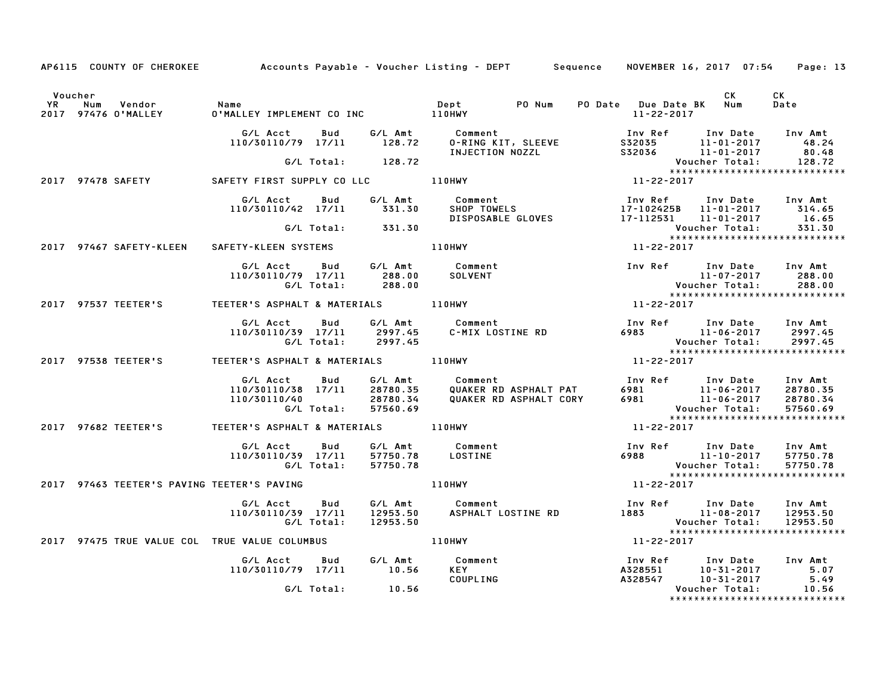AP6115 COUNTY OF CHEROKEE — Accounts Payable - Voucher Listing - DEPT — Sequence — NOVEMBER 16, 2017 07:54

| YR | Voucher Num | Vendor | Name | Dept | PO Num | PO Date | Due Date | BK | CK Num | CK Date |
|---|---|---|---|---|---|---|---|---|---|---|
| 2017 | 97476 | O'MALLEY | O'MALLEY IMPLEMENT CO INC | 110HWY | | | 11-22-2017 | | | |

| G/L Acct | Bud | G/L Amt | Comment | Inv Ref | Inv Date | Inv Amt |
|---|---|---|---|---|---|---|
| 110/30110/79 | 17/11 | 128.72 | O-RING KIT, SLEEVE | S32035 | 11-01-2017 | 48.24 |
| | | | INJECTION NOZZL | S32036 | 11-01-2017 | 80.48 |
| G/L Total: | | 128.72 | | | Voucher Total: | 128.72 |

*****************************

| YR | Voucher Num | Vendor | Name | Dept | Due Date |
|---|---|---|---|---|---|
| 2017 | 97478 | SAFETY | SAFETY FIRST SUPPLY CO LLC | 110HWY | 11-22-2017 |

| G/L Acct | Bud | G/L Amt | Comment | Inv Ref | Inv Date | Inv Amt |
|---|---|---|---|---|---|---|
| 110/30110/42 | 17/11 | 331.30 | SHOP TOWELS | 17-102425B | 11-01-2017 | 314.65 |
| | | | DISPOSABLE GLOVES | 17-112531 | 11-01-2017 | 16.65 |
| G/L Total: | | 331.30 | | | Voucher Total: | 331.30 |

*****************************

| YR | Voucher Num | Vendor | Name | Dept | Due Date |
|---|---|---|---|---|---|
| 2017 | 97467 | SAFETY-KLEEN | SAFETY-KLEEN SYSTEMS | 110HWY | 11-22-2017 |

| G/L Acct | Bud | G/L Amt | Comment | Inv Ref | Inv Date | Inv Amt |
|---|---|---|---|---|---|---|
| 110/30110/79 | 17/11 | 288.00 | SOLVENT | | 11-07-2017 | 288.00 |
| G/L Total: | | 288.00 | | | Voucher Total: | 288.00 |

*****************************

| YR | Voucher Num | Vendor | Name | Dept | Due Date |
|---|---|---|---|---|---|
| 2017 | 97537 | TEETER'S | TEETER'S ASPHALT & MATERIALS | 110HWY | 11-22-2017 |

| G/L Acct | Bud | G/L Amt | Comment | Inv Ref | Inv Date | Inv Amt |
|---|---|---|---|---|---|---|
| 110/30110/39 | 17/11 | 2997.45 | C-MIX LOSTINE RD | 6983 | 11-06-2017 | 2997.45 |
| G/L Total: | | 2997.45 | | | Voucher Total: | 2997.45 |

*****************************

| YR | Voucher Num | Vendor | Name | Dept | Due Date |
|---|---|---|---|---|---|
| 2017 | 97538 | TEETER'S | TEETER'S ASPHALT & MATERIALS | 110HWY | 11-22-2017 |

| G/L Acct | Bud | G/L Amt | Comment | Inv Ref | Inv Date | Inv Amt |
|---|---|---|---|---|---|---|
| 110/30110/38 | 17/11 | 28780.35 | QUAKER RD ASPHALT PAT | 6981 | 11-06-2017 | 28780.35 |
| 110/30110/40 | | 28780.34 | QUAKER RD ASPHALT CORY | 6981 | 11-06-2017 | 28780.34 |
| G/L Total: | | 57560.69 | | | Voucher Total: | 57560.69 |

*****************************

| YR | Voucher Num | Vendor | Name | Dept | Due Date |
|---|---|---|---|---|---|
| 2017 | 97682 | TEETER'S | TEETER'S ASPHALT & MATERIALS | 110HWY | 11-22-2017 |

| G/L Acct | Bud | G/L Amt | Comment | Inv Ref | Inv Date | Inv Amt |
|---|---|---|---|---|---|---|
| 110/30110/39 | 17/11 | 57750.78 | LOSTINE | 6988 | 11-10-2017 | 57750.78 |
| G/L Total: | | 57750.78 | | | Voucher Total: | 57750.78 |

*****************************

| YR | Voucher Num | Vendor | Name | Dept | Due Date |
|---|---|---|---|---|---|
| 2017 | 97463 | TEETER'S PAVING | TEETER'S PAVING | 110HWY | 11-22-2017 |

| G/L Acct | Bud | G/L Amt | Comment | Inv Ref | Inv Date | Inv Amt |
|---|---|---|---|---|---|---|
| 110/30110/39 | 17/11 | 12953.50 | ASPHALT LOSTINE RD | 1883 | 11-08-2017 | 12953.50 |
| G/L Total: | | 12953.50 | | | Voucher Total: | 12953.50 |

*****************************

| YR | Voucher Num | Vendor | Name | Dept | Due Date |
|---|---|---|---|---|---|
| 2017 | 97475 | TRUE VALUE COL | TRUE VALUE COLUMBUS | 110HWY | 11-22-2017 |

| G/L Acct | Bud | G/L Amt | Comment | Inv Ref | Inv Date | Inv Amt |
|---|---|---|---|---|---|---|
| 110/30110/79 | 17/11 | 10.56 | KEY | A328551 | 10-31-2017 | 5.07 |
| | | | COUPLING | A328547 | 10-31-2017 | 5.49 |
| G/L Total: | | 10.56 | | | Voucher Total: | 10.56 |

*****************************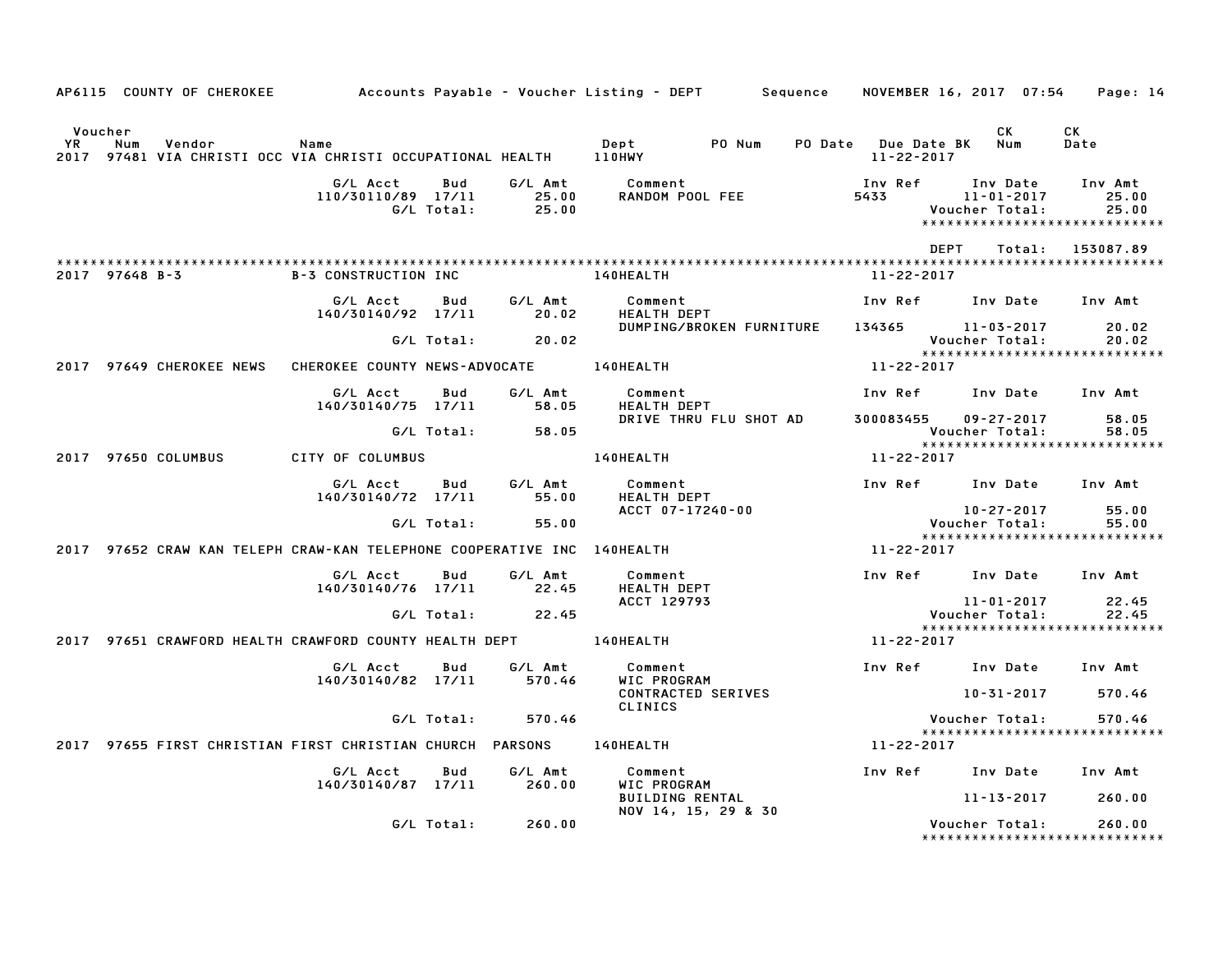AP6115 COUNTY OF CHEROKEE Accounts Payable - Voucher Listing - DEPT Sequence NOVEMBER 16, 2017 07:54

| Voucher YR | Num | Vendor | Name | Dept | PO Num | PO Date | Due Date BK | CK Num | CK Date |
|---|---|---|---|---|---|---|---|---|---|
| 2017 | 97481 | VIA CHRISTI OCC | VIA CHRISTI OCCUPATIONAL HEALTH | 110HWY | | | 11-22-2017 | | |

| G/L Acct | Bud | G/L Amt | Comment | Inv Ref | Inv Date | Inv Amt |
|---|---|---|---|---|---|---|
| 110/30110/89 | 17/11 | 25.00 | RANDOM POOL FEE | 5433 | 11-01-2017 | 25.00 |
| | G/L Total: | 25.00 | | | Voucher Total: | 25.00 |

******************************

DEPT Total: 153087.89

******************************

**2017 97648 B-3 — B-3 CONSTRUCTION INC — 140HEALTH — 11-22-2017**

| G/L Acct | Bud | G/L Amt | Comment | Inv Ref | Inv Date | Inv Amt |
|---|---|---|---|---|---|---|
| 140/30140/92 | 17/11 | 20.02 | HEALTH DEPT DUMPING/BROKEN FURNITURE | 134365 | 11-03-2017 | 20.02 |
| | G/L Total: | 20.02 | | | Voucher Total: | 20.02 |

******************************

**2017 97649 CHEROKEE NEWS — CHEROKEE COUNTY NEWS-ADVOCATE — 140HEALTH — 11-22-2017**

| G/L Acct | Bud | G/L Amt | Comment | Inv Ref | Inv Date | Inv Amt |
|---|---|---|---|---|---|---|
| 140/30140/75 | 17/11 | 58.05 | HEALTH DEPT DRIVE THRU FLU SHOT AD | 300083455 | 09-27-2017 | 58.05 |
| | G/L Total: | 58.05 | | | Voucher Total: | 58.05 |

******************************

**2017 97650 COLUMBUS — CITY OF COLUMBUS — 140HEALTH — 11-22-2017**

| G/L Acct | Bud | G/L Amt | Comment | Inv Ref | Inv Date | Inv Amt |
|---|---|---|---|---|---|---|
| 140/30140/72 | 17/11 | 55.00 | HEALTH DEPT ACCT 07-17240-00 | | 10-27-2017 | 55.00 |
| | G/L Total: | 55.00 | | | Voucher Total: | 55.00 |

******************************

**2017 97652 CRAW KAN TELEPH — CRAW-KAN TELEPHONE COOPERATIVE INC — 140HEALTH — 11-22-2017**

| G/L Acct | Bud | G/L Amt | Comment | Inv Ref | Inv Date | Inv Amt |
|---|---|---|---|---|---|---|
| 140/30140/76 | 17/11 | 22.45 | HEALTH DEPT ACCT 129793 | | 11-01-2017 | 22.45 |
| | G/L Total: | 22.45 | | | Voucher Total: | 22.45 |

******************************

**2017 97651 CRAWFORD HEALTH — CRAWFORD COUNTY HEALTH DEPT — 140HEALTH — 11-22-2017**

| G/L Acct | Bud | G/L Amt | Comment | Inv Ref | Inv Date | Inv Amt |
|---|---|---|---|---|---|---|
| 140/30140/82 | 17/11 | 570.46 | WIC PROGRAM CONTRACTED SERIVES CLINICS | | 10-31-2017 | 570.46 |
| | G/L Total: | 570.46 | | | Voucher Total: | 570.46 |

******************************

**2017 97655 FIRST CHRISTIAN — FIRST CHRISTIAN CHURCH PARSONS — 140HEALTH — 11-22-2017**

| G/L Acct | Bud | G/L Amt | Comment | Inv Ref | Inv Date | Inv Amt |
|---|---|---|---|---|---|---|
| 140/30140/87 | 17/11 | 260.00 | WIC PROGRAM BUILDING RENTAL NOV 14, 15, 29 & 30 | | 11-13-2017 | 260.00 |
| | G/L Total: | 260.00 | | | Voucher Total: | 260.00 |

******************************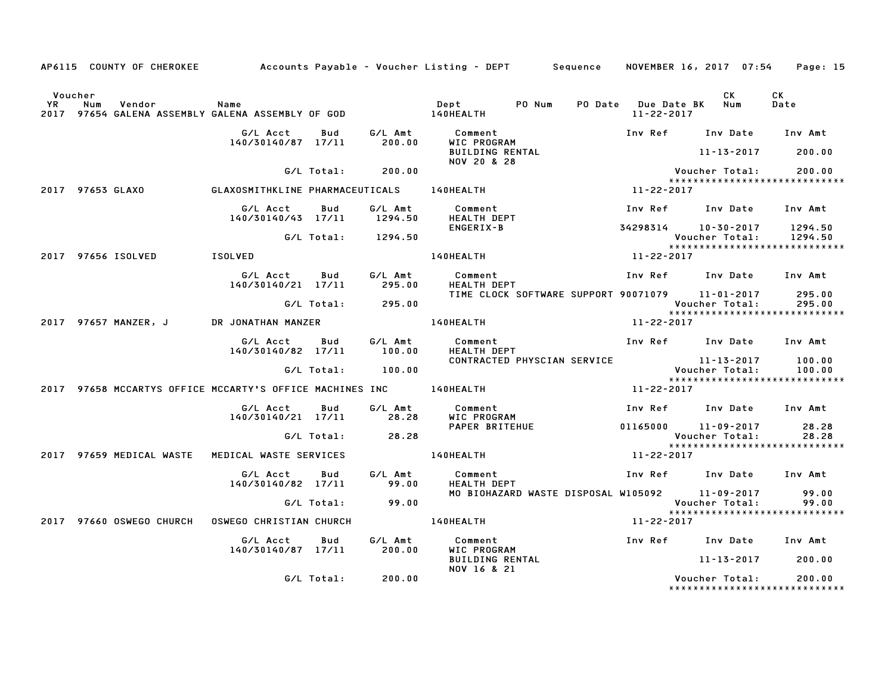AP6115 COUNTY OF CHEROKEE Accounts Payable - Voucher Listing - DEPT Sequence NOVEMBER 16, 2017 07:54 Page: 15

| Voucher YR | Num | Vendor | Name | Dept | PO Num | PO Date | Due Date BK | CK Num | CK Date |
|---|---|---|---|---|---|---|---|---|---|
| 2017 | 97654 | GALENA ASSEMBLY | GALENA ASSEMBLY OF GOD | 140HEALTH | | | 11-22-2017 | | |

| G/L Acct | Bud | G/L Amt | Comment | Inv Ref | Inv Date | Inv Amt |
|---|---|---|---|---|---|---|
| 140/30140/87 | 17/11 | 200.00 | WIC PROGRAM BUILDING RENTAL NOV 20 & 28 | | 11-13-2017 | 200.00 |
| | G/L Total: | 200.00 | | | Voucher Total: | 200.00 |

*****************************

| Voucher YR | Num | Vendor | Name | Dept | Due Date |
|---|---|---|---|---|---|
| 2017 | 97653 | GLAXO | GLAXOSMITHKLINE PHARMACEUTICALS | 140HEALTH | 11-22-2017 |

| G/L Acct | Bud | G/L Amt | Comment | Inv Ref | Inv Date | Inv Amt |
|---|---|---|---|---|---|---|
| 140/30140/43 | 17/11 | 1294.50 | HEALTH DEPT ENGERIX-B | 34298314 | 10-30-2017 | 1294.50 |
| | G/L Total: | 1294.50 | | | Voucher Total: | 1294.50 |

*****************************

| Voucher YR | Num | Vendor | Name | Dept | Due Date |
|---|---|---|---|---|---|
| 2017 | 97656 | ISOLVED | ISOLVED | 140HEALTH | 11-22-2017 |

| G/L Acct | Bud | G/L Amt | Comment | Inv Ref | Inv Date | Inv Amt |
|---|---|---|---|---|---|---|
| 140/30140/21 | 17/11 | 295.00 | HEALTH DEPT TIME CLOCK SOFTWARE SUPPORT | 90071079 | 11-01-2017 | 295.00 |
| | G/L Total: | 295.00 | | | Voucher Total: | 295.00 |

*****************************

| Voucher YR | Num | Vendor | Name | Dept | Due Date |
|---|---|---|---|---|---|
| 2017 | 97657 | MANZER, J | DR JONATHAN MANZER | 140HEALTH | 11-22-2017 |

| G/L Acct | Bud | G/L Amt | Comment | Inv Ref | Inv Date | Inv Amt |
|---|---|---|---|---|---|---|
| 140/30140/82 | 17/11 | 100.00 | HEALTH DEPT CONTRACTED PHYSCIAN SERVICE | | 11-13-2017 | 100.00 |
| | G/L Total: | 100.00 | | | Voucher Total: | 100.00 |

*****************************

| Voucher YR | Num | Vendor | Name | Dept | Due Date |
|---|---|---|---|---|---|
| 2017 | 97658 | MCCARTYS OFFICE | MCCARTY'S OFFICE MACHINES INC | 140HEALTH | 11-22-2017 |

| G/L Acct | Bud | G/L Amt | Comment | Inv Ref | Inv Date | Inv Amt |
|---|---|---|---|---|---|---|
| 140/30140/21 | 17/11 | 28.28 | WIC PROGRAM PAPER BRITEHUE | 01165000 | 11-09-2017 | 28.28 |
| | G/L Total: | 28.28 | | | Voucher Total: | 28.28 |

*****************************

| Voucher YR | Num | Vendor | Name | Dept | Due Date |
|---|---|---|---|---|---|
| 2017 | 97659 | MEDICAL WASTE | MEDICAL WASTE SERVICES | 140HEALTH | 11-22-2017 |

| G/L Acct | Bud | G/L Amt | Comment | Inv Ref | Inv Date | Inv Amt |
|---|---|---|---|---|---|---|
| 140/30140/82 | 17/11 | 99.00 | HEALTH DEPT MO BIOHAZARD WASTE DISPOSAL | W105092 | 11-09-2017 | 99.00 |
| | G/L Total: | 99.00 | | | Voucher Total: | 99.00 |

*****************************

| Voucher YR | Num | Vendor | Name | Dept | Due Date |
|---|---|---|---|---|---|
| 2017 | 97660 | OSWEGO CHURCH | OSWEGO CHRISTIAN CHURCH | 140HEALTH | 11-22-2017 |

| G/L Acct | Bud | G/L Amt | Comment | Inv Ref | Inv Date | Inv Amt |
|---|---|---|---|---|---|---|
| 140/30140/87 | 17/11 | 200.00 | WIC PROGRAM BUILDING RENTAL NOV 16 & 21 | | 11-13-2017 | 200.00 |
| | G/L Total: | 200.00 | | | Voucher Total: | 200.00 |

*****************************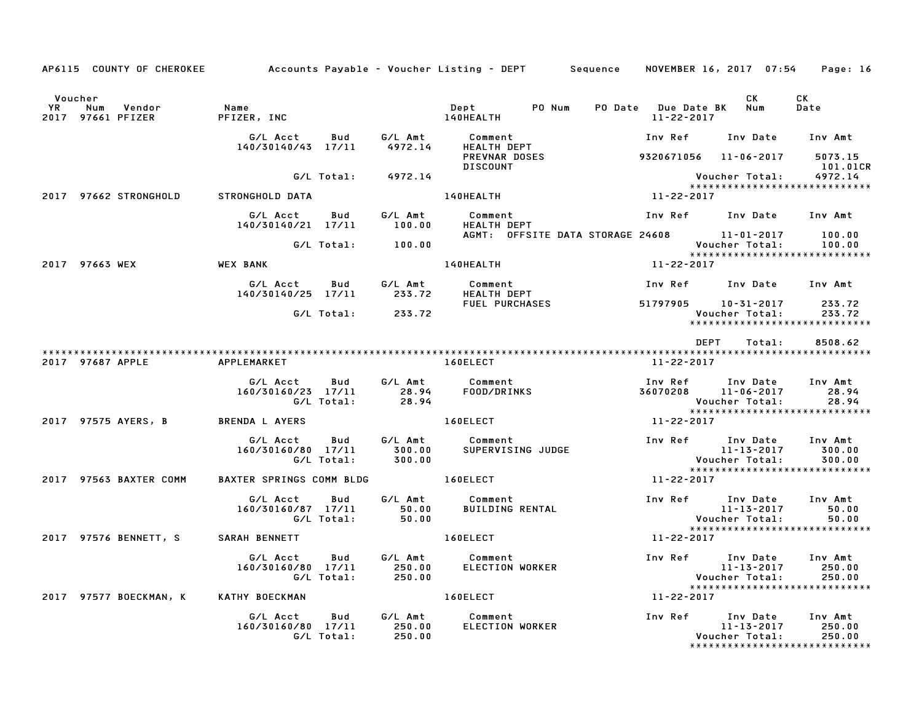AP6115 COUNTY OF CHEROKEE — Accounts Payable - Voucher Listing - DEPT — Sequence — NOVEMBER 16, 2017 07:54

| Voucher YR | Num | Vendor | Name | Dept | PO Num | PO Date | Due Date BK | CK Num | CK Date |
|---|---|---|---|---|---|---|---|---|---|
| 2017 | 97661 | PFIZER | PFIZER, INC | 140HEALTH | | | 11-22-2017 | | |

| G/L Acct | Bud | G/L Amt | Comment | Inv Ref | Inv Date | Inv Amt |
|---|---|---|---|---|---|---|
| 140/30140/43 | 17/11 | 4972.14 | HEALTH DEPT | | | |
| | | | PREVNAR DOSES | 9320671056 | 11-06-2017 | 5073.15 |
| | | | DISCOUNT | | | 101.01CR |
| | G/L Total: | 4972.14 | | | Voucher Total: | 4972.14 |

****************************

| Voucher YR | Num | Vendor | Name | Dept | Due Date |
|---|---|---|---|---|---|
| 2017 | 97662 | STRONGHOLD | STRONGHOLD DATA | 140HEALTH | 11-22-2017 |

| G/L Acct | Bud | G/L Amt | Comment | Inv Ref | Inv Date | Inv Amt |
|---|---|---|---|---|---|---|
| 140/30140/21 | 17/11 | 100.00 | HEALTH DEPT | | | |
| | | | AGMT: OFFSITE DATA STORAGE | 24608 | 11-01-2017 | 100.00 |
| | G/L Total: | 100.00 | | | Voucher Total: | 100.00 |

****************************

| Voucher YR | Num | Vendor | Name | Dept | Due Date |
|---|---|---|---|---|---|
| 2017 | 97663 | WEX | WEX BANK | 140HEALTH | 11-22-2017 |

| G/L Acct | Bud | G/L Amt | Comment | Inv Ref | Inv Date | Inv Amt |
|---|---|---|---|---|---|---|
| 140/30140/25 | 17/11 | 233.72 | HEALTH DEPT | | | |
| | | | FUEL PURCHASES | 51797905 | 10-31-2017 | 233.72 |
| | G/L Total: | 233.72 | | | Voucher Total: | 233.72 |

****************************

DEPT Total: 8508.62

****************************

| Voucher YR | Num | Vendor | Name | Dept | Due Date |
|---|---|---|---|---|---|
| 2017 | 97687 | APPLE | APPLEMARKET | 160ELECT | 11-22-2017 |

| G/L Acct | Bud | G/L Amt | Comment | Inv Ref | Inv Date | Inv Amt |
|---|---|---|---|---|---|---|
| 160/30160/23 | 17/11 | 28.94 | FOOD/DRINKS | 36070208 | 11-06-2017 | 28.94 |
| | G/L Total: | 28.94 | | | Voucher Total: | 28.94 |

****************************

| Voucher YR | Num | Vendor | Name | Dept | Due Date |
|---|---|---|---|---|---|
| 2017 | 97575 | AYERS, B | BRENDA L AYERS | 160ELECT | 11-22-2017 |

| G/L Acct | Bud | G/L Amt | Comment | Inv Ref | Inv Date | Inv Amt |
|---|---|---|---|---|---|---|
| 160/30160/80 | 17/11 | 300.00 | SUPERVISING JUDGE | | 11-13-2017 | 300.00 |
| | G/L Total: | 300.00 | | | Voucher Total: | 300.00 |

****************************

| Voucher YR | Num | Vendor | Name | Dept | Due Date |
|---|---|---|---|---|---|
| 2017 | 97563 | BAXTER COMM | BAXTER SPRINGS COMM BLDG | 160ELECT | 11-22-2017 |

| G/L Acct | Bud | G/L Amt | Comment | Inv Ref | Inv Date | Inv Amt |
|---|---|---|---|---|---|---|
| 160/30160/87 | 17/11 | 50.00 | BUILDING RENTAL | | 11-13-2017 | 50.00 |
| | G/L Total: | 50.00 | | | Voucher Total: | 50.00 |

****************************

| Voucher YR | Num | Vendor | Name | Dept | Due Date |
|---|---|---|---|---|---|
| 2017 | 97576 | BENNETT, S | SARAH BENNETT | 160ELECT | 11-22-2017 |

| G/L Acct | Bud | G/L Amt | Comment | Inv Ref | Inv Date | Inv Amt |
|---|---|---|---|---|---|---|
| 160/30160/80 | 17/11 | 250.00 | ELECTION WORKER | | 11-13-2017 | 250.00 |
| | G/L Total: | 250.00 | | | Voucher Total: | 250.00 |

****************************

| Voucher YR | Num | Vendor | Name | Dept | Due Date |
|---|---|---|---|---|---|
| 2017 | 97577 | BOECKMAN, K | KATHY BOECKMAN | 160ELECT | 11-22-2017 |

| G/L Acct | Bud | G/L Amt | Comment | Inv Ref | Inv Date | Inv Amt |
|---|---|---|---|---|---|---|
| 160/30160/80 | 17/11 | 250.00 | ELECTION WORKER | | 11-13-2017 | 250.00 |
| | G/L Total: | 250.00 | | | Voucher Total: | 250.00 |

****************************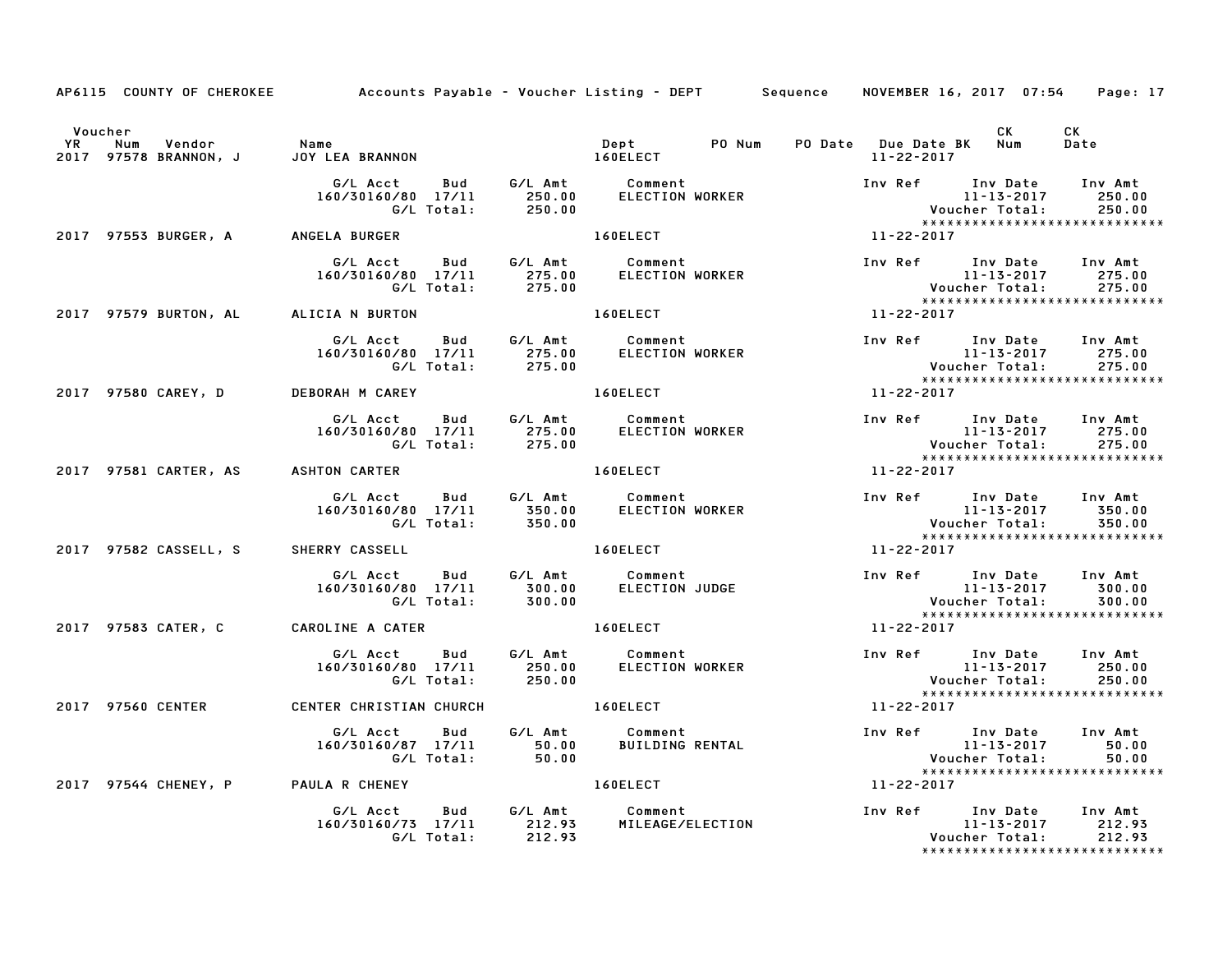| Voucher YR | Num | Vendor | Name | Dept | PO Num | PO Date | Due Date BK | CK Num | CK Date |
|---|---|---|---|---|---|---|---|---|---|
| 2017 | 97578 | BRANNON, J | JOY LEA BRANNON | 160ELECT | | | 11-22-2017 | | |

| G/L Acct | Bud | G/L Amt | Comment | Inv Ref | Inv Date | Inv Amt |
|---|---|---|---|---|---|---|
| 160/30160/80 | 17/11 | 250.00 | ELECTION WORKER | | 11-13-2017 | 250.00 |
| | G/L Total: | 250.00 | | | Voucher Total: | 250.00 |

| Voucher YR | Num | Vendor | Name | Dept | PO Num | PO Date | Due Date BK | CK Num | CK Date |
|---|---|---|---|---|---|---|---|---|---|
| 2017 | 97553 | BURGER, A | ANGELA BURGER | 160ELECT | | | 11-22-2017 | | |

| G/L Acct | Bud | G/L Amt | Comment | Inv Ref | Inv Date | Inv Amt |
|---|---|---|---|---|---|---|
| 160/30160/80 | 17/11 | 275.00 | ELECTION WORKER | | 11-13-2017 | 275.00 |
| | G/L Total: | 275.00 | | | Voucher Total: | 275.00 |

| Voucher YR | Num | Vendor | Name | Dept | PO Num | PO Date | Due Date BK | CK Num | CK Date |
|---|---|---|---|---|---|---|---|---|---|
| 2017 | 97579 | BURTON, AL | ALICIA N BURTON | 160ELECT | | | 11-22-2017 | | |

| G/L Acct | Bud | G/L Amt | Comment | Inv Ref | Inv Date | Inv Amt |
|---|---|---|---|---|---|---|
| 160/30160/80 | 17/11 | 275.00 | ELECTION WORKER | | 11-13-2017 | 275.00 |
| | G/L Total: | 275.00 | | | Voucher Total: | 275.00 |

| Voucher YR | Num | Vendor | Name | Dept | PO Num | PO Date | Due Date BK | CK Num | CK Date |
|---|---|---|---|---|---|---|---|---|---|
| 2017 | 97580 | CAREY, D | DEBORAH M CAREY | 160ELECT | | | 11-22-2017 | | |

| G/L Acct | Bud | G/L Amt | Comment | Inv Ref | Inv Date | Inv Amt |
|---|---|---|---|---|---|---|
| 160/30160/80 | 17/11 | 275.00 | ELECTION WORKER | | 11-13-2017 | 275.00 |
| | G/L Total: | 275.00 | | | Voucher Total: | 275.00 |

| Voucher YR | Num | Vendor | Name | Dept | PO Num | PO Date | Due Date BK | CK Num | CK Date |
|---|---|---|---|---|---|---|---|---|---|
| 2017 | 97581 | CARTER, AS | ASHTON CARTER | 160ELECT | | | 11-22-2017 | | |

| G/L Acct | Bud | G/L Amt | Comment | Inv Ref | Inv Date | Inv Amt |
|---|---|---|---|---|---|---|
| 160/30160/80 | 17/11 | 350.00 | ELECTION WORKER | | 11-13-2017 | 350.00 |
| | G/L Total: | 350.00 | | | Voucher Total: | 350.00 |

| Voucher YR | Num | Vendor | Name | Dept | PO Num | PO Date | Due Date BK | CK Num | CK Date |
|---|---|---|---|---|---|---|---|---|---|
| 2017 | 97582 | CASSELL, S | SHERRY CASSELL | 160ELECT | | | 11-22-2017 | | |

| G/L Acct | Bud | G/L Amt | Comment | Inv Ref | Inv Date | Inv Amt |
|---|---|---|---|---|---|---|
| 160/30160/80 | 17/11 | 300.00 | ELECTION JUDGE | | 11-13-2017 | 300.00 |
| | G/L Total: | 300.00 | | | Voucher Total: | 300.00 |

| Voucher YR | Num | Vendor | Name | Dept | PO Num | PO Date | Due Date BK | CK Num | CK Date |
|---|---|---|---|---|---|---|---|---|---|
| 2017 | 97583 | CATER, C | CAROLINE A CATER | 160ELECT | | | 11-22-2017 | | |

| G/L Acct | Bud | G/L Amt | Comment | Inv Ref | Inv Date | Inv Amt |
|---|---|---|---|---|---|---|
| 160/30160/80 | 17/11 | 250.00 | ELECTION WORKER | | 11-13-2017 | 250.00 |
| | G/L Total: | 250.00 | | | Voucher Total: | 250.00 |

| Voucher YR | Num | Vendor | Name | Dept | PO Num | PO Date | Due Date BK | CK Num | CK Date |
|---|---|---|---|---|---|---|---|---|---|
| 2017 | 97560 | CENTER | CENTER CHRISTIAN CHURCH | 160ELECT | | | 11-22-2017 | | |

| G/L Acct | Bud | G/L Amt | Comment | Inv Ref | Inv Date | Inv Amt |
|---|---|---|---|---|---|---|
| 160/30160/87 | 17/11 | 50.00 | BUILDING RENTAL | | 11-13-2017 | 50.00 |
| | G/L Total: | 50.00 | | | Voucher Total: | 50.00 |

| Voucher YR | Num | Vendor | Name | Dept | PO Num | PO Date | Due Date BK | CK Num | CK Date |
|---|---|---|---|---|---|---|---|---|---|
| 2017 | 97544 | CHENEY, P | PAULA R CHENEY | 160ELECT | | | 11-22-2017 | | |

| G/L Acct | Bud | G/L Amt | Comment | Inv Ref | Inv Date | Inv Amt |
|---|---|---|---|---|---|---|
| 160/30160/73 | 17/11 | 212.93 | MILEAGE/ELECTION | | 11-13-2017 | 212.93 |
| | G/L Total: | 212.93 | | | Voucher Total: | 212.93 |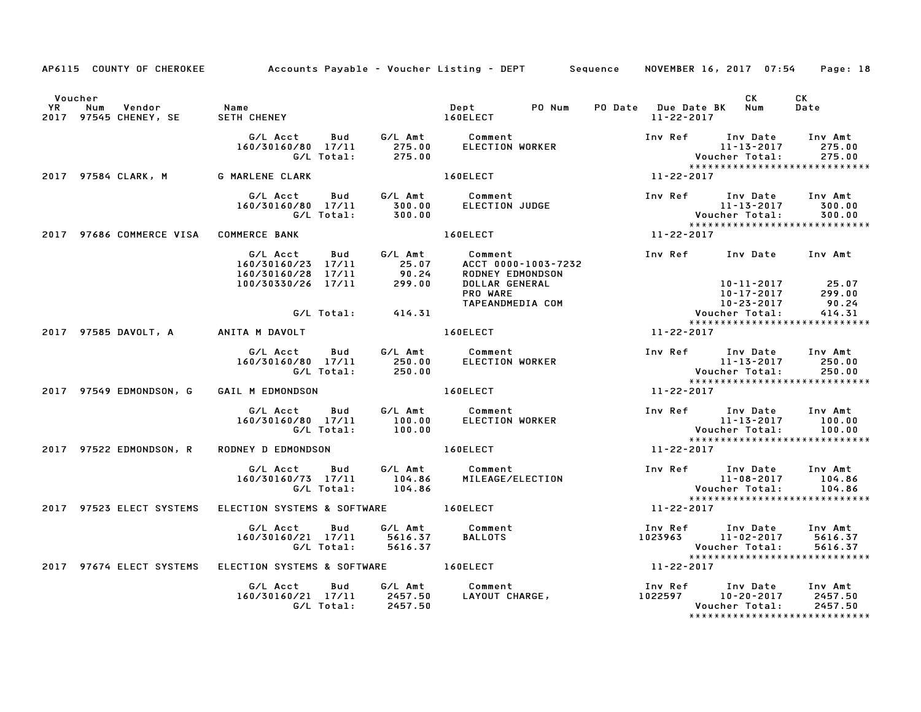AP6115 COUNTY OF CHEROKEE — Accounts Payable - Voucher Listing - DEPT — Sequence — NOVEMBER 16, 2017 07:54

| Voucher YR | Num | Vendor | Name | Dept | PO Num | PO Date | Due Date BK | CK Num | CK Date |
|---|---|---|---|---|---|---|---|---|---|
| 2017 | 97545 | CHENEY, SE | SETH CHENEY | 160ELECT | | | 11-22-2017 | | |

| G/L Acct | Bud | G/L Amt | Comment | Inv Ref | Inv Date | Inv Amt |
|---|---|---|---|---|---|---|
| 160/30160/80 | 17/11 | 275.00 | ELECTION WORKER | | 11-13-2017 | 275.00 |
| | G/L Total: | 275.00 | | | Voucher Total: | 275.00 |

******************************

| Voucher YR | Num | Vendor | Name | Dept | PO Num | PO Date | Due Date BK | CK Num | CK Date |
|---|---|---|---|---|---|---|---|---|---|
| 2017 | 97584 | CLARK, M | G MARLENE CLARK | 160ELECT | | | 11-22-2017 | | |

| G/L Acct | Bud | G/L Amt | Comment | Inv Ref | Inv Date | Inv Amt |
|---|---|---|---|---|---|---|
| 160/30160/80 | 17/11 | 300.00 | ELECTION JUDGE | | 11-13-2017 | 300.00 |
| | G/L Total: | 300.00 | | | Voucher Total: | 300.00 |

******************************

| Voucher YR | Num | Vendor | Name | Dept | PO Num | PO Date | Due Date BK | CK Num | CK Date |
|---|---|---|---|---|---|---|---|---|---|
| 2017 | 97686 | COMMERCE VISA | COMMERCE BANK | 160ELECT | | | 11-22-2017 | | |

| G/L Acct | Bud | G/L Amt | Comment | Inv Ref | Inv Date | Inv Amt |
|---|---|---|---|---|---|---|
| 160/30160/23 | 17/11 | 25.07 | ACCT 0000-1003-7232 | | | |
| 160/30160/28 | 17/11 | 90.24 | RODNEY EDMONDSON | | | |
| 100/30330/26 | 17/11 | 299.00 | DOLLAR GENERAL | | 10-11-2017 | 25.07 |
| | | | PRO WARE | | 10-17-2017 | 299.00 |
| | | | TAPEANDMEDIA COM | | 10-23-2017 | 90.24 |
| | G/L Total: | 414.31 | | | Voucher Total: | 414.31 |

******************************

| Voucher YR | Num | Vendor | Name | Dept | PO Num | PO Date | Due Date BK | CK Num | CK Date |
|---|---|---|---|---|---|---|---|---|---|
| 2017 | 97585 | DAVOLT, A | ANITA M DAVOLT | 160ELECT | | | 11-22-2017 | | |

| G/L Acct | Bud | G/L Amt | Comment | Inv Ref | Inv Date | Inv Amt |
|---|---|---|---|---|---|---|
| 160/30160/80 | 17/11 | 250.00 | ELECTION WORKER | | 11-13-2017 | 250.00 |
| | G/L Total: | 250.00 | | | Voucher Total: | 250.00 |

******************************

| Voucher YR | Num | Vendor | Name | Dept | PO Num | PO Date | Due Date BK | CK Num | CK Date |
|---|---|---|---|---|---|---|---|---|---|
| 2017 | 97549 | EDMONDSON, G | GAIL M EDMONDSON | 160ELECT | | | 11-22-2017 | | |

| G/L Acct | Bud | G/L Amt | Comment | Inv Ref | Inv Date | Inv Amt |
|---|---|---|---|---|---|---|
| 160/30160/80 | 17/11 | 100.00 | ELECTION WORKER | | 11-13-2017 | 100.00 |
| | G/L Total: | 100.00 | | | Voucher Total: | 100.00 |

******************************

| Voucher YR | Num | Vendor | Name | Dept | PO Num | PO Date | Due Date BK | CK Num | CK Date |
|---|---|---|---|---|---|---|---|---|---|
| 2017 | 97522 | EDMONDSON, R | RODNEY D EDMONDSON | 160ELECT | | | 11-22-2017 | | |

| G/L Acct | Bud | G/L Amt | Comment | Inv Ref | Inv Date | Inv Amt |
|---|---|---|---|---|---|---|
| 160/30160/73 | 17/11 | 104.86 | MILEAGE/ELECTION | | 11-08-2017 | 104.86 |
| | G/L Total: | 104.86 | | | Voucher Total: | 104.86 |

******************************

| Voucher YR | Num | Vendor | Name | Dept | PO Num | PO Date | Due Date BK | CK Num | CK Date |
|---|---|---|---|---|---|---|---|---|---|
| 2017 | 97523 | ELECT SYSTEMS | ELECTION SYSTEMS & SOFTWARE | 160ELECT | | | 11-22-2017 | | |

| G/L Acct | Bud | G/L Amt | Comment | Inv Ref | Inv Date | Inv Amt |
|---|---|---|---|---|---|---|
| 160/30160/21 | 17/11 | 5616.37 | BALLOTS | 1023963 | 11-02-2017 | 5616.37 |
| | G/L Total: | 5616.37 | | | Voucher Total: | 5616.37 |

******************************

| Voucher YR | Num | Vendor | Name | Dept | PO Num | PO Date | Due Date BK | CK Num | CK Date |
|---|---|---|---|---|---|---|---|---|---|
| 2017 | 97674 | ELECT SYSTEMS | ELECTION SYSTEMS & SOFTWARE | 160ELECT | | | 11-22-2017 | | |

| G/L Acct | Bud | G/L Amt | Comment | Inv Ref | Inv Date | Inv Amt |
|---|---|---|---|---|---|---|
| 160/30160/21 | 17/11 | 2457.50 | LAYOUT CHARGE, | 1022597 | 10-20-2017 | 2457.50 |
| | G/L Total: | 2457.50 | | | Voucher Total: | 2457.50 |

******************************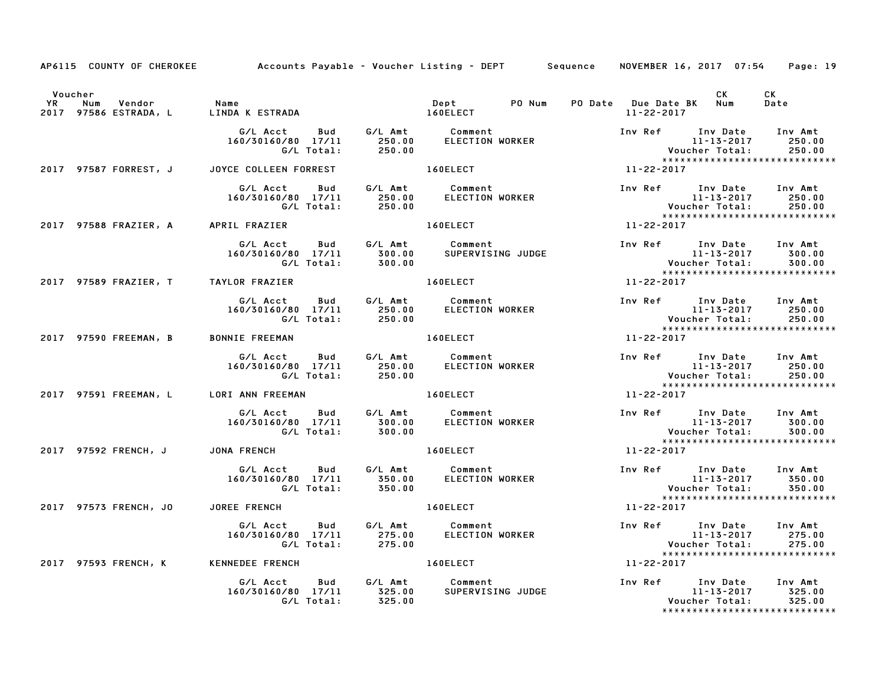AP6115 COUNTY OF CHEROKEE Accounts Payable - Voucher Listing - DEPT Sequence NOVEMBER 16, 2017 07:54 Page: 19

| Voucher YR | Num | Vendor | Name | Dept | PO Num | PO Date | Due Date BK | CK Num | CK Date |
|---|---|---|---|---|---|---|---|---|---|
| 2017 | 97586 | ESTRADA, L | LINDA K ESTRADA | 160ELECT | | | 11-22-2017 | | |

| G/L Acct | Bud | G/L Amt | Comment | Inv Ref | Inv Date | Inv Amt |
|---|---|---|---|---|---|---|
| 160/30160/80 | 17/11 | 250.00 | ELECTION WORKER | | 11-13-2017 | 250.00 |
| | G/L Total: | 250.00 | | | Voucher Total: | 250.00 |

******************************

| Voucher YR | Num | Vendor | Name | Dept | PO Num | PO Date | Due Date BK | CK Num | CK Date |
|---|---|---|---|---|---|---|---|---|---|
| 2017 | 97587 | FORREST, J | JOYCE COLLEEN FORREST | 160ELECT | | | 11-22-2017 | | |

| G/L Acct | Bud | G/L Amt | Comment | Inv Ref | Inv Date | Inv Amt |
|---|---|---|---|---|---|---|
| 160/30160/80 | 17/11 | 250.00 | ELECTION WORKER | | 11-13-2017 | 250.00 |
| | G/L Total: | 250.00 | | | Voucher Total: | 250.00 |

******************************

| Voucher YR | Num | Vendor | Name | Dept | PO Num | PO Date | Due Date BK | CK Num | CK Date |
|---|---|---|---|---|---|---|---|---|---|
| 2017 | 97588 | FRAZIER, A | APRIL FRAZIER | 160ELECT | | | 11-22-2017 | | |

| G/L Acct | Bud | G/L Amt | Comment | Inv Ref | Inv Date | Inv Amt |
|---|---|---|---|---|---|---|
| 160/30160/80 | 17/11 | 300.00 | SUPERVISING JUDGE | | 11-13-2017 | 300.00 |
| | G/L Total: | 300.00 | | | Voucher Total: | 300.00 |

******************************

| Voucher YR | Num | Vendor | Name | Dept | PO Num | PO Date | Due Date BK | CK Num | CK Date |
|---|---|---|---|---|---|---|---|---|---|
| 2017 | 97589 | FRAZIER, T | TAYLOR FRAZIER | 160ELECT | | | 11-22-2017 | | |

| G/L Acct | Bud | G/L Amt | Comment | Inv Ref | Inv Date | Inv Amt |
|---|---|---|---|---|---|---|
| 160/30160/80 | 17/11 | 250.00 | ELECTION WORKER | | 11-13-2017 | 250.00 |
| | G/L Total: | 250.00 | | | Voucher Total: | 250.00 |

******************************

| Voucher YR | Num | Vendor | Name | Dept | PO Num | PO Date | Due Date BK | CK Num | CK Date |
|---|---|---|---|---|---|---|---|---|---|
| 2017 | 97590 | FREEMAN, B | BONNIE FREEMAN | 160ELECT | | | 11-22-2017 | | |

| G/L Acct | Bud | G/L Amt | Comment | Inv Ref | Inv Date | Inv Amt |
|---|---|---|---|---|---|---|
| 160/30160/80 | 17/11 | 250.00 | ELECTION WORKER | | 11-13-2017 | 250.00 |
| | G/L Total: | 250.00 | | | Voucher Total: | 250.00 |

******************************

| Voucher YR | Num | Vendor | Name | Dept | PO Num | PO Date | Due Date BK | CK Num | CK Date |
|---|---|---|---|---|---|---|---|---|---|
| 2017 | 97591 | FREEMAN, L | LORI ANN FREEMAN | 160ELECT | | | 11-22-2017 | | |

| G/L Acct | Bud | G/L Amt | Comment | Inv Ref | Inv Date | Inv Amt |
|---|---|---|---|---|---|---|
| 160/30160/80 | 17/11 | 300.00 | ELECTION WORKER | | 11-13-2017 | 300.00 |
| | G/L Total: | 300.00 | | | Voucher Total: | 300.00 |

******************************

| Voucher YR | Num | Vendor | Name | Dept | PO Num | PO Date | Due Date BK | CK Num | CK Date |
|---|---|---|---|---|---|---|---|---|---|
| 2017 | 97592 | FRENCH, J | JONA FRENCH | 160ELECT | | | 11-22-2017 | | |

| G/L Acct | Bud | G/L Amt | Comment | Inv Ref | Inv Date | Inv Amt |
|---|---|---|---|---|---|---|
| 160/30160/80 | 17/11 | 350.00 | ELECTION WORKER | | 11-13-2017 | 350.00 |
| | G/L Total: | 350.00 | | | Voucher Total: | 350.00 |

******************************

| Voucher YR | Num | Vendor | Name | Dept | PO Num | PO Date | Due Date BK | CK Num | CK Date |
|---|---|---|---|---|---|---|---|---|---|
| 2017 | 97573 | FRENCH, JO | JOREE FRENCH | 160ELECT | | | 11-22-2017 | | |

| G/L Acct | Bud | G/L Amt | Comment | Inv Ref | Inv Date | Inv Amt |
|---|---|---|---|---|---|---|
| 160/30160/80 | 17/11 | 275.00 | ELECTION WORKER | | 11-13-2017 | 275.00 |
| | G/L Total: | 275.00 | | | Voucher Total: | 275.00 |

******************************

| Voucher YR | Num | Vendor | Name | Dept | PO Num | PO Date | Due Date BK | CK Num | CK Date |
|---|---|---|---|---|---|---|---|---|---|
| 2017 | 97593 | FRENCH, K | KENNEDEE FRENCH | 160ELECT | | | 11-22-2017 | | |

| G/L Acct | Bud | G/L Amt | Comment | Inv Ref | Inv Date | Inv Amt |
|---|---|---|---|---|---|---|
| 160/30160/80 | 17/11 | 325.00 | SUPERVISING JUDGE | | 11-13-2017 | 325.00 |
| | G/L Total: | 325.00 | | | Voucher Total: | 325.00 |

******************************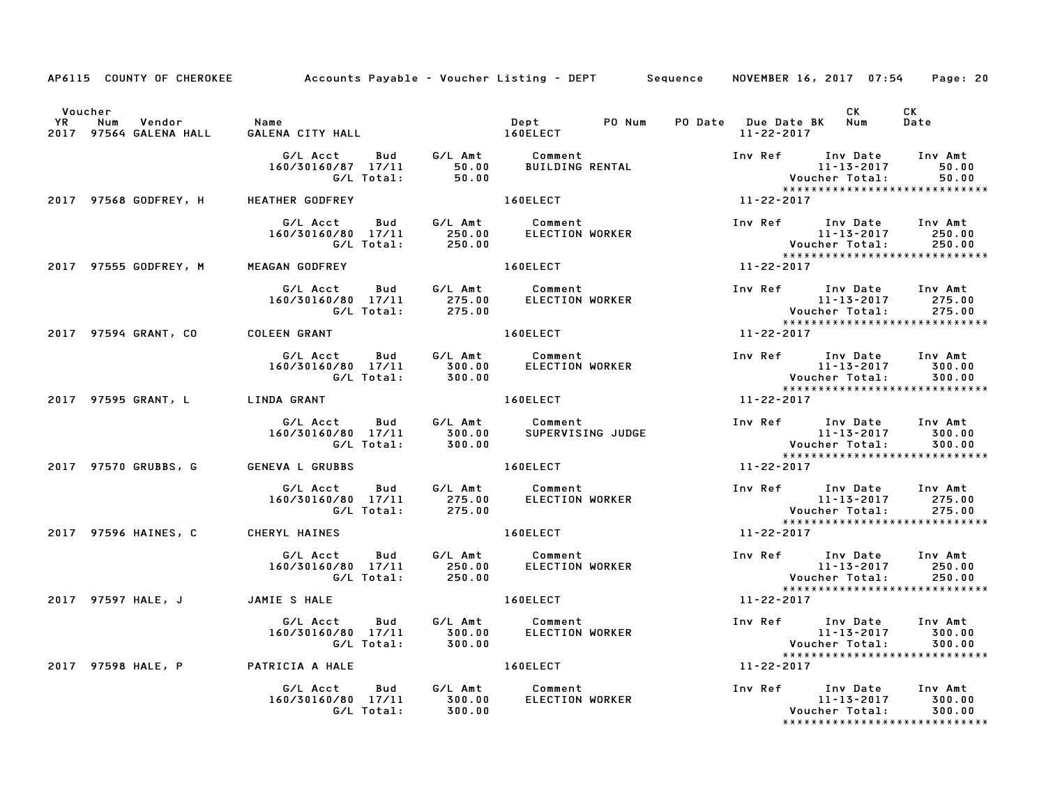AP6115 COUNTY OF CHEROKEE Accounts Payable - Voucher Listing - DEPT Sequence NOVEMBER 16, 2017 07:54

| Voucher YR | Num | Vendor | Name | Dept | PO Num | PO Date | Due Date BK | CK Num | CK Date |
|---|---|---|---|---|---|---|---|---|---|
| 2017 | 97564 | GALENA HALL | GALENA CITY HALL | 160ELECT | | | 11-22-2017 | | |

| G/L Acct | Bud | G/L Amt | Comment | Inv Ref | Inv Date | Inv Amt |
|---|---|---|---|---|---|---|
| 160/30160/87 | 17/11 | 50.00 | BUILDING RENTAL | | 11-13-2017 | 50.00 |
| | G/L Total: | 50.00 | | | Voucher Total: | 50.00 |

| Voucher YR | Num | Vendor | Name | Dept | PO Num | PO Date | Due Date BK | CK Num | CK Date |
|---|---|---|---|---|---|---|---|---|---|
| 2017 | 97568 | GODFREY, H | HEATHER GODFREY | 160ELECT | | | 11-22-2017 | | |

| G/L Acct | Bud | G/L Amt | Comment | Inv Ref | Inv Date | Inv Amt |
|---|---|---|---|---|---|---|
| 160/30160/80 | 17/11 | 250.00 | ELECTION WORKER | | 11-13-2017 | 250.00 |
| | G/L Total: | 250.00 | | | Voucher Total: | 250.00 |

| Voucher YR | Num | Vendor | Name | Dept | PO Num | PO Date | Due Date BK | CK Num | CK Date |
|---|---|---|---|---|---|---|---|---|---|
| 2017 | 97555 | GODFREY, M | MEAGAN GODFREY | 160ELECT | | | 11-22-2017 | | |

| G/L Acct | Bud | G/L Amt | Comment | Inv Ref | Inv Date | Inv Amt |
|---|---|---|---|---|---|---|
| 160/30160/80 | 17/11 | 275.00 | ELECTION WORKER | | 11-13-2017 | 275.00 |
| | G/L Total: | 275.00 | | | Voucher Total: | 275.00 |

| Voucher YR | Num | Vendor | Name | Dept | PO Num | PO Date | Due Date BK | CK Num | CK Date |
|---|---|---|---|---|---|---|---|---|---|
| 2017 | 97594 | GRANT, CO | COLEEN GRANT | 160ELECT | | | 11-22-2017 | | |

| G/L Acct | Bud | G/L Amt | Comment | Inv Ref | Inv Date | Inv Amt |
|---|---|---|---|---|---|---|
| 160/30160/80 | 17/11 | 300.00 | ELECTION WORKER | | 11-13-2017 | 300.00 |
| | G/L Total: | 300.00 | | | Voucher Total: | 300.00 |

| Voucher YR | Num | Vendor | Name | Dept | PO Num | PO Date | Due Date BK | CK Num | CK Date |
|---|---|---|---|---|---|---|---|---|---|
| 2017 | 97595 | GRANT, L | LINDA GRANT | 160ELECT | | | 11-22-2017 | | |

| G/L Acct | Bud | G/L Amt | Comment | Inv Ref | Inv Date | Inv Amt |
|---|---|---|---|---|---|---|
| 160/30160/80 | 17/11 | 300.00 | SUPERVISING JUDGE | | 11-13-2017 | 300.00 |
| | G/L Total: | 300.00 | | | Voucher Total: | 300.00 |

| Voucher YR | Num | Vendor | Name | Dept | PO Num | PO Date | Due Date BK | CK Num | CK Date |
|---|---|---|---|---|---|---|---|---|---|
| 2017 | 97570 | GRUBBS, G | GENEVA L GRUBBS | 160ELECT | | | 11-22-2017 | | |

| G/L Acct | Bud | G/L Amt | Comment | Inv Ref | Inv Date | Inv Amt |
|---|---|---|---|---|---|---|
| 160/30160/80 | 17/11 | 275.00 | ELECTION WORKER | | 11-13-2017 | 275.00 |
| | G/L Total: | 275.00 | | | Voucher Total: | 275.00 |

| Voucher YR | Num | Vendor | Name | Dept | PO Num | PO Date | Due Date BK | CK Num | CK Date |
|---|---|---|---|---|---|---|---|---|---|
| 2017 | 97596 | HAINES, C | CHERYL HAINES | 160ELECT | | | 11-22-2017 | | |

| G/L Acct | Bud | G/L Amt | Comment | Inv Ref | Inv Date | Inv Amt |
|---|---|---|---|---|---|---|
| 160/30160/80 | 17/11 | 250.00 | ELECTION WORKER | | 11-13-2017 | 250.00 |
| | G/L Total: | 250.00 | | | Voucher Total: | 250.00 |

| Voucher YR | Num | Vendor | Name | Dept | PO Num | PO Date | Due Date BK | CK Num | CK Date |
|---|---|---|---|---|---|---|---|---|---|
| 2017 | 97597 | HALE, J | JAMIE S HALE | 160ELECT | | | 11-22-2017 | | |

| G/L Acct | Bud | G/L Amt | Comment | Inv Ref | Inv Date | Inv Amt |
|---|---|---|---|---|---|---|
| 160/30160/80 | 17/11 | 300.00 | ELECTION WORKER | | 11-13-2017 | 300.00 |
| | G/L Total: | 300.00 | | | Voucher Total: | 300.00 |

| Voucher YR | Num | Vendor | Name | Dept | PO Num | PO Date | Due Date BK | CK Num | CK Date |
|---|---|---|---|---|---|---|---|---|---|
| 2017 | 97598 | HALE, P | PATRICIA A HALE | 160ELECT | | | 11-22-2017 | | |

| G/L Acct | Bud | G/L Amt | Comment | Inv Ref | Inv Date | Inv Amt |
|---|---|---|---|---|---|---|
| 160/30160/80 | 17/11 | 300.00 | ELECTION WORKER | | 11-13-2017 | 300.00 |
| | G/L Total: | 300.00 | | | Voucher Total: | 300.00 |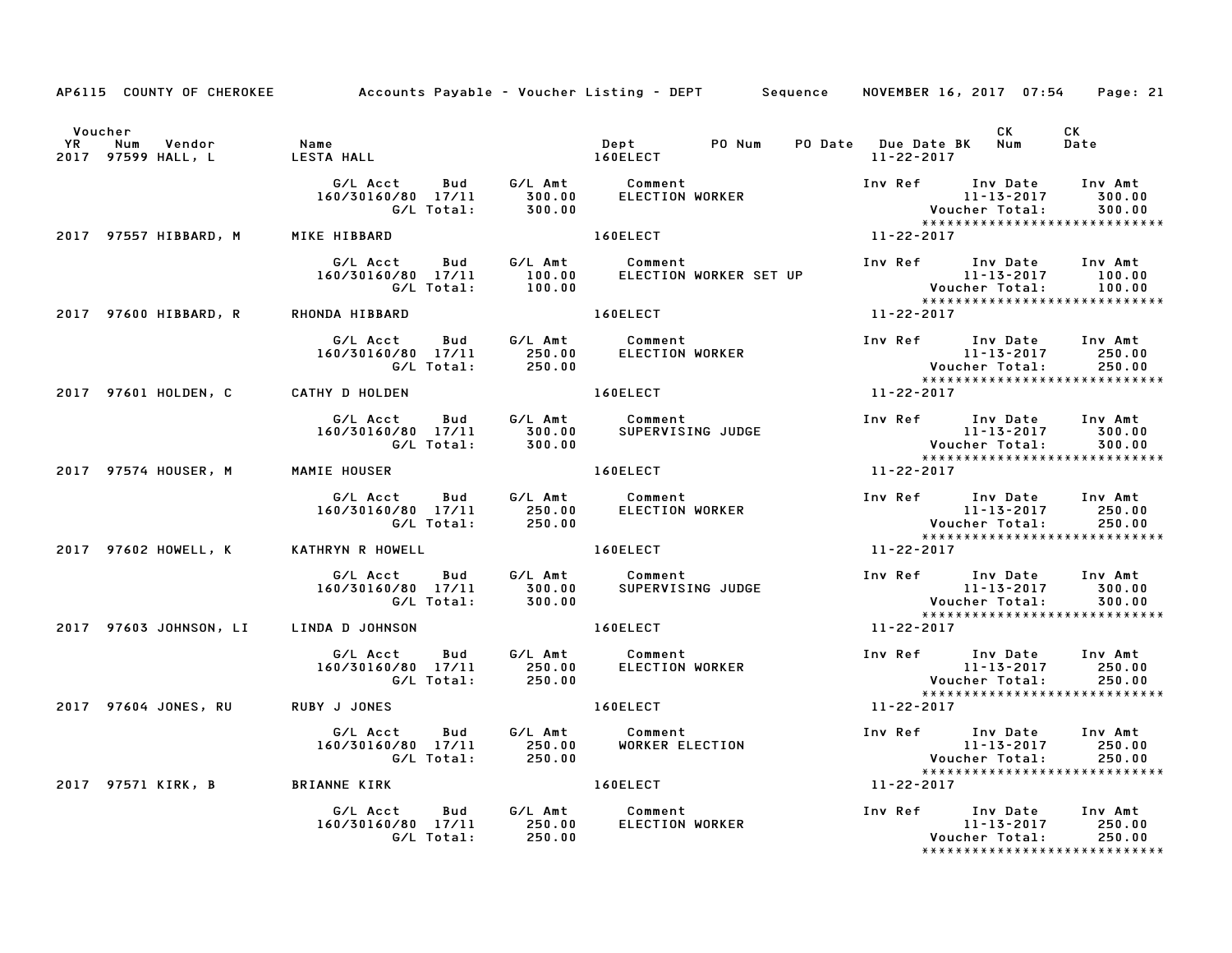AP6115 COUNTY OF CHEROKEE Accounts Payable - Voucher Listing - DEPT Sequence NOVEMBER 16, 2017 07:54 Page: 21

| Voucher YR | Num | Vendor | Name | Dept | PO Num | PO Date | Due Date BK | CK Num | CK Date |
|---|---|---|---|---|---|---|---|---|---|
| 2017 | 97599 | HALL, L | LESTA HALL | 160ELECT | | | 11-22-2017 | | |

| G/L Acct | Bud | G/L Amt | Comment | Inv Ref | Inv Date | Inv Amt |
|---|---|---|---|---|---|---|
| 160/30160/80 | 17/11 | 300.00 | ELECTION WORKER | | 11-13-2017 | 300.00 |
| | G/L Total: | 300.00 | | | Voucher Total: | 300.00 |

******************************

| Voucher YR | Num | Vendor | Name | Dept | Due Date |
|---|---|---|---|---|---|
| 2017 | 97557 | HIBBARD, M | MIKE HIBBARD | 160ELECT | 11-22-2017 |

| G/L Acct | Bud | G/L Amt | Comment | Inv Ref | Inv Date | Inv Amt |
|---|---|---|---|---|---|---|
| 160/30160/80 | 17/11 | 100.00 | ELECTION WORKER SET UP | | 11-13-2017 | 100.00 |
| | G/L Total: | 100.00 | | | Voucher Total: | 100.00 |

******************************

| Voucher YR | Num | Vendor | Name | Dept | Due Date |
|---|---|---|---|---|---|
| 2017 | 97600 | HIBBARD, R | RHONDA HIBBARD | 160ELECT | 11-22-2017 |

| G/L Acct | Bud | G/L Amt | Comment | Inv Ref | Inv Date | Inv Amt |
|---|---|---|---|---|---|---|
| 160/30160/80 | 17/11 | 250.00 | ELECTION WORKER | | 11-13-2017 | 250.00 |
| | G/L Total: | 250.00 | | | Voucher Total: | 250.00 |

******************************

| Voucher YR | Num | Vendor | Name | Dept | Due Date |
|---|---|---|---|---|---|
| 2017 | 97601 | HOLDEN, C | CATHY D HOLDEN | 160ELECT | 11-22-2017 |

| G/L Acct | Bud | G/L Amt | Comment | Inv Ref | Inv Date | Inv Amt |
|---|---|---|---|---|---|---|
| 160/30160/80 | 17/11 | 300.00 | SUPERVISING JUDGE | | 11-13-2017 | 300.00 |
| | G/L Total: | 300.00 | | | Voucher Total: | 300.00 |

******************************

| Voucher YR | Num | Vendor | Name | Dept | Due Date |
|---|---|---|---|---|---|
| 2017 | 97574 | HOUSER, M | MAMIE HOUSER | 160ELECT | 11-22-2017 |

| G/L Acct | Bud | G/L Amt | Comment | Inv Ref | Inv Date | Inv Amt |
|---|---|---|---|---|---|---|
| 160/30160/80 | 17/11 | 250.00 | ELECTION WORKER | | 11-13-2017 | 250.00 |
| | G/L Total: | 250.00 | | | Voucher Total: | 250.00 |

******************************

| Voucher YR | Num | Vendor | Name | Dept | Due Date |
|---|---|---|---|---|---|
| 2017 | 97602 | HOWELL, K | KATHRYN R HOWELL | 160ELECT | 11-22-2017 |

| G/L Acct | Bud | G/L Amt | Comment | Inv Ref | Inv Date | Inv Amt |
|---|---|---|---|---|---|---|
| 160/30160/80 | 17/11 | 300.00 | SUPERVISING JUDGE | | 11-13-2017 | 300.00 |
| | G/L Total: | 300.00 | | | Voucher Total: | 300.00 |

******************************

| Voucher YR | Num | Vendor | Name | Dept | Due Date |
|---|---|---|---|---|---|
| 2017 | 97603 | JOHNSON, LI | LINDA D JOHNSON | 160ELECT | 11-22-2017 |

| G/L Acct | Bud | G/L Amt | Comment | Inv Ref | Inv Date | Inv Amt |
|---|---|---|---|---|---|---|
| 160/30160/80 | 17/11 | 250.00 | ELECTION WORKER | | 11-13-2017 | 250.00 |
| | G/L Total: | 250.00 | | | Voucher Total: | 250.00 |

******************************

| Voucher YR | Num | Vendor | Name | Dept | Due Date |
|---|---|---|---|---|---|
| 2017 | 97604 | JONES, RU | RUBY J JONES | 160ELECT | 11-22-2017 |

| G/L Acct | Bud | G/L Amt | Comment | Inv Ref | Inv Date | Inv Amt |
|---|---|---|---|---|---|---|
| 160/30160/80 | 17/11 | 250.00 | WORKER ELECTION | | 11-13-2017 | 250.00 |
| | G/L Total: | 250.00 | | | Voucher Total: | 250.00 |

******************************

| Voucher YR | Num | Vendor | Name | Dept | Due Date |
|---|---|---|---|---|---|
| 2017 | 97571 | KIRK, B | BRIANNE KIRK | 160ELECT | 11-22-2017 |

| G/L Acct | Bud | G/L Amt | Comment | Inv Ref | Inv Date | Inv Amt |
|---|---|---|---|---|---|---|
| 160/30160/80 | 17/11 | 250.00 | ELECTION WORKER | | 11-13-2017 | 250.00 |
| | G/L Total: | 250.00 | | | Voucher Total: | 250.00 |

******************************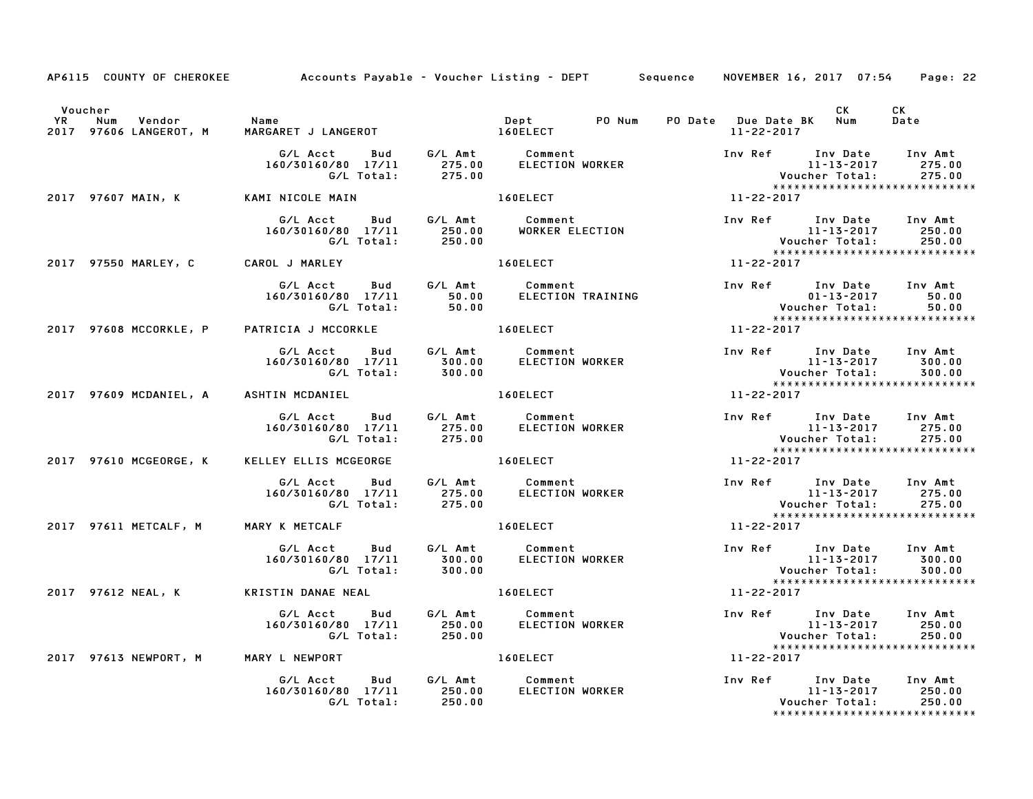AP6115 COUNTY OF CHEROKEE Accounts Payable - Voucher Listing - DEPT Sequence NOVEMBER 16, 2017 07:54 Page: 22

| Voucher YR | Num | Vendor | Name | Dept | PO Num | PO Date | Due Date BK | CK Num | CK Date |
|---|---|---|---|---|---|---|---|---|---|
| 2017 | 97606 | LANGEROT, M | MARGARET J LANGEROT | 160ELECT | | | 11-22-2017 | | |

| G/L Acct | Bud | G/L Amt | Comment | Inv Ref | Inv Date | Inv Amt |
|---|---|---|---|---|---|---|
| 160/30160/80 | 17/11 | 275.00 | ELECTION WORKER | | 11-13-2017 | 275.00 |
| | G/L Total: | 275.00 | | | Voucher Total: | 275.00 |

| 2017 | 97607 | MAIN, K | KAMI NICOLE MAIN | 160ELECT | | | 11-22-2017 | | |
|---|---|---|---|---|---|---|---|---|---|

| G/L Acct | Bud | G/L Amt | Comment | Inv Ref | Inv Date | Inv Amt |
|---|---|---|---|---|---|---|
| 160/30160/80 | 17/11 | 250.00 | WORKER ELECTION | | 11-13-2017 | 250.00 |
| | G/L Total: | 250.00 | | | Voucher Total: | 250.00 |

| 2017 | 97550 | MARLEY, C | CAROL J MARLEY | 160ELECT | | | 11-22-2017 | | |
|---|---|---|---|---|---|---|---|---|---|

| G/L Acct | Bud | G/L Amt | Comment | Inv Ref | Inv Date | Inv Amt |
|---|---|---|---|---|---|---|
| 160/30160/80 | 17/11 | 50.00 | ELECTION TRAINING | | 01-13-2017 | 50.00 |
| | G/L Total: | 50.00 | | | Voucher Total: | 50.00 |

| 2017 | 97608 | MCCORKLE, P | PATRICIA J MCCORKLE | 160ELECT | | | 11-22-2017 | | |
|---|---|---|---|---|---|---|---|---|---|

| G/L Acct | Bud | G/L Amt | Comment | Inv Ref | Inv Date | Inv Amt |
|---|---|---|---|---|---|---|
| 160/30160/80 | 17/11 | 300.00 | ELECTION WORKER | | 11-13-2017 | 300.00 |
| | G/L Total: | 300.00 | | | Voucher Total: | 300.00 |

| 2017 | 97609 | MCDANIEL, A | ASHTIN MCDANIEL | 160ELECT | | | 11-22-2017 | | |
|---|---|---|---|---|---|---|---|---|---|

| G/L Acct | Bud | G/L Amt | Comment | Inv Ref | Inv Date | Inv Amt |
|---|---|---|---|---|---|---|
| 160/30160/80 | 17/11 | 275.00 | ELECTION WORKER | | 11-13-2017 | 275.00 |
| | G/L Total: | 275.00 | | | Voucher Total: | 275.00 |

| 2017 | 97610 | MCGEORGE, K | KELLEY ELLIS MCGEORGE | 160ELECT | | | 11-22-2017 | | |
|---|---|---|---|---|---|---|---|---|---|

| G/L Acct | Bud | G/L Amt | Comment | Inv Ref | Inv Date | Inv Amt |
|---|---|---|---|---|---|---|
| 160/30160/80 | 17/11 | 275.00 | ELECTION WORKER | | 11-13-2017 | 275.00 |
| | G/L Total: | 275.00 | | | Voucher Total: | 275.00 |

| 2017 | 97611 | METCALF, M | MARY K METCALF | 160ELECT | | | 11-22-2017 | | |
|---|---|---|---|---|---|---|---|---|---|

| G/L Acct | Bud | G/L Amt | Comment | Inv Ref | Inv Date | Inv Amt |
|---|---|---|---|---|---|---|
| 160/30160/80 | 17/11 | 300.00 | ELECTION WORKER | | 11-13-2017 | 300.00 |
| | G/L Total: | 300.00 | | | Voucher Total: | 300.00 |

| 2017 | 97612 | NEAL, K | KRISTIN DANAE NEAL | 160ELECT | | | 11-22-2017 | | |
|---|---|---|---|---|---|---|---|---|---|

| G/L Acct | Bud | G/L Amt | Comment | Inv Ref | Inv Date | Inv Amt |
|---|---|---|---|---|---|---|
| 160/30160/80 | 17/11 | 250.00 | ELECTION WORKER | | 11-13-2017 | 250.00 |
| | G/L Total: | 250.00 | | | Voucher Total: | 250.00 |

| 2017 | 97613 | NEWPORT, M | MARY L NEWPORT | 160ELECT | | | 11-22-2017 | | |
|---|---|---|---|---|---|---|---|---|---|

| G/L Acct | Bud | G/L Amt | Comment | Inv Ref | Inv Date | Inv Amt |
|---|---|---|---|---|---|---|
| 160/30160/80 | 17/11 | 250.00 | ELECTION WORKER | | 11-13-2017 | 250.00 |
| | G/L Total: | 250.00 | | | Voucher Total: | 250.00 |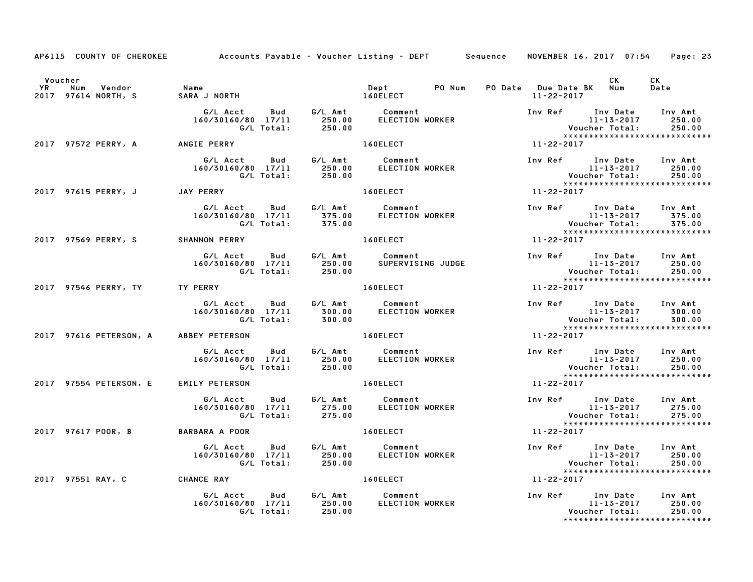AP6115 COUNTY OF CHEROKEE Accounts Payable - Voucher Listing - DEPT Sequence NOVEMBER 16, 2017 07:54 Page: 23

| Voucher YR | Num | Vendor | Name | Dept | PO Num | PO Date | Due Date BK | CK Num | CK Date |
|---|---|---|---|---|---|---|---|---|---|
| 2017 | 97614 | NORTH, S | SARA J NORTH | 160ELECT | | | 11-22-2017 | | |

| G/L Acct | Bud | G/L Amt | Comment | Inv Ref | Inv Date | Inv Amt |
|---|---|---|---|---|---|---|
| 160/30160/80 | 17/11 | 250.00 | ELECTION WORKER | | 11-13-2017 | 250.00 |
| | G/L Total: | 250.00 | | | Voucher Total: | 250.00 |

******************************

| Voucher YR | Num | Vendor | Name | Dept | PO Num | PO Date | Due Date BK | CK Num | CK Date |
|---|---|---|---|---|---|---|---|---|---|
| 2017 | 97572 | PERRY, A | ANGIE PERRY | 160ELECT | | | 11-22-2017 | | |

| G/L Acct | Bud | G/L Amt | Comment | Inv Ref | Inv Date | Inv Amt |
|---|---|---|---|---|---|---|
| 160/30160/80 | 17/11 | 250.00 | ELECTION WORKER | | 11-13-2017 | 250.00 |
| | G/L Total: | 250.00 | | | Voucher Total: | 250.00 |

******************************

| Voucher YR | Num | Vendor | Name | Dept | PO Num | PO Date | Due Date BK | CK Num | CK Date |
|---|---|---|---|---|---|---|---|---|---|
| 2017 | 97615 | PERRY, J | JAY PERRY | 160ELECT | | | 11-22-2017 | | |

| G/L Acct | Bud | G/L Amt | Comment | Inv Ref | Inv Date | Inv Amt |
|---|---|---|---|---|---|---|
| 160/30160/80 | 17/11 | 375.00 | ELECTION WORKER | | 11-13-2017 | 375.00 |
| | G/L Total: | 375.00 | | | Voucher Total: | 375.00 |

******************************

| Voucher YR | Num | Vendor | Name | Dept | PO Num | PO Date | Due Date BK | CK Num | CK Date |
|---|---|---|---|---|---|---|---|---|---|
| 2017 | 97569 | PERRY, S | SHANNON PERRY | 160ELECT | | | 11-22-2017 | | |

| G/L Acct | Bud | G/L Amt | Comment | Inv Ref | Inv Date | Inv Amt |
|---|---|---|---|---|---|---|
| 160/30160/80 | 17/11 | 250.00 | SUPERVISING JUDGE | | 11-13-2017 | 250.00 |
| | G/L Total: | 250.00 | | | Voucher Total: | 250.00 |

******************************

| Voucher YR | Num | Vendor | Name | Dept | PO Num | PO Date | Due Date BK | CK Num | CK Date |
|---|---|---|---|---|---|---|---|---|---|
| 2017 | 97546 | PERRY, TY | TY PERRY | 160ELECT | | | 11-22-2017 | | |

| G/L Acct | Bud | G/L Amt | Comment | Inv Ref | Inv Date | Inv Amt |
|---|---|---|---|---|---|---|
| 160/30160/80 | 17/11 | 300.00 | ELECTION WORKER | | 11-13-2017 | 300.00 |
| | G/L Total: | 300.00 | | | Voucher Total: | 300.00 |

******************************

| Voucher YR | Num | Vendor | Name | Dept | PO Num | PO Date | Due Date BK | CK Num | CK Date |
|---|---|---|---|---|---|---|---|---|---|
| 2017 | 97616 | PETERSON, A | ABBEY PETERSON | 160ELECT | | | 11-22-2017 | | |

| G/L Acct | Bud | G/L Amt | Comment | Inv Ref | Inv Date | Inv Amt |
|---|---|---|---|---|---|---|
| 160/30160/80 | 17/11 | 250.00 | ELECTION WORKER | | 11-13-2017 | 250.00 |
| | G/L Total: | 250.00 | | | Voucher Total: | 250.00 |

******************************

| Voucher YR | Num | Vendor | Name | Dept | PO Num | PO Date | Due Date BK | CK Num | CK Date |
|---|---|---|---|---|---|---|---|---|---|
| 2017 | 97554 | PETERSON, E | EMILY PETERSON | 160ELECT | | | 11-22-2017 | | |

| G/L Acct | Bud | G/L Amt | Comment | Inv Ref | Inv Date | Inv Amt |
|---|---|---|---|---|---|---|
| 160/30160/80 | 17/11 | 275.00 | ELECTION WORKER | | 11-13-2017 | 275.00 |
| | G/L Total: | 275.00 | | | Voucher Total: | 275.00 |

******************************

| Voucher YR | Num | Vendor | Name | Dept | PO Num | PO Date | Due Date BK | CK Num | CK Date |
|---|---|---|---|---|---|---|---|---|---|
| 2017 | 97617 | POOR, B | BARBARA A POOR | 160ELECT | | | 11-22-2017 | | |

| G/L Acct | Bud | G/L Amt | Comment | Inv Ref | Inv Date | Inv Amt |
|---|---|---|---|---|---|---|
| 160/30160/80 | 17/11 | 250.00 | ELECTION WORKER | | 11-13-2017 | 250.00 |
| | G/L Total: | 250.00 | | | Voucher Total: | 250.00 |

******************************

| Voucher YR | Num | Vendor | Name | Dept | PO Num | PO Date | Due Date BK | CK Num | CK Date |
|---|---|---|---|---|---|---|---|---|---|
| 2017 | 97551 | RAY, C | CHANCE RAY | 160ELECT | | | 11-22-2017 | | |

| G/L Acct | Bud | G/L Amt | Comment | Inv Ref | Inv Date | Inv Amt |
|---|---|---|---|---|---|---|
| 160/30160/80 | 17/11 | 250.00 | ELECTION WORKER | | 11-13-2017 | 250.00 |
| | G/L Total: | 250.00 | | | Voucher Total: | 250.00 |

******************************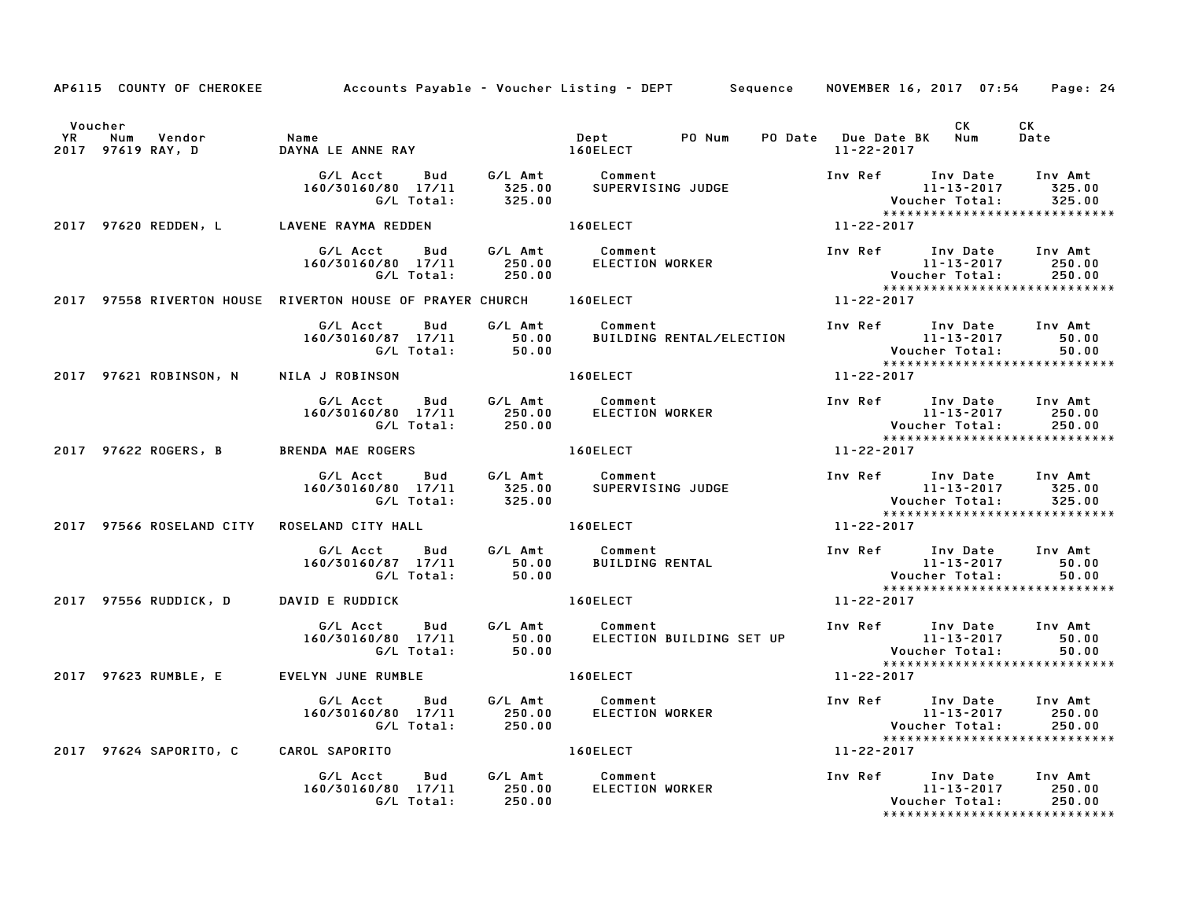AP6115 COUNTY OF CHEROKEE Accounts Payable - Voucher Listing - DEPT Sequence NOVEMBER 16, 2017 07:54 Page: 24

| Voucher YR | Num | Vendor | Name | Dept | PO Num | PO Date | Due Date BK | CK Num | CK Date |
|---|---|---|---|---|---|---|---|---|---|
| 2017 | 97619 | RAY, D | DAYNA LE ANNE RAY | 160ELECT | | | 11-22-2017 | | |

| G/L Acct | Bud | G/L Amt | Comment | Inv Ref | Inv Date | Inv Amt |
|---|---|---|---|---|---|---|
| 160/30160/80 | 17/11 | 325.00 | SUPERVISING JUDGE | | 11-13-2017 | 325.00 |
| | G/L Total: | 325.00 | | | Voucher Total: | 325.00 |

*****************************

| Voucher YR | Num | Vendor | Name | Dept | Due Date |
|---|---|---|---|---|---|
| 2017 | 97620 | REDDEN, L | LAVENE RAYMA REDDEN | 160ELECT | 11-22-2017 |

| G/L Acct | Bud | G/L Amt | Comment | Inv Ref | Inv Date | Inv Amt |
|---|---|---|---|---|---|---|
| 160/30160/80 | 17/11 | 250.00 | ELECTION WORKER | | 11-13-2017 | 250.00 |
| | G/L Total: | 250.00 | | | Voucher Total: | 250.00 |

*****************************

| Voucher YR | Num | Vendor | Name | Dept | Due Date |
|---|---|---|---|---|---|
| 2017 | 97558 | RIVERTON HOUSE | RIVERTON HOUSE OF PRAYER CHURCH | 160ELECT | 11-22-2017 |

| G/L Acct | Bud | G/L Amt | Comment | Inv Ref | Inv Date | Inv Amt |
|---|---|---|---|---|---|---|
| 160/30160/87 | 17/11 | 50.00 | BUILDING RENTAL/ELECTION | | 11-13-2017 | 50.00 |
| | G/L Total: | 50.00 | | | Voucher Total: | 50.00 |

*****************************

| Voucher YR | Num | Vendor | Name | Dept | Due Date |
|---|---|---|---|---|---|
| 2017 | 97621 | ROBINSON, N | NILA J ROBINSON | 160ELECT | 11-22-2017 |

| G/L Acct | Bud | G/L Amt | Comment | Inv Ref | Inv Date | Inv Amt |
|---|---|---|---|---|---|---|
| 160/30160/80 | 17/11 | 250.00 | ELECTION WORKER | | 11-13-2017 | 250.00 |
| | G/L Total: | 250.00 | | | Voucher Total: | 250.00 |

*****************************

| Voucher YR | Num | Vendor | Name | Dept | Due Date |
|---|---|---|---|---|---|
| 2017 | 97622 | ROGERS, B | BRENDA MAE ROGERS | 160ELECT | 11-22-2017 |

| G/L Acct | Bud | G/L Amt | Comment | Inv Ref | Inv Date | Inv Amt |
|---|---|---|---|---|---|---|
| 160/30160/80 | 17/11 | 325.00 | SUPERVISING JUDGE | | 11-13-2017 | 325.00 |
| | G/L Total: | 325.00 | | | Voucher Total: | 325.00 |

*****************************

| Voucher YR | Num | Vendor | Name | Dept | Due Date |
|---|---|---|---|---|---|
| 2017 | 97566 | ROSELAND CITY | ROSELAND CITY HALL | 160ELECT | 11-22-2017 |

| G/L Acct | Bud | G/L Amt | Comment | Inv Ref | Inv Date | Inv Amt |
|---|---|---|---|---|---|---|
| 160/30160/87 | 17/11 | 50.00 | BUILDING RENTAL | | 11-13-2017 | 50.00 |
| | G/L Total: | 50.00 | | | Voucher Total: | 50.00 |

*****************************

| Voucher YR | Num | Vendor | Name | Dept | Due Date |
|---|---|---|---|---|---|
| 2017 | 97556 | RUDDICK, D | DAVID E RUDDICK | 160ELECT | 11-22-2017 |

| G/L Acct | Bud | G/L Amt | Comment | Inv Ref | Inv Date | Inv Amt |
|---|---|---|---|---|---|---|
| 160/30160/80 | 17/11 | 50.00 | ELECTION BUILDING SET UP | | 11-13-2017 | 50.00 |
| | G/L Total: | 50.00 | | | Voucher Total: | 50.00 |

*****************************

| Voucher YR | Num | Vendor | Name | Dept | Due Date |
|---|---|---|---|---|---|
| 2017 | 97623 | RUMBLE, E | EVELYN JUNE RUMBLE | 160ELECT | 11-22-2017 |

| G/L Acct | Bud | G/L Amt | Comment | Inv Ref | Inv Date | Inv Amt |
|---|---|---|---|---|---|---|
| 160/30160/80 | 17/11 | 250.00 | ELECTION WORKER | | 11-13-2017 | 250.00 |
| | G/L Total: | 250.00 | | | Voucher Total: | 250.00 |

*****************************

| Voucher YR | Num | Vendor | Name | Dept | Due Date |
|---|---|---|---|---|---|
| 2017 | 97624 | SAPORITO, C | CAROL SAPORITO | 160ELECT | 11-22-2017 |

| G/L Acct | Bud | G/L Amt | Comment | Inv Ref | Inv Date | Inv Amt |
|---|---|---|---|---|---|---|
| 160/30160/80 | 17/11 | 250.00 | ELECTION WORKER | | 11-13-2017 | 250.00 |
| | G/L Total: | 250.00 | | | Voucher Total: | 250.00 |

*****************************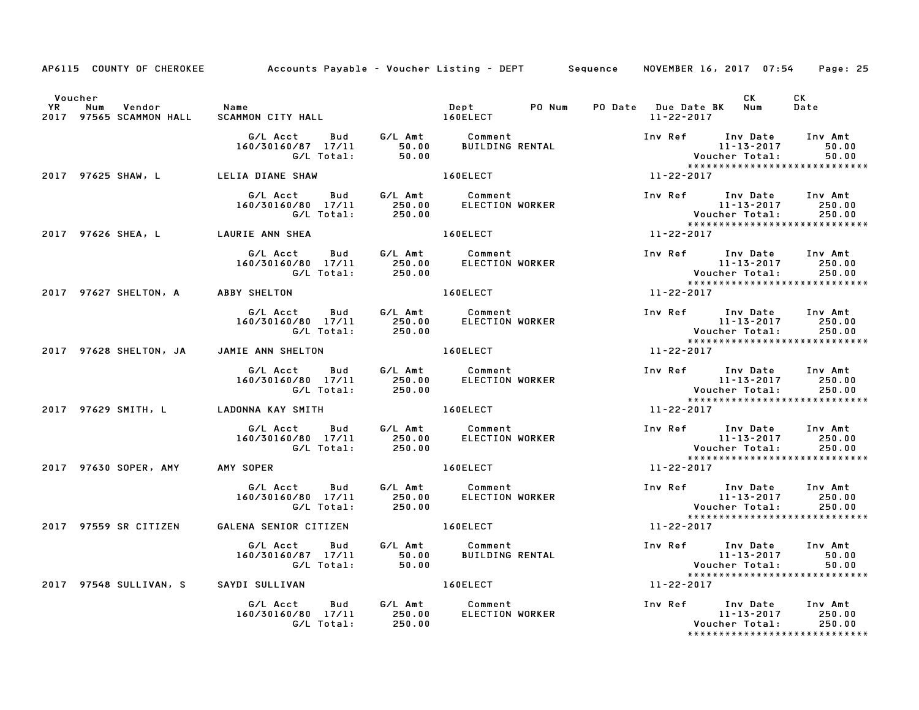AP6115 COUNTY OF CHEROKEE Accounts Payable - Voucher Listing - DEPT Sequence NOVEMBER 16, 2017 07:54

| Voucher YR | Num | Vendor | Name | Dept | PO Num | PO Date | Due Date BK | CK Num | CK Date |
|---|---|---|---|---|---|---|---|---|---|
| 2017 | 97565 | SCAMMON HALL | SCAMMON CITY HALL | 160ELECT | | | 11-22-2017 | | |

| G/L Acct | Bud | G/L Amt | Comment | Inv Ref | Inv Date | Inv Amt |
|---|---|---|---|---|---|---|
| 160/30160/87 | 17/11 | 50.00 | BUILDING RENTAL | | 11-13-2017 | 50.00 |
| | G/L Total: | 50.00 | | | Voucher Total: | 50.00 |

*****************************

| Voucher YR | Num | Vendor | Name | Dept | Due Date |
|---|---|---|---|---|---|
| 2017 | 97625 | SHAW, L | LELIA DIANE SHAW | 160ELECT | 11-22-2017 |

| G/L Acct | Bud | G/L Amt | Comment | Inv Ref | Inv Date | Inv Amt |
|---|---|---|---|---|---|---|
| 160/30160/80 | 17/11 | 250.00 | ELECTION WORKER | | 11-13-2017 | 250.00 |
| | G/L Total: | 250.00 | | | Voucher Total: | 250.00 |

*****************************

| Voucher YR | Num | Vendor | Name | Dept | Due Date |
|---|---|---|---|---|---|
| 2017 | 97626 | SHEA, L | LAURIE ANN SHEA | 160ELECT | 11-22-2017 |

| G/L Acct | Bud | G/L Amt | Comment | Inv Ref | Inv Date | Inv Amt |
|---|---|---|---|---|---|---|
| 160/30160/80 | 17/11 | 250.00 | ELECTION WORKER | | 11-13-2017 | 250.00 |
| | G/L Total: | 250.00 | | | Voucher Total: | 250.00 |

*****************************

| Voucher YR | Num | Vendor | Name | Dept | Due Date |
|---|---|---|---|---|---|
| 2017 | 97627 | SHELTON, A | ABBY SHELTON | 160ELECT | 11-22-2017 |

| G/L Acct | Bud | G/L Amt | Comment | Inv Ref | Inv Date | Inv Amt |
|---|---|---|---|---|---|---|
| 160/30160/80 | 17/11 | 250.00 | ELECTION WORKER | | 11-13-2017 | 250.00 |
| | G/L Total: | 250.00 | | | Voucher Total: | 250.00 |

*****************************

| Voucher YR | Num | Vendor | Name | Dept | Due Date |
|---|---|---|---|---|---|
| 2017 | 97628 | SHELTON, JA | JAMIE ANN SHELTON | 160ELECT | 11-22-2017 |

| G/L Acct | Bud | G/L Amt | Comment | Inv Ref | Inv Date | Inv Amt |
|---|---|---|---|---|---|---|
| 160/30160/80 | 17/11 | 250.00 | ELECTION WORKER | | 11-13-2017 | 250.00 |
| | G/L Total: | 250.00 | | | Voucher Total: | 250.00 |

*****************************

| Voucher YR | Num | Vendor | Name | Dept | Due Date |
|---|---|---|---|---|---|
| 2017 | 97629 | SMITH, L | LADONNA KAY SMITH | 160ELECT | 11-22-2017 |

| G/L Acct | Bud | G/L Amt | Comment | Inv Ref | Inv Date | Inv Amt |
|---|---|---|---|---|---|---|
| 160/30160/80 | 17/11 | 250.00 | ELECTION WORKER | | 11-13-2017 | 250.00 |
| | G/L Total: | 250.00 | | | Voucher Total: | 250.00 |

*****************************

| Voucher YR | Num | Vendor | Name | Dept | Due Date |
|---|---|---|---|---|---|
| 2017 | 97630 | SOPER, AMY | AMY SOPER | 160ELECT | 11-22-2017 |

| G/L Acct | Bud | G/L Amt | Comment | Inv Ref | Inv Date | Inv Amt |
|---|---|---|---|---|---|---|
| 160/30160/80 | 17/11 | 250.00 | ELECTION WORKER | | 11-13-2017 | 250.00 |
| | G/L Total: | 250.00 | | | Voucher Total: | 250.00 |

*****************************

| Voucher YR | Num | Vendor | Name | Dept | Due Date |
|---|---|---|---|---|---|
| 2017 | 97559 | SR CITIZEN | GALENA SENIOR CITIZEN | 160ELECT | 11-22-2017 |

| G/L Acct | Bud | G/L Amt | Comment | Inv Ref | Inv Date | Inv Amt |
|---|---|---|---|---|---|---|
| 160/30160/87 | 17/11 | 50.00 | BUILDING RENTAL | | 11-13-2017 | 50.00 |
| | G/L Total: | 50.00 | | | Voucher Total: | 50.00 |

*****************************

| Voucher YR | Num | Vendor | Name | Dept | Due Date |
|---|---|---|---|---|---|
| 2017 | 97548 | SULLIVAN, S | SAYDI SULLIVAN | 160ELECT | 11-22-2017 |

| G/L Acct | Bud | G/L Amt | Comment | Inv Ref | Inv Date | Inv Amt |
|---|---|---|---|---|---|---|
| 160/30160/80 | 17/11 | 250.00 | ELECTION WORKER | | 11-13-2017 | 250.00 |
| | G/L Total: | 250.00 | | | Voucher Total: | 250.00 |

*****************************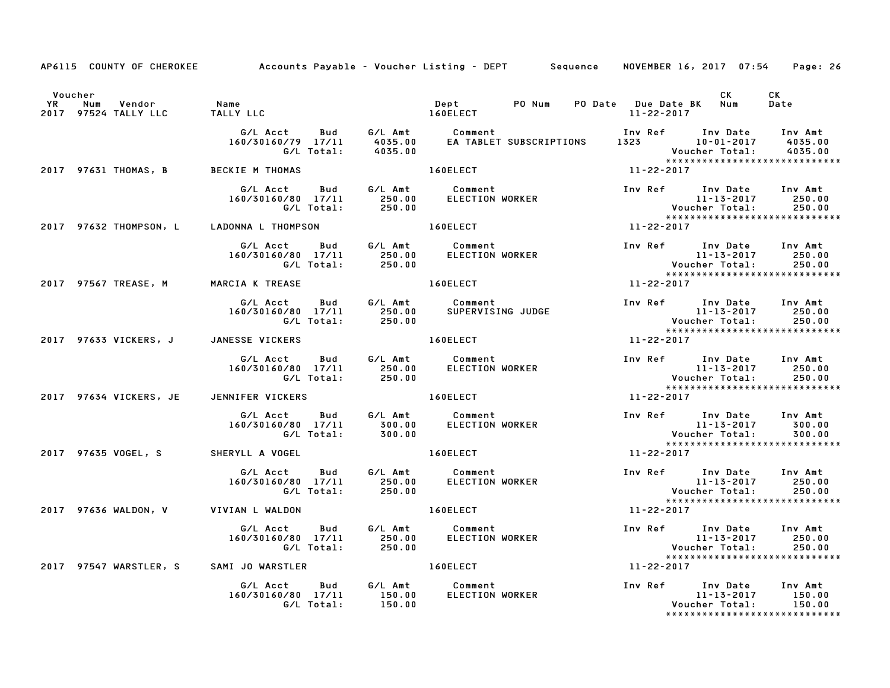AP6115 COUNTY OF CHEROKEE    Accounts Payable - Voucher Listing - DEPT    Sequence    NOVEMBER 16, 2017 07:54

| Voucher YR | Num | Vendor | Name | Dept | PO Num | PO Date | Due Date BK | CK Num | CK Date |
|---|---|---|---|---|---|---|---|---|---|
| 2017 | 97524 | TALLY LLC | TALLY LLC | 160ELECT | | | 11-22-2017 | | |

| G/L Acct | Bud | G/L Amt | Comment | Inv Ref | Inv Date | Inv Amt |
|---|---|---|---|---|---|---|
| 160/30160/79 | 17/11 | 4035.00 | EA TABLET SUBSCRIPTIONS | 1323 | 10-01-2017 | 4035.00 |
| | G/L Total: | 4035.00 | | | Voucher Total: | 4035.00 |

****************************

| YR | Num | Vendor | Name | Dept | Due Date |
|---|---|---|---|---|---|
| 2017 | 97631 | THOMAS, B | BECKIE M THOMAS | 160ELECT | 11-22-2017 |

| G/L Acct | Bud | G/L Amt | Comment | Inv Ref | Inv Date | Inv Amt |
|---|---|---|---|---|---|---|
| 160/30160/80 | 17/11 | 250.00 | ELECTION WORKER | | 11-13-2017 | 250.00 |
| | G/L Total: | 250.00 | | | Voucher Total: | 250.00 |

****************************

| YR | Num | Vendor | Name | Dept | Due Date |
|---|---|---|---|---|---|
| 2017 | 97632 | THOMPSON, L | LADONNA L THOMPSON | 160ELECT | 11-22-2017 |

| G/L Acct | Bud | G/L Amt | Comment | Inv Ref | Inv Date | Inv Amt |
|---|---|---|---|---|---|---|
| 160/30160/80 | 17/11 | 250.00 | ELECTION WORKER | | 11-13-2017 | 250.00 |
| | G/L Total: | 250.00 | | | Voucher Total: | 250.00 |

****************************

| YR | Num | Vendor | Name | Dept | Due Date |
|---|---|---|---|---|---|
| 2017 | 97567 | TREASE, M | MARCIA K TREASE | 160ELECT | 11-22-2017 |

| G/L Acct | Bud | G/L Amt | Comment | Inv Ref | Inv Date | Inv Amt |
|---|---|---|---|---|---|---|
| 160/30160/80 | 17/11 | 250.00 | SUPERVISING JUDGE | | 11-13-2017 | 250.00 |
| | G/L Total: | 250.00 | | | Voucher Total: | 250.00 |

****************************

| YR | Num | Vendor | Name | Dept | Due Date |
|---|---|---|---|---|---|
| 2017 | 97633 | VICKERS, J | JANESSE VICKERS | 160ELECT | 11-22-2017 |

| G/L Acct | Bud | G/L Amt | Comment | Inv Ref | Inv Date | Inv Amt |
|---|---|---|---|---|---|---|
| 160/30160/80 | 17/11 | 250.00 | ELECTION WORKER | | 11-13-2017 | 250.00 |
| | G/L Total: | 250.00 | | | Voucher Total: | 250.00 |

****************************

| YR | Num | Vendor | Name | Dept | Due Date |
|---|---|---|---|---|---|
| 2017 | 97634 | VICKERS, JE | JENNIFER VICKERS | 160ELECT | 11-22-2017 |

| G/L Acct | Bud | G/L Amt | Comment | Inv Ref | Inv Date | Inv Amt |
|---|---|---|---|---|---|---|
| 160/30160/80 | 17/11 | 300.00 | ELECTION WORKER | | 11-13-2017 | 300.00 |
| | G/L Total: | 300.00 | | | Voucher Total: | 300.00 |

****************************

| YR | Num | Vendor | Name | Dept | Due Date |
|---|---|---|---|---|---|
| 2017 | 97635 | VOGEL, S | SHERYLL A VOGEL | 160ELECT | 11-22-2017 |

| G/L Acct | Bud | G/L Amt | Comment | Inv Ref | Inv Date | Inv Amt |
|---|---|---|---|---|---|---|
| 160/30160/80 | 17/11 | 250.00 | ELECTION WORKER | | 11-13-2017 | 250.00 |
| | G/L Total: | 250.00 | | | Voucher Total: | 250.00 |

****************************

| YR | Num | Vendor | Name | Dept | Due Date |
|---|---|---|---|---|---|
| 2017 | 97636 | WALDON, V | VIVIAN L WALDON | 160ELECT | 11-22-2017 |

| G/L Acct | Bud | G/L Amt | Comment | Inv Ref | Inv Date | Inv Amt |
|---|---|---|---|---|---|---|
| 160/30160/80 | 17/11 | 250.00 | ELECTION WORKER | | 11-13-2017 | 250.00 |
| | G/L Total: | 250.00 | | | Voucher Total: | 250.00 |

****************************

| YR | Num | Vendor | Name | Dept | Due Date |
|---|---|---|---|---|---|
| 2017 | 97547 | WARSTLER, S | SAMI JO WARSTLER | 160ELECT | 11-22-2017 |

| G/L Acct | Bud | G/L Amt | Comment | Inv Ref | Inv Date | Inv Amt |
|---|---|---|---|---|---|---|
| 160/30160/80 | 17/11 | 150.00 | ELECTION WORKER | | 11-13-2017 | 150.00 |
| | G/L Total: | 150.00 | | | Voucher Total: | 150.00 |

****************************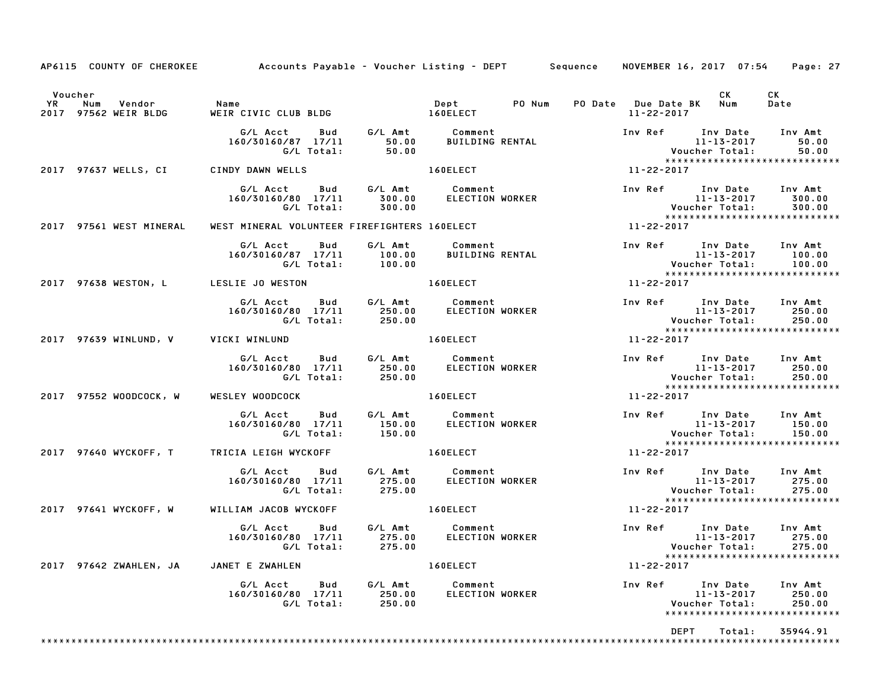AP6115 COUNTY OF CHEROKEE — Accounts Payable - Voucher Listing - DEPT — Sequence — NOVEMBER 16, 2017 07:54

| Voucher YR | Num | Vendor | Name | Dept | PO Num | PO Date | Due Date BK | CK Num | CK Date |
|---|---|---|---|---|---|---|---|---|---|
| 2017 | 97562 | WEIR BLDG | WEIR CIVIC CLUB BLDG | 160ELECT | | | 11-22-2017 | | |

| G/L Acct | Bud | G/L Amt | Comment | Inv Ref | Inv Date | Inv Amt |
|---|---|---|---|---|---|---|
| 160/30160/87 | 17/11 | 50.00 | BUILDING RENTAL | | 11-13-2017 | 50.00 |
| | G/L Total: | 50.00 | | | Voucher Total: | 50.00 |

| Voucher YR | Num | Vendor | Name | Dept | PO Num | PO Date | Due Date BK | CK Num | CK Date |
|---|---|---|---|---|---|---|---|---|---|
| 2017 | 97637 | WELLS, CI | CINDY DAWN WELLS | 160ELECT | | | 11-22-2017 | | |

| G/L Acct | Bud | G/L Amt | Comment | Inv Ref | Inv Date | Inv Amt |
|---|---|---|---|---|---|---|
| 160/30160/80 | 17/11 | 300.00 | ELECTION WORKER | | 11-13-2017 | 300.00 |
| | G/L Total: | 300.00 | | | Voucher Total: | 300.00 |

| Voucher YR | Num | Vendor | Name | Dept | PO Num | PO Date | Due Date BK | CK Num | CK Date |
|---|---|---|---|---|---|---|---|---|---|
| 2017 | 97561 | WEST MINERAL | WEST MINERAL VOLUNTEER FIREFIGHTERS | 160ELECT | | | 11-22-2017 | | |

| G/L Acct | Bud | G/L Amt | Comment | Inv Ref | Inv Date | Inv Amt |
|---|---|---|---|---|---|---|
| 160/30160/87 | 17/11 | 100.00 | BUILDING RENTAL | | 11-13-2017 | 100.00 |
| | G/L Total: | 100.00 | | | Voucher Total: | 100.00 |

| Voucher YR | Num | Vendor | Name | Dept | PO Num | PO Date | Due Date BK | CK Num | CK Date |
|---|---|---|---|---|---|---|---|---|---|
| 2017 | 97638 | WESTON, L | LESLIE JO WESTON | 160ELECT | | | 11-22-2017 | | |

| G/L Acct | Bud | G/L Amt | Comment | Inv Ref | Inv Date | Inv Amt |
|---|---|---|---|---|---|---|
| 160/30160/80 | 17/11 | 250.00 | ELECTION WORKER | | 11-13-2017 | 250.00 |
| | G/L Total: | 250.00 | | | Voucher Total: | 250.00 |

| Voucher YR | Num | Vendor | Name | Dept | PO Num | PO Date | Due Date BK | CK Num | CK Date |
|---|---|---|---|---|---|---|---|---|---|
| 2017 | 97639 | WINLUND, V | VICKI WINLUND | 160ELECT | | | 11-22-2017 | | |

| G/L Acct | Bud | G/L Amt | Comment | Inv Ref | Inv Date | Inv Amt |
|---|---|---|---|---|---|---|
| 160/30160/80 | 17/11 | 250.00 | ELECTION WORKER | | 11-13-2017 | 250.00 |
| | G/L Total: | 250.00 | | | Voucher Total: | 250.00 |

| Voucher YR | Num | Vendor | Name | Dept | PO Num | PO Date | Due Date BK | CK Num | CK Date |
|---|---|---|---|---|---|---|---|---|---|
| 2017 | 97552 | WOODCOCK, W | WESLEY WOODCOCK | 160ELECT | | | 11-22-2017 | | |

| G/L Acct | Bud | G/L Amt | Comment | Inv Ref | Inv Date | Inv Amt |
|---|---|---|---|---|---|---|
| 160/30160/80 | 17/11 | 150.00 | ELECTION WORKER | | 11-13-2017 | 150.00 |
| | G/L Total: | 150.00 | | | Voucher Total: | 150.00 |

| Voucher YR | Num | Vendor | Name | Dept | PO Num | PO Date | Due Date BK | CK Num | CK Date |
|---|---|---|---|---|---|---|---|---|---|
| 2017 | 97640 | WYCKOFF, T | TRICIA LEIGH WYCKOFF | 160ELECT | | | 11-22-2017 | | |

| G/L Acct | Bud | G/L Amt | Comment | Inv Ref | Inv Date | Inv Amt |
|---|---|---|---|---|---|---|
| 160/30160/80 | 17/11 | 275.00 | ELECTION WORKER | | 11-13-2017 | 275.00 |
| | G/L Total: | 275.00 | | | Voucher Total: | 275.00 |

| Voucher YR | Num | Vendor | Name | Dept | PO Num | PO Date | Due Date BK | CK Num | CK Date |
|---|---|---|---|---|---|---|---|---|---|
| 2017 | 97641 | WYCKOFF, W | WILLIAM JACOB WYCKOFF | 160ELECT | | | 11-22-2017 | | |

| G/L Acct | Bud | G/L Amt | Comment | Inv Ref | Inv Date | Inv Amt |
|---|---|---|---|---|---|---|
| 160/30160/80 | 17/11 | 275.00 | ELECTION WORKER | | 11-13-2017 | 275.00 |
| | G/L Total: | 275.00 | | | Voucher Total: | 275.00 |

| Voucher YR | Num | Vendor | Name | Dept | PO Num | PO Date | Due Date BK | CK Num | CK Date |
|---|---|---|---|---|---|---|---|---|---|
| 2017 | 97642 | ZWAHLEN, JA | JANET E ZWAHLEN | 160ELECT | | | 11-22-2017 | | |

| G/L Acct | Bud | G/L Amt | Comment | Inv Ref | Inv Date | Inv Amt |
|---|---|---|---|---|---|---|
| 160/30160/80 | 17/11 | 250.00 | ELECTION WORKER | | 11-13-2017 | 250.00 |
| | G/L Total: | 250.00 | | | Voucher Total: | 250.00 |

DEPT Total: 35944.91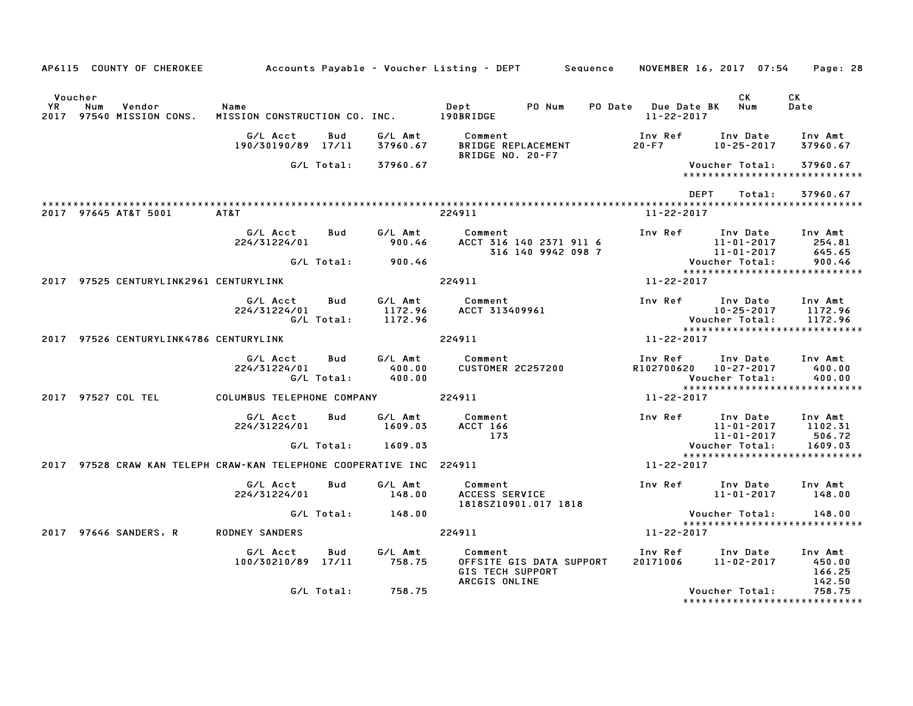AP6115 COUNTY OF CHEROKEE — Accounts Payable - Voucher Listing - DEPT — Sequence — NOVEMBER 16, 2017 07:54

| Voucher YR | Num | Vendor | Name | Dept | PO Num | PO Date | Due Date BK | CK Num | CK Date |
|---|---|---|---|---|---|---|---|---|---|
| 2017 | 97540 | MISSION CONS. | MISSION CONSTRUCTION CO. INC. | 190BRIDGE | | | 11-22-2017 | | |

| G/L Acct | Bud | G/L Amt | Comment | Inv Ref | Inv Date | Inv Amt |
|---|---|---|---|---|---|---|
| 190/30190/89 | 17/11 | 37960.67 | BRIDGE REPLACEMENT | 20-F7 | 10-25-2017 | 37960.67 |
| | | | BRIDGE NO. 20-F7 | | | |
| | G/L Total: | 37960.67 | | | Voucher Total: | 37960.67 |

*****************************

DEPT Total: 37960.67

*****************************

| Voucher YR | Num | Vendor | Name | Dept | Due Date BK |
|---|---|---|---|---|---|
| 2017 | 97645 | AT&T 5001 | AT&T | 224911 | 11-22-2017 |

| G/L Acct | Bud | G/L Amt | Comment | Inv Ref | Inv Date | Inv Amt |
|---|---|---|---|---|---|---|
| 224/31224/01 | | 900.46 | ACCT 316 140 2371 911 6 | | 11-01-2017 | 254.81 |
| | | | 316 140 9942 098 7 | | 11-01-2017 | 645.65 |
| | G/L Total: | 900.46 | | | Voucher Total: | 900.46 |

*****************************

| Voucher YR | Num | Vendor | Name | Dept | Due Date BK |
|---|---|---|---|---|---|
| 2017 | 97525 | CENTURYLINK2961 | CENTURYLINK | 224911 | 11-22-2017 |

| G/L Acct | Bud | G/L Amt | Comment | Inv Ref | Inv Date | Inv Amt |
|---|---|---|---|---|---|---|
| 224/31224/01 | | 1172.96 | ACCT 313409961 | | 10-25-2017 | 1172.96 |
| | G/L Total: | 1172.96 | | | Voucher Total: | 1172.96 |

*****************************

| Voucher YR | Num | Vendor | Name | Dept | Due Date BK |
|---|---|---|---|---|---|
| 2017 | 97526 | CENTURYLINK4786 | CENTURYLINK | 224911 | 11-22-2017 |

| G/L Acct | Bud | G/L Amt | Comment | Inv Ref | Inv Date | Inv Amt |
|---|---|---|---|---|---|---|
| 224/31224/01 | | 400.00 | CUSTOMER 2C257200 | R102700620 | 10-27-2017 | 400.00 |
| | G/L Total: | 400.00 | | | Voucher Total: | 400.00 |

*****************************

| Voucher YR | Num | Vendor | Name | Dept | Due Date BK |
|---|---|---|---|---|---|
| 2017 | 97527 | COL TEL | COLUMBUS TELEPHONE COMPANY | 224911 | 11-22-2017 |

| G/L Acct | Bud | G/L Amt | Comment | Inv Ref | Inv Date | Inv Amt |
|---|---|---|---|---|---|---|
| 224/31224/01 | | 1609.03 | ACCT 166 | | 11-01-2017 | 1102.31 |
| | | | 173 | | 11-01-2017 | 506.72 |
| | G/L Total: | 1609.03 | | | Voucher Total: | 1609.03 |

*****************************

| Voucher YR | Num | Vendor | Name | Dept | Due Date BK |
|---|---|---|---|---|---|
| 2017 | 97528 | CRAW KAN TELEPH | CRAW-KAN TELEPHONE COOPERATIVE INC | 224911 | 11-22-2017 |

| G/L Acct | Bud | G/L Amt | Comment | Inv Ref | Inv Date | Inv Amt |
|---|---|---|---|---|---|---|
| 224/31224/01 | | 148.00 | ACCESS SERVICE | | 11-01-2017 | 148.00 |
| | | | 1818SZ10901.017 1818 | | | |
| | G/L Total: | 148.00 | | | Voucher Total: | 148.00 |

*****************************

| Voucher YR | Num | Vendor | Name | Dept | Due Date BK |
|---|---|---|---|---|---|
| 2017 | 97646 | SANDERS, R | RODNEY SANDERS | 224911 | 11-22-2017 |

| G/L Acct | Bud | G/L Amt | Comment | Inv Ref | Inv Date | Inv Amt |
|---|---|---|---|---|---|---|
| 100/30210/89 | 17/11 | 758.75 | OFFSITE GIS DATA SUPPORT | 20171006 | 11-02-2017 | 450.00 |
| | | | GIS TECH SUPPORT | | | 166.25 |
| | | | ARCGIS ONLINE | | | 142.50 |
| | G/L Total: | 758.75 | | | Voucher Total: | 758.75 |

*****************************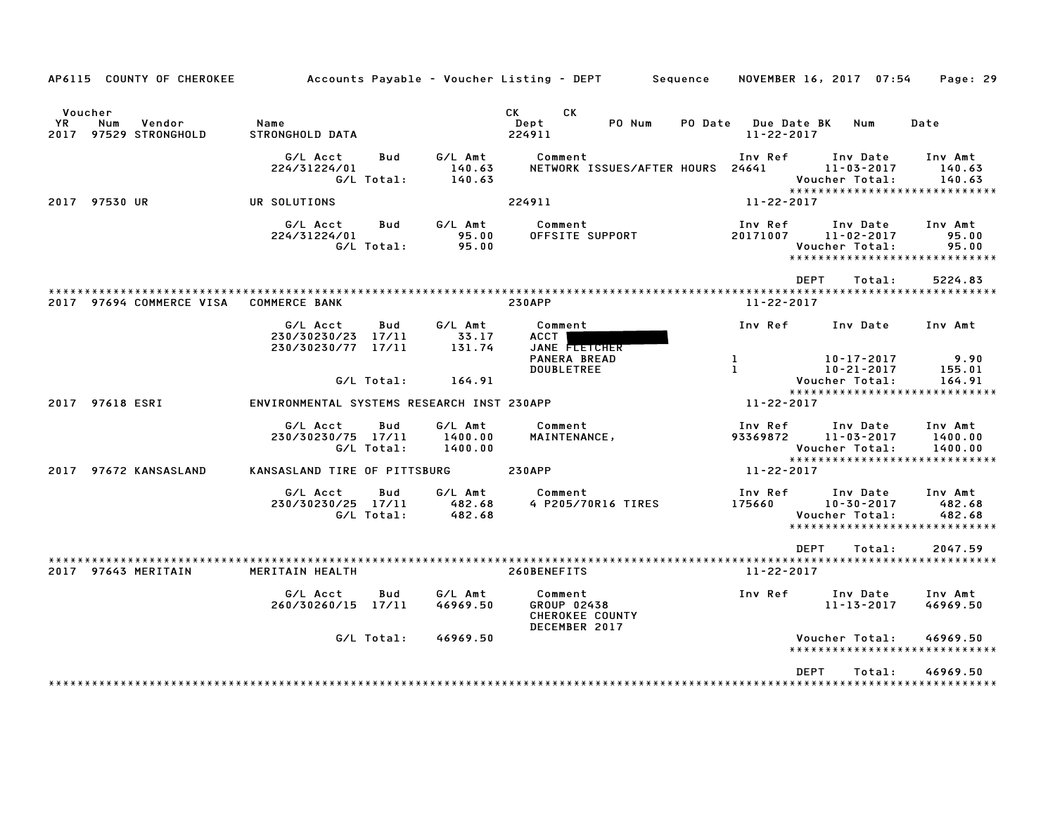AP6115 COUNTY OF CHEROKEE — Accounts Payable - Voucher Listing - DEPT — Sequence — NOVEMBER 16, 2017 07:54

| Voucher YR | Num | Vendor | Name | CK Dept | CK PO Num | PO Date | Due Date BK | Num | Date |
|---|---|---|---|---|---|---|---|---|---|
| 2017 | 97529 | STRONGHOLD | STRONGHOLD DATA | 224911 | | | 11-22-2017 | | |

| G/L Acct | Bud | G/L Amt | Comment | Inv Ref | Inv Date | Inv Amt |
|---|---|---|---|---|---|---|
| 224/31224/01 | | 140.63 | NETWORK ISSUES/AFTER HOURS | 24641 | 11-03-2017 | 140.63 |
| | G/L Total: | 140.63 | | | Voucher Total: | 140.63 |

| Voucher YR | Num | Vendor | Name | CK Dept | Due Date |
|---|---|---|---|---|---|
| 2017 | 97530 | UR | UR SOLUTIONS | 224911 | 11-22-2017 |

| G/L Acct | Bud | G/L Amt | Comment | Inv Ref | Inv Date | Inv Amt |
|---|---|---|---|---|---|---|
| 224/31224/01 | | 95.00 | OFFSITE SUPPORT | 20171007 | 11-02-2017 | 95.00 |
| | G/L Total: | 95.00 | | | Voucher Total: | 95.00 |

DEPT Total: 5224.83

| Voucher YR | Num | Vendor | Name | CK Dept | Due Date |
|---|---|---|---|---|---|
| 2017 | 97694 | COMMERCE VISA | COMMERCE BANK | 230APP | 11-22-2017 |

| G/L Acct | Bud | G/L Amt | Comment | Inv Ref | Inv Date | Inv Amt |
|---|---|---|---|---|---|---|
| 230/30230/23 | 17/11 | 33.17 | ACCT [REDACTED] | | | |
| 230/30230/77 | 17/11 | 131.74 | JANE FLETCHER | | | |
| | | | PANERA BREAD | 1 | 10-17-2017 | 9.90 |
| | | | DOUBLETREE | 1 | 10-21-2017 | 155.01 |
| | G/L Total: | 164.91 | | | Voucher Total: | 164.91 |

| Voucher YR | Num | Vendor | Name | CK Dept | Due Date |
|---|---|---|---|---|---|
| 2017 | 97618 | ESRI | ENVIRONMENTAL SYSTEMS RESEARCH INST | 230APP | 11-22-2017 |

| G/L Acct | Bud | G/L Amt | Comment | Inv Ref | Inv Date | Inv Amt |
|---|---|---|---|---|---|---|
| 230/30230/75 | 17/11 | 1400.00 | MAINTENANCE, | 93369872 | 11-03-2017 | 1400.00 |
| | G/L Total: | 1400.00 | | | Voucher Total: | 1400.00 |

| Voucher YR | Num | Vendor | Name | CK Dept | Due Date |
|---|---|---|---|---|---|
| 2017 | 97672 | KANSASLAND | KANSASLAND TIRE OF PITTSBURG | 230APP | 11-22-2017 |

| G/L Acct | Bud | G/L Amt | Comment | Inv Ref | Inv Date | Inv Amt |
|---|---|---|---|---|---|---|
| 230/30230/25 | 17/11 | 482.68 | 4 P205/70R16 TIRES | 175660 | 10-30-2017 | 482.68 |
| | G/L Total: | 482.68 | | | Voucher Total: | 482.68 |

DEPT Total: 2047.59

| Voucher YR | Num | Vendor | Name | CK Dept | Due Date |
|---|---|---|---|---|---|
| 2017 | 97643 | MERITAIN | MERITAIN HEALTH | 260BENEFITS | 11-22-2017 |

| G/L Acct | Bud | G/L Amt | Comment | Inv Ref | Inv Date | Inv Amt |
|---|---|---|---|---|---|---|
| 260/30260/15 | 17/11 | 46969.50 | GROUP 02438 | | 11-13-2017 | 46969.50 |
| | | | CHEROKEE COUNTY | | | |
| | | | DECEMBER 2017 | | | |
| | G/L Total: | 46969.50 | | | Voucher Total: | 46969.50 |

DEPT Total: 46969.50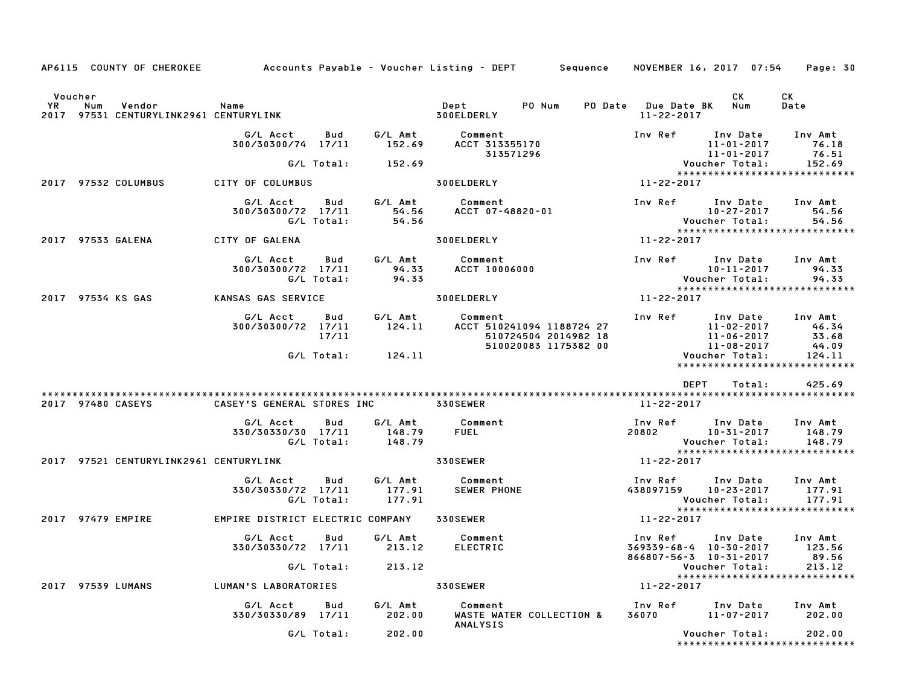AP6115 COUNTY OF CHEROKEE — Accounts Payable - Voucher Listing - DEPT — Sequence — NOVEMBER 16, 2017 07:54

| Voucher YR | Num | Vendor | Name | Dept | PO Num | PO Date | Due Date BK | CK Num | CK Date |
|---|---|---|---|---|---|---|---|---|---|
| 2017 | 97531 | CENTURYLINK2961 | CENTURYLINK | 300ELDERLY | | | 11-22-2017 | | |

| G/L Acct | Bud | G/L Amt | Comment | Inv Ref | Inv Date | Inv Amt |
|---|---|---|---|---|---|---|
| 300/30300/74 | 17/11 | 152.69 | ACCT 313355170 | | 11-01-2017 | 76.18 |
| | | | 313571296 | | 11-01-2017 | 76.51 |
| | G/L Total: | 152.69 | | | Voucher Total: | 152.69 |

****************************

| Voucher YR | Num | Vendor | Name | Dept | Due Date |
|---|---|---|---|---|---|
| 2017 | 97532 | COLUMBUS | CITY OF COLUMBUS | 300ELDERLY | 11-22-2017 |

| G/L Acct | Bud | G/L Amt | Comment | Inv Ref | Inv Date | Inv Amt |
|---|---|---|---|---|---|---|
| 300/30300/72 | 17/11 | 54.56 | ACCT 07-48820-01 | | 10-27-2017 | 54.56 |
| | G/L Total: | 54.56 | | | Voucher Total: | 54.56 |

****************************

| Voucher YR | Num | Vendor | Name | Dept | Due Date |
|---|---|---|---|---|---|
| 2017 | 97533 | GALENA | CITY OF GALENA | 300ELDERLY | 11-22-2017 |

| G/L Acct | Bud | G/L Amt | Comment | Inv Ref | Inv Date | Inv Amt |
|---|---|---|---|---|---|---|
| 300/30300/72 | 17/11 | 94.33 | ACCT 10006000 | | 10-11-2017 | 94.33 |
| | G/L Total: | 94.33 | | | Voucher Total: | 94.33 |

****************************

| Voucher YR | Num | Vendor | Name | Dept | Due Date |
|---|---|---|---|---|---|
| 2017 | 97534 | KS GAS | KANSAS GAS SERVICE | 300ELDERLY | 11-22-2017 |

| G/L Acct | Bud | G/L Amt | Comment | Inv Ref | Inv Date | Inv Amt |
|---|---|---|---|---|---|---|
| 300/30300/72 | 17/11 | 124.11 | ACCT 510241094 1188724 27 | | 11-02-2017 | 46.34 |
| | 17/11 | | 510724504 2014982 18 | | 11-06-2017 | 33.68 |
| | | | 510020083 1175382 00 | | 11-08-2017 | 44.09 |
| | G/L Total: | 124.11 | | | Voucher Total: | 124.11 |

****************************

DEPT Total: 425.69

****************************

| Voucher YR | Num | Vendor | Name | Dept | Due Date |
|---|---|---|---|---|---|
| 2017 | 97480 | CASEYS | CASEY'S GENERAL STORES INC | 330SEWER | 11-22-2017 |

| G/L Acct | Bud | G/L Amt | Comment | Inv Ref | Inv Date | Inv Amt |
|---|---|---|---|---|---|---|
| 330/30330/30 | 17/11 | 148.79 | FUEL | 20802 | 10-31-2017 | 148.79 |
| | G/L Total: | 148.79 | | | Voucher Total: | 148.79 |

****************************

| Voucher YR | Num | Vendor | Name | Dept | Due Date |
|---|---|---|---|---|---|
| 2017 | 97521 | CENTURYLINK2961 | CENTURYLINK | 330SEWER | 11-22-2017 |

| G/L Acct | Bud | G/L Amt | Comment | Inv Ref | Inv Date | Inv Amt |
|---|---|---|---|---|---|---|
| 330/30330/72 | 17/11 | 177.91 | SEWER PHONE | 438097159 | 10-23-2017 | 177.91 |
| | G/L Total: | 177.91 | | | Voucher Total: | 177.91 |

****************************

| Voucher YR | Num | Vendor | Name | Dept | Due Date |
|---|---|---|---|---|---|
| 2017 | 97479 | EMPIRE | EMPIRE DISTRICT ELECTRIC COMPANY | 330SEWER | 11-22-2017 |

| G/L Acct | Bud | G/L Amt | Comment | Inv Ref | Inv Date | Inv Amt |
|---|---|---|---|---|---|---|
| 330/30330/72 | 17/11 | 213.12 | ELECTRIC | 369339-68-4 | 10-30-2017 | 123.56 |
| | | | | 866807-56-3 | 10-31-2017 | 89.56 |
| | G/L Total: | 213.12 | | | Voucher Total: | 213.12 |

****************************

| Voucher YR | Num | Vendor | Name | Dept | Due Date |
|---|---|---|---|---|---|
| 2017 | 97539 | LUMANS | LUMAN'S LABORATORIES | 330SEWER | 11-22-2017 |

| G/L Acct | Bud | G/L Amt | Comment | Inv Ref | Inv Date | Inv Amt |
|---|---|---|---|---|---|---|
| 330/30330/89 | 17/11 | 202.00 | WASTE WATER COLLECTION & ANALYSIS | 36070 | 11-07-2017 | 202.00 |
| | G/L Total: | 202.00 | | | Voucher Total: | 202.00 |

****************************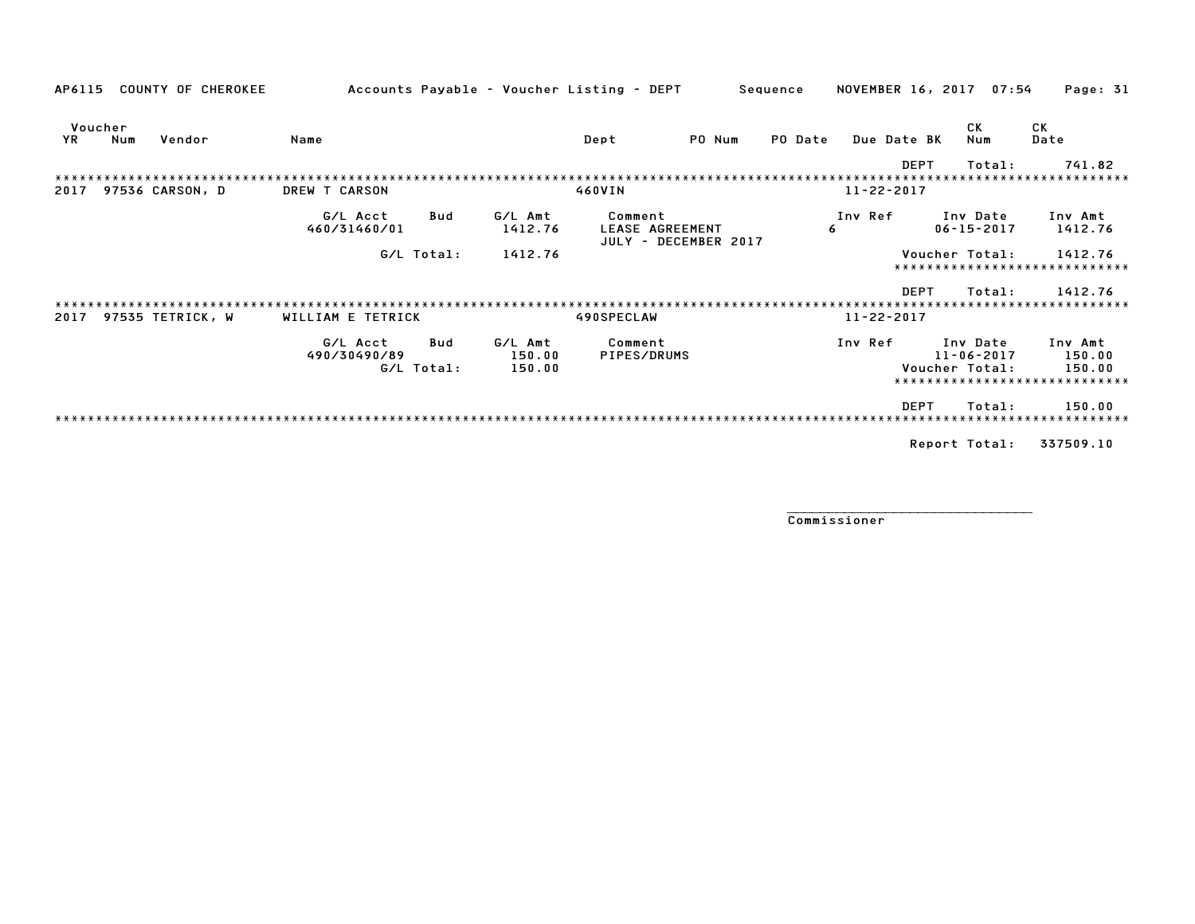AP6115 COUNTY OF CHEROKEE — Accounts Payable - Voucher Listing - DEPT — Sequence — NOVEMBER 16, 2017 07:54

| Voucher YR | Voucher Num | Vendor | Name | Dept | PO Num | PO Date | Due Date BK | CK Num | CK Date |
|---|---|---|---|---|---|---|---|---|---|

DEPT Total: 741.82

************************************************************************************************************************

| YR | Num | Vendor | Name | Dept | Due Date |
|---|---|---|---|---|---|
| 2017 | 97536 | CARSON, D | DREW T CARSON | 460VIN | 11-22-2017 |

| G/L Acct | Bud | G/L Amt | Comment | Inv Ref | Inv Date | Inv Amt |
|---|---|---|---|---|---|---|
| 460/31460/01 | | 1412.76 | LEASE AGREEMENT JULY - DECEMBER 2017 | 6 | 06-15-2017 | 1412.76 |
| G/L Total: | | 1412.76 | | | Voucher Total: | 1412.76 |

****************************

DEPT Total: 1412.76

************************************************************************************************************************

| YR | Num | Vendor | Name | Dept | Due Date |
|---|---|---|---|---|---|
| 2017 | 97535 | TETRICK, W | WILLIAM E TETRICK | 490SPECLAW | 11-22-2017 |

| G/L Acct | Bud | G/L Amt | Comment | Inv Ref | Inv Date | Inv Amt |
|---|---|---|---|---|---|---|
| 490/30490/89 | | 150.00 | PIPES/DRUMS | | 11-06-2017 | 150.00 |
| G/L Total: | | 150.00 | | | Voucher Total: | 150.00 |

****************************

DEPT Total: 150.00

************************************************************************************************************************

Report Total: 337509.10

_______________________________
Commissioner